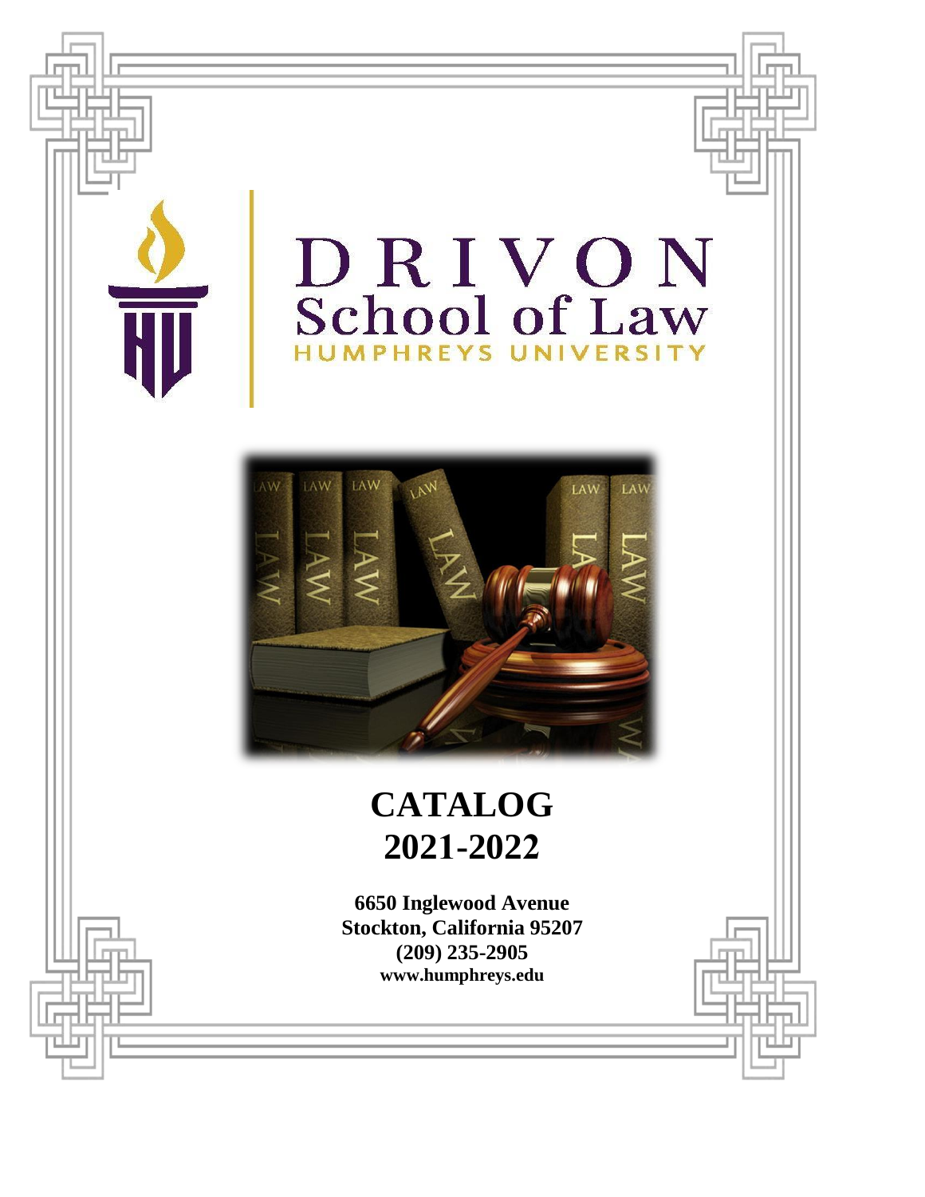# DRIVON School of Law

HUMPHREYS UNIVERSITY

# CATALOG 2021-2022

**6650 Inglewood Avenue**
**Stockton, California 95207**
**(209) 235-2905**
**www.humphreys.edu**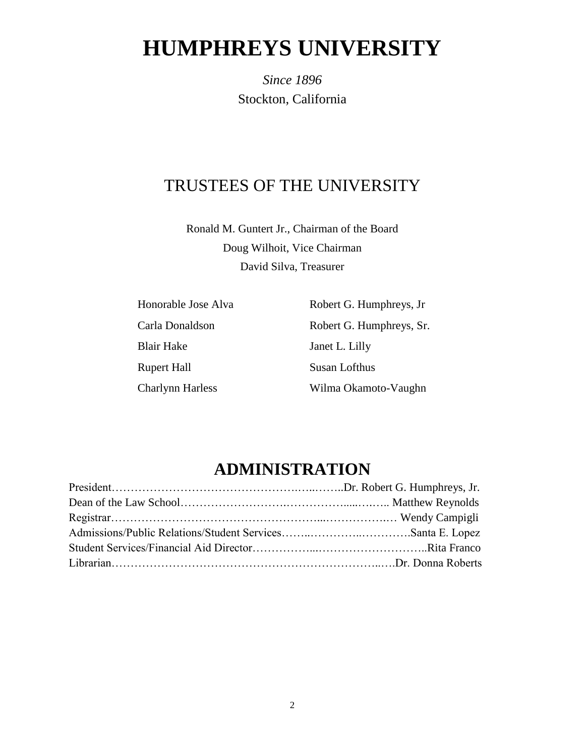# HUMPHREYS UNIVERSITY

*Since 1896*

Stockton, California

## TRUSTEES OF THE UNIVERSITY

Ronald M. Guntert Jr., Chairman of the Board
Doug Wilhoit, Vice Chairman
David Silva, Treasurer

Honorable Jose Alva
Carla Donaldson
Blair Hake
Rupert Hall
Charlynn Harless
Robert G. Humphreys, Jr
Robert G. Humphreys, Sr.
Janet L. Lilly
Susan Lofthus
Wilma Okamoto-Vaughn

## ADMINISTRATION

President……………………………………….…..……..Dr. Robert G. Humphreys, Jr.
Dean of the Law School……………………….……………......….….. Matthew Reynolds
Registrar……………………………………………...…………….… Wendy Campigli
Admissions/Public Relations/Student Services……..…………..………….Santa E. Lopez
Student Services/Financial Aid Director……………...………………………..Rita Franco
Librarian……………………………………………………………..….Dr. Donna Roberts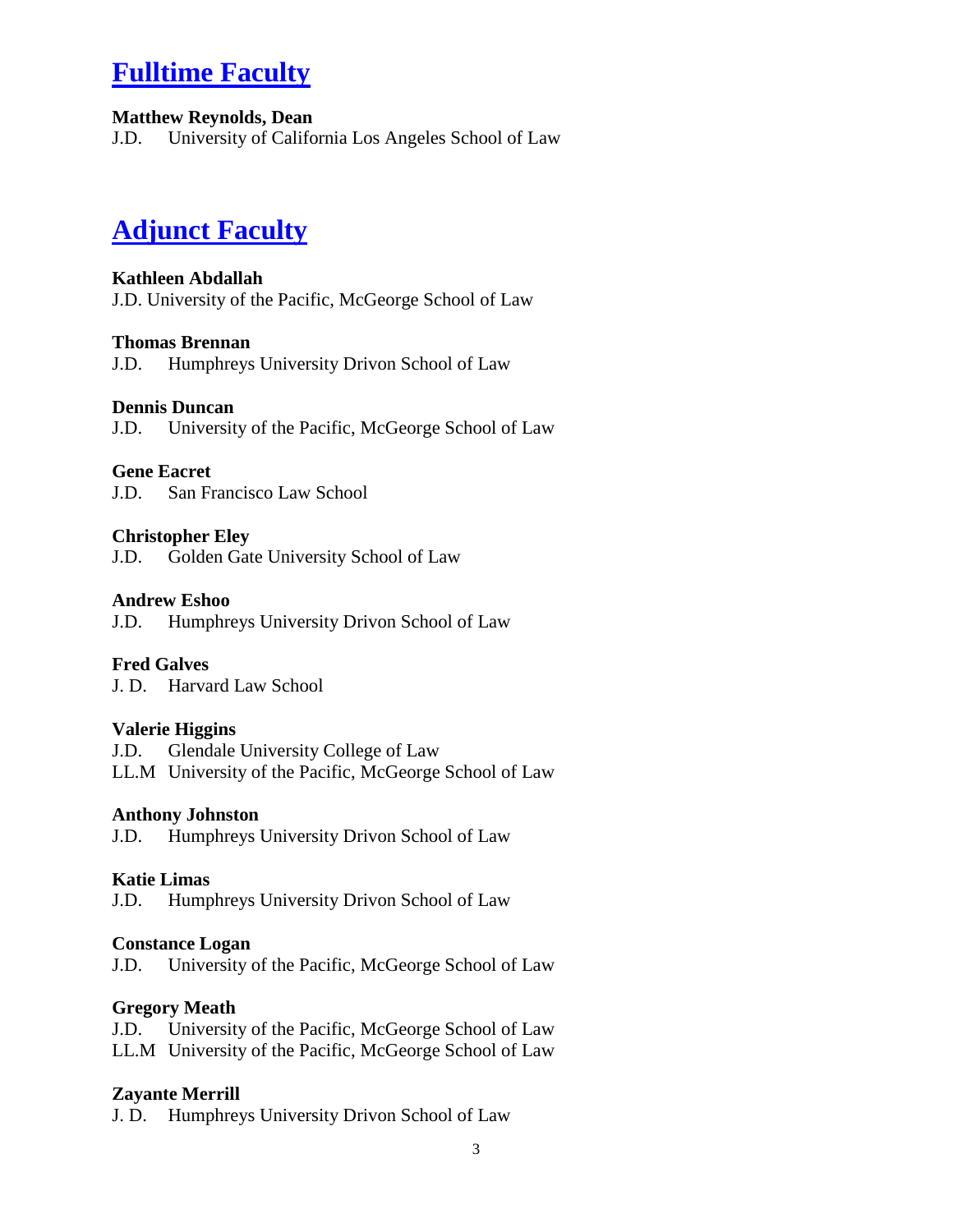# Fulltime Faculty

**Matthew Reynolds, Dean**
J.D. University of California Los Angeles School of Law

# Adjunct Faculty

**Kathleen Abdallah**
J.D. University of the Pacific, McGeorge School of Law

**Thomas Brennan**
J.D. Humphreys University Drivon School of Law

**Dennis Duncan**
J.D. University of the Pacific, McGeorge School of Law

**Gene Eacret**
J.D. San Francisco Law School

**Christopher Eley**
J.D. Golden Gate University School of Law

**Andrew Eshoo**
J.D. Humphreys University Drivon School of Law

**Fred Galves**
J. D. Harvard Law School

**Valerie Higgins**
J.D. Glendale University College of Law
LL.M University of the Pacific, McGeorge School of Law

**Anthony Johnston**
J.D. Humphreys University Drivon School of Law

**Katie Limas**
J.D. Humphreys University Drivon School of Law

**Constance Logan**
J.D. University of the Pacific, McGeorge School of Law

**Gregory Meath**
J.D. University of the Pacific, McGeorge School of Law
LL.M University of the Pacific, McGeorge School of Law

**Zayante Merrill**
J. D. Humphreys University Drivon School of Law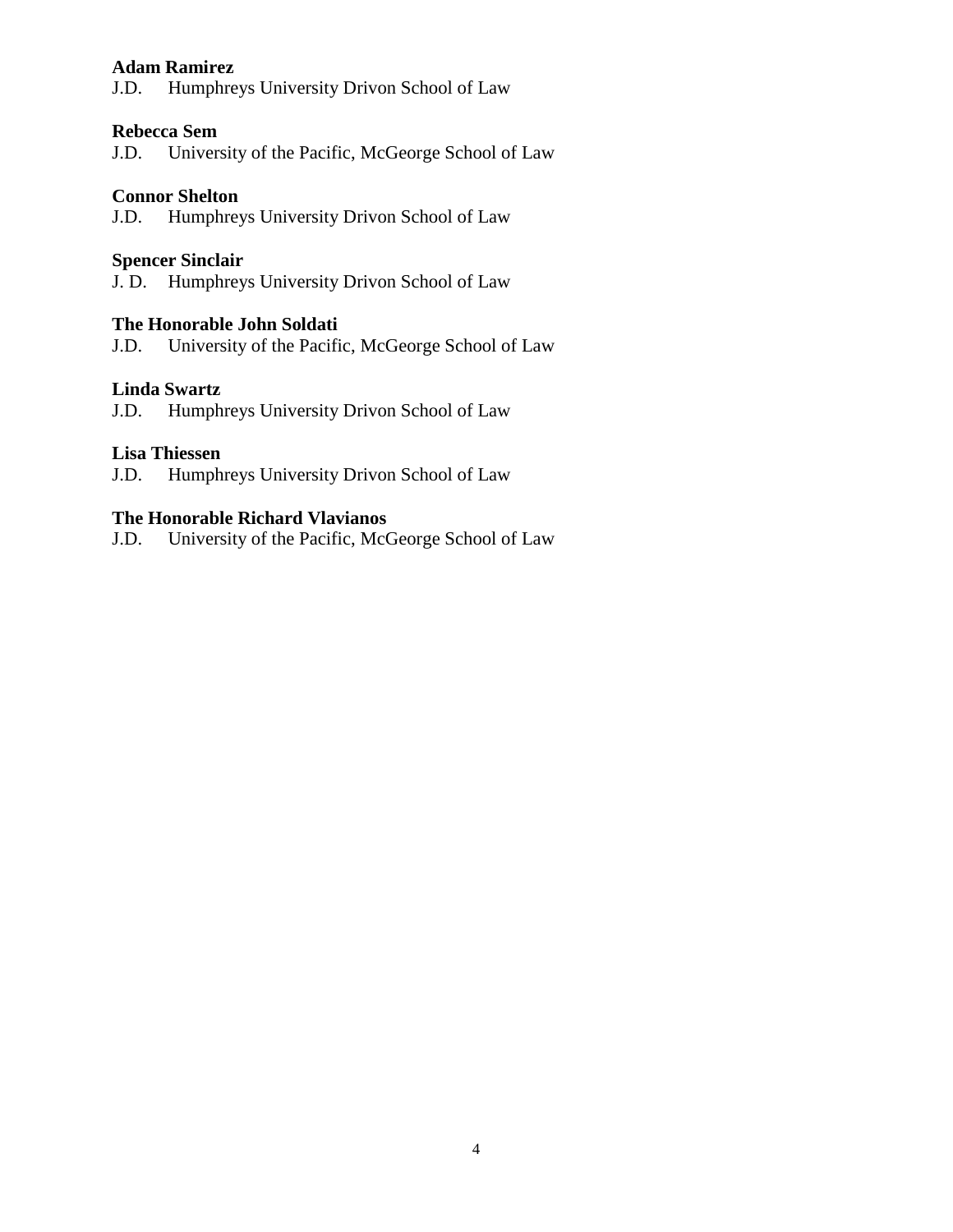**Adam Ramirez**
J.D. Humphreys University Drivon School of Law

**Rebecca Sem**
J.D. University of the Pacific, McGeorge School of Law

**Connor Shelton**
J.D. Humphreys University Drivon School of Law

**Spencer Sinclair**
J. D. Humphreys University Drivon School of Law

**The Honorable John Soldati**
J.D. University of the Pacific, McGeorge School of Law

**Linda Swartz**
J.D. Humphreys University Drivon School of Law

**Lisa Thiessen**
J.D. Humphreys University Drivon School of Law

**The Honorable Richard Vlavianos**
J.D. University of the Pacific, McGeorge School of Law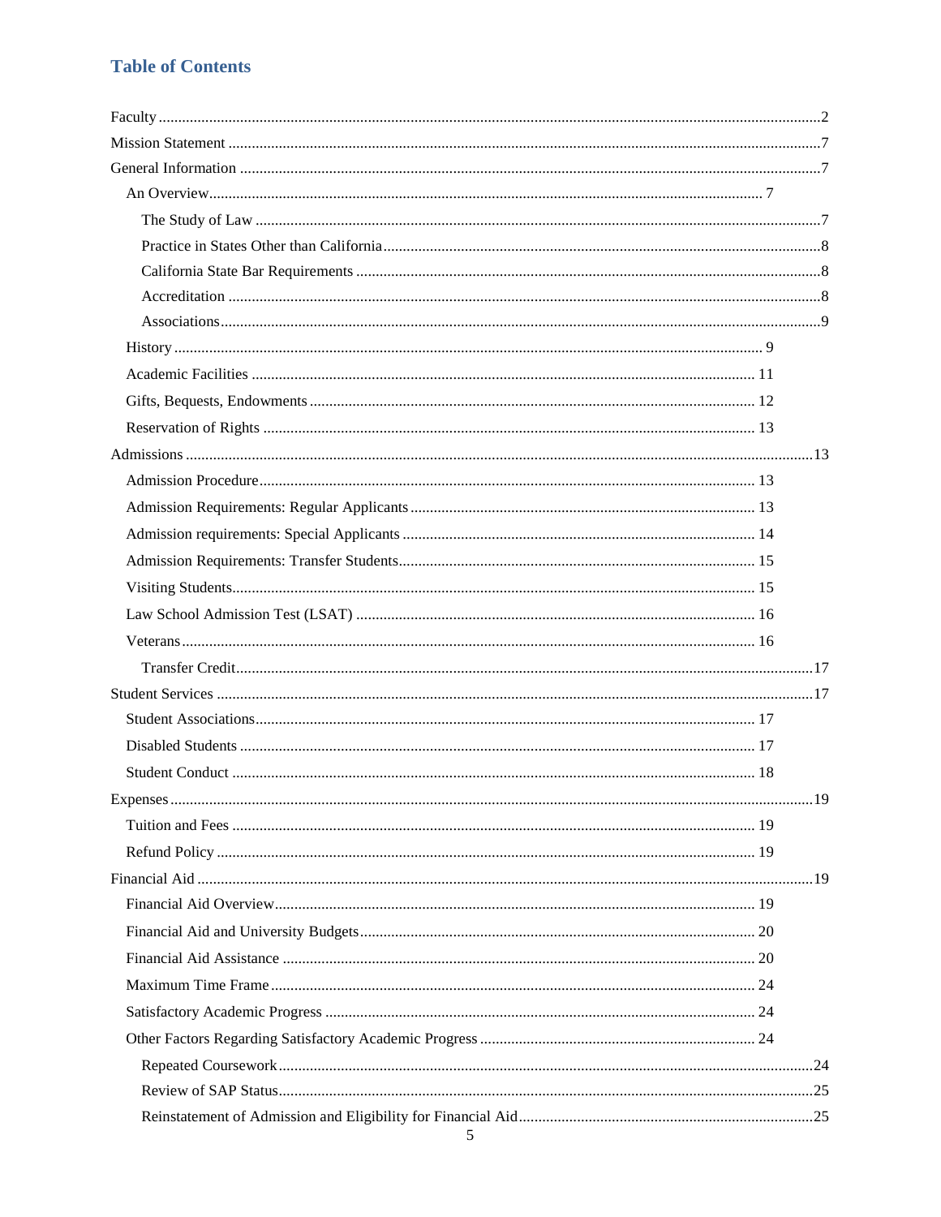## Table of Contents

- Faculty ........................................................................................................................................ 2
- Mission Statement ....................................................................................................................... 7
- General Information .................................................................................................................... 7
  - An Overview ......................................................................................................................... 7
    - The Study of Law ............................................................................................................ 7
    - Practice in States Other than California ......................................................................... 8
    - California State Bar Requirements ................................................................................. 8
    - Accreditation ................................................................................................................... 8
    - Associations ..................................................................................................................... 9
  - History .................................................................................................................................. 9
  - Academic Facilities ............................................................................................................. 11
  - Gifts, Bequests, Endowments .............................................................................................. 12
  - Reservation of Rights .......................................................................................................... 13
- Admissions ................................................................................................................................ 13
  - Admission Procedure ........................................................................................................... 13
  - Admission Requirements: Regular Applicants .................................................................... 13
  - Admission requirements: Special Applicants ...................................................................... 14
  - Admission Requirements: Transfer Students ....................................................................... 15
  - Visiting Students .................................................................................................................. 15
  - Law School Admission Test (LSAT) ................................................................................... 16
  - Veterans ............................................................................................................................... 16
    - Transfer Credit ................................................................................................................ 17
- Student Services ......................................................................................................................... 17
  - Student Associations ............................................................................................................ 17
  - Disabled Students ................................................................................................................ 17
  - Student Conduct .................................................................................................................. 18
- Expenses .................................................................................................................................... 19
  - Tuition and Fees .................................................................................................................. 19
  - Refund Policy ...................................................................................................................... 19
- Financial Aid ............................................................................................................................. 19
  - Financial Aid Overview ....................................................................................................... 19
  - Financial Aid and University Budgets ................................................................................. 20
  - Financial Aid Assistance ..................................................................................................... 20
  - Maximum Time Frame ........................................................................................................ 24
  - Satisfactory Academic Progress .......................................................................................... 24
  - Other Factors Regarding Satisfactory Academic Progress .................................................. 24
    - Repeated Coursework ..................................................................................................... 24
    - Review of SAP Status ..................................................................................................... 25
    - Reinstatement of Admission and Eligibility for Financial Aid ....................................... 25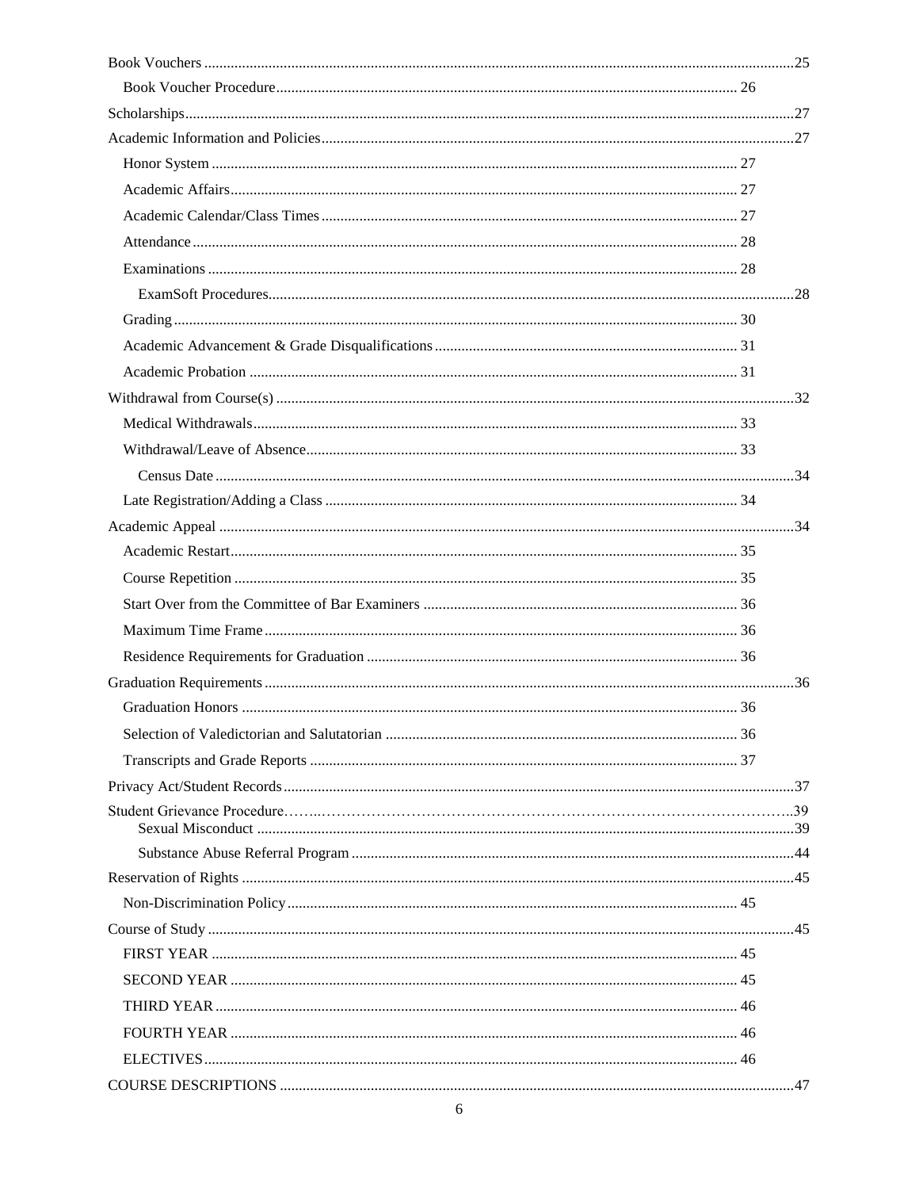Book Vouchers ....................................................................................................................................25
- Book Voucher Procedure ........................................................................................................ 26

Scholarships .........................................................................................................................................27

Academic Information and Policies ...................................................................................................27
- Honor System ........................................................................................................................... 27
- Academic Affairs ...................................................................................................................... 27
- Academic Calendar/Class Times ............................................................................................. 27
- Attendance ................................................................................................................................ 28
- Examinations ............................................................................................................................ 28
  - ExamSoft Procedures ............................................................................................................28
- Grading ..................................................................................................................................... 30
- Academic Advancement & Grade Disqualifications ............................................................... 31
- Academic Probation ................................................................................................................. 31

Withdrawal from Course(s) ..................................................................................................................32
- Medical Withdrawals ................................................................................................................ 33
- Withdrawal/Leave of Absence .................................................................................................. 33
  - Census Date ..........................................................................................................................34
- Late Registration/Adding a Class ............................................................................................ 34

Academic Appeal .................................................................................................................................34
- Academic Restart ...................................................................................................................... 35
- Course Repetition ..................................................................................................................... 35
- Start Over from the Committee of Bar Examiners ................................................................... 36
- Maximum Time Frame ............................................................................................................. 36
- Residence Requirements for Graduation .................................................................................. 36

Graduation Requirements .....................................................................................................................36
- Graduation Honors ................................................................................................................... 36
- Selection of Valedictorian and Salutatorian ............................................................................. 36
- Transcripts and Grade Reports ................................................................................................. 37

Privacy Act/Student Records ...............................................................................................................37

Student Grievance Procedure……..………………………………………………………………………..39
  - Sexual Misconduct ................................................................................................................39
  - Substance Abuse Referral Program ......................................................................................44

Reservation of Rights ...........................................................................................................................45
- Non-Discrimination Policy ....................................................................................................... 45

Course of Study ....................................................................................................................................45
- FIRST YEAR ............................................................................................................................ 45
- SECOND YEAR ....................................................................................................................... 45
- THIRD YEAR ........................................................................................................................... 46
- FOURTH YEAR ....................................................................................................................... 46
- ELECTIVES .............................................................................................................................. 46

COURSE DESCRIPTIONS .................................................................................................................47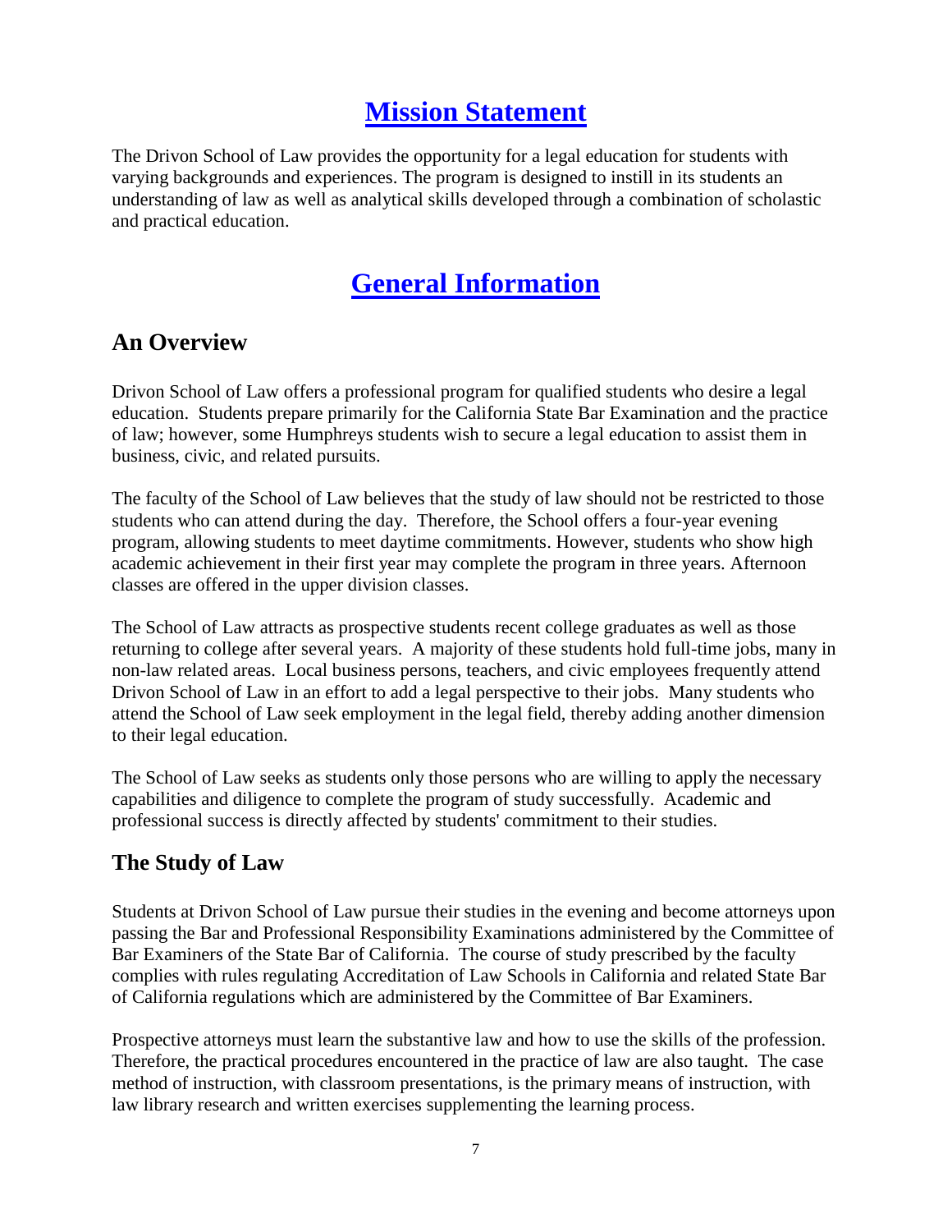# Mission Statement

The Drivon School of Law provides the opportunity for a legal education for students with varying backgrounds and experiences. The program is designed to instill in its students an understanding of law as well as analytical skills developed through a combination of scholastic and practical education.

# General Information

## An Overview

Drivon School of Law offers a professional program for qualified students who desire a legal education. Students prepare primarily for the California State Bar Examination and the practice of law; however, some Humphreys students wish to secure a legal education to assist them in business, civic, and related pursuits.

The faculty of the School of Law believes that the study of law should not be restricted to those students who can attend during the day. Therefore, the School offers a four-year evening program, allowing students to meet daytime commitments. However, students who show high academic achievement in their first year may complete the program in three years. Afternoon classes are offered in the upper division classes.

The School of Law attracts as prospective students recent college graduates as well as those returning to college after several years. A majority of these students hold full-time jobs, many in non-law related areas. Local business persons, teachers, and civic employees frequently attend Drivon School of Law in an effort to add a legal perspective to their jobs. Many students who attend the School of Law seek employment in the legal field, thereby adding another dimension to their legal education.

The School of Law seeks as students only those persons who are willing to apply the necessary capabilities and diligence to complete the program of study successfully. Academic and professional success is directly affected by students' commitment to their studies.

## The Study of Law

Students at Drivon School of Law pursue their studies in the evening and become attorneys upon passing the Bar and Professional Responsibility Examinations administered by the Committee of Bar Examiners of the State Bar of California. The course of study prescribed by the faculty complies with rules regulating Accreditation of Law Schools in California and related State Bar of California regulations which are administered by the Committee of Bar Examiners.

Prospective attorneys must learn the substantive law and how to use the skills of the profession. Therefore, the practical procedures encountered in the practice of law are also taught. The case method of instruction, with classroom presentations, is the primary means of instruction, with law library research and written exercises supplementing the learning process.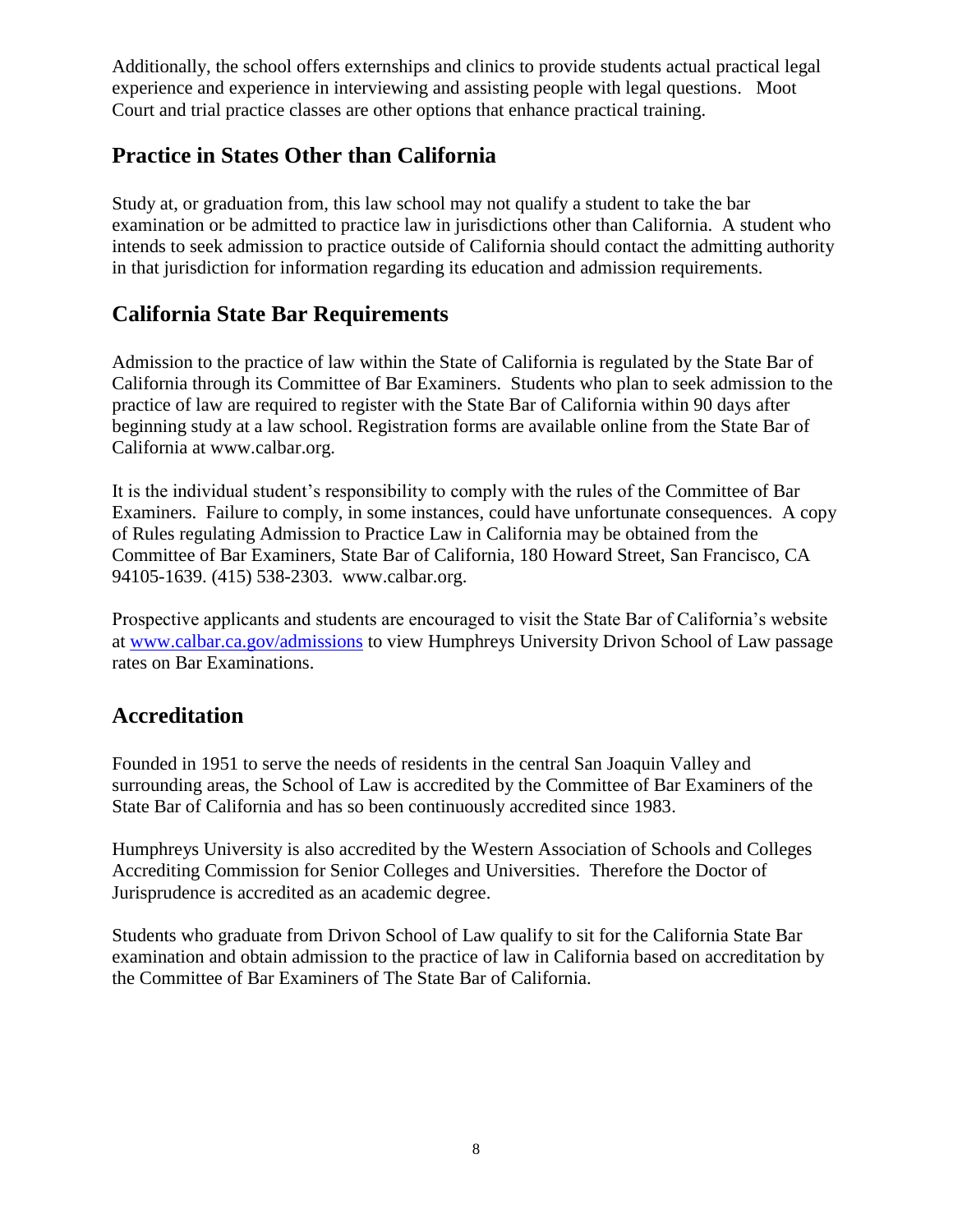Additionally, the school offers externships and clinics to provide students actual practical legal experience and experience in interviewing and assisting people with legal questions. Moot Court and trial practice classes are other options that enhance practical training.

## Practice in States Other than California

Study at, or graduation from, this law school may not qualify a student to take the bar examination or be admitted to practice law in jurisdictions other than California. A student who intends to seek admission to practice outside of California should contact the admitting authority in that jurisdiction for information regarding its education and admission requirements.

## California State Bar Requirements

Admission to the practice of law within the State of California is regulated by the State Bar of California through its Committee of Bar Examiners. Students who plan to seek admission to the practice of law are required to register with the State Bar of California within 90 days after beginning study at a law school. Registration forms are available online from the State Bar of California at www.calbar.org.

It is the individual student's responsibility to comply with the rules of the Committee of Bar Examiners. Failure to comply, in some instances, could have unfortunate consequences. A copy of Rules regulating Admission to Practice Law in California may be obtained from the Committee of Bar Examiners, State Bar of California, 180 Howard Street, San Francisco, CA 94105-1639. (415) 538-2303. www.calbar.org.

Prospective applicants and students are encouraged to visit the State Bar of California's website at [www.calbar.ca.gov/admissions](http://www.calbar.ca.gov/admissions) to view Humphreys University Drivon School of Law passage rates on Bar Examinations.

## Accreditation

Founded in 1951 to serve the needs of residents in the central San Joaquin Valley and surrounding areas, the School of Law is accredited by the Committee of Bar Examiners of the State Bar of California and has so been continuously accredited since 1983.

Humphreys University is also accredited by the Western Association of Schools and Colleges Accrediting Commission for Senior Colleges and Universities. Therefore the Doctor of Jurisprudence is accredited as an academic degree.

Students who graduate from Drivon School of Law qualify to sit for the California State Bar examination and obtain admission to the practice of law in California based on accreditation by the Committee of Bar Examiners of The State Bar of California.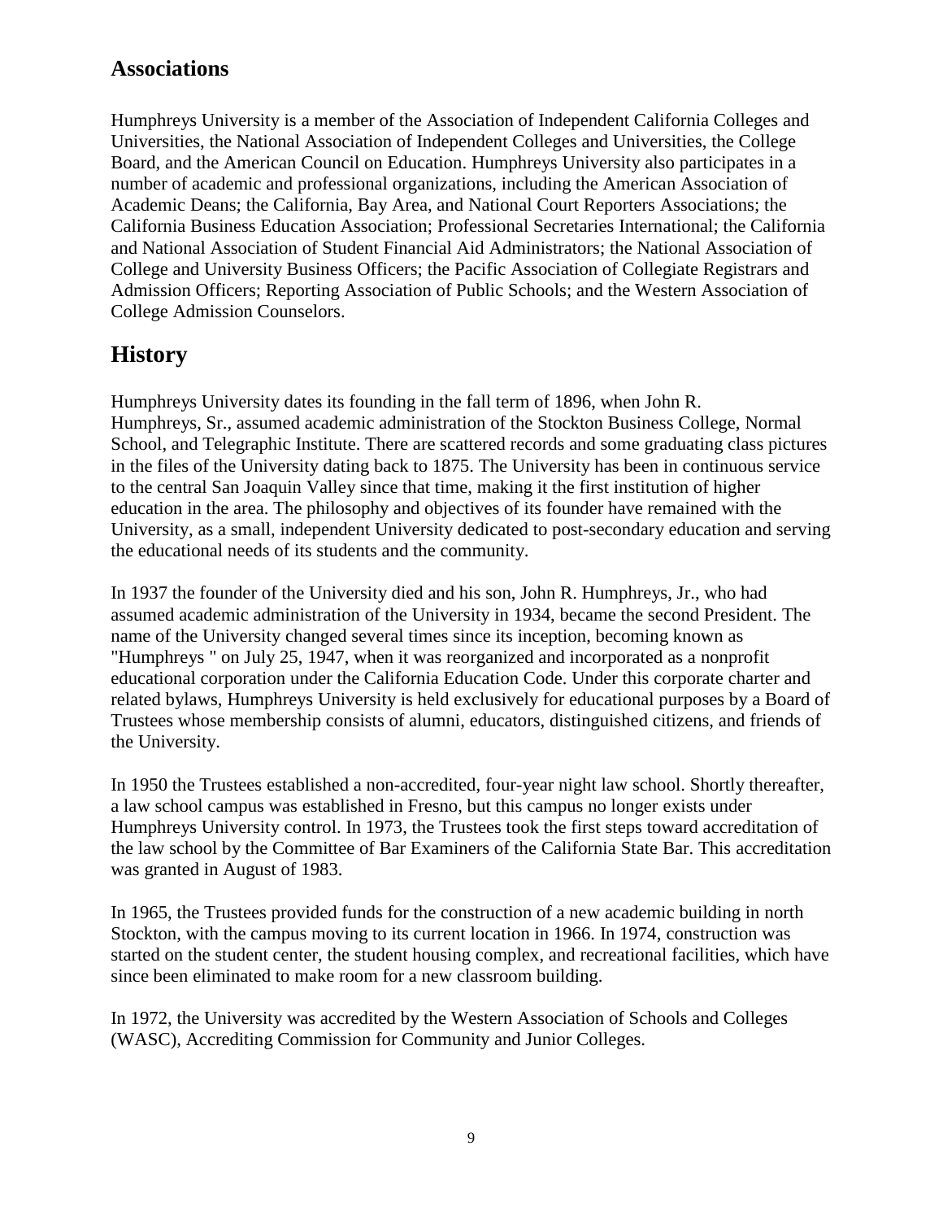## Associations

Humphreys University is a member of the Association of Independent California Colleges and Universities, the National Association of Independent Colleges and Universities, the College Board, and the American Council on Education. Humphreys University also participates in a number of academic and professional organizations, including the American Association of Academic Deans; the California, Bay Area, and National Court Reporters Associations; the California Business Education Association; Professional Secretaries International; the California and National Association of Student Financial Aid Administrators; the National Association of College and University Business Officers; the Pacific Association of Collegiate Registrars and Admission Officers; Reporting Association of Public Schools; and the Western Association of College Admission Counselors.

# History

Humphreys University dates its founding in the fall term of 1896, when John R. Humphreys, Sr., assumed academic administration of the Stockton Business College, Normal School, and Telegraphic Institute. There are scattered records and some graduating class pictures in the files of the University dating back to 1875. The University has been in continuous service to the central San Joaquin Valley since that time, making it the first institution of higher education in the area. The philosophy and objectives of its founder have remained with the University, as a small, independent University dedicated to post-secondary education and serving the educational needs of its students and the community.

In 1937 the founder of the University died and his son, John R. Humphreys, Jr., who had assumed academic administration of the University in 1934, became the second President. The name of the University changed several times since its inception, becoming known as "Humphreys " on July 25, 1947, when it was reorganized and incorporated as a nonprofit educational corporation under the California Education Code. Under this corporate charter and related bylaws, Humphreys University is held exclusively for educational purposes by a Board of Trustees whose membership consists of alumni, educators, distinguished citizens, and friends of the University.

In 1950 the Trustees established a non-accredited, four-year night law school. Shortly thereafter, a law school campus was established in Fresno, but this campus no longer exists under Humphreys University control. In 1973, the Trustees took the first steps toward accreditation of the law school by the Committee of Bar Examiners of the California State Bar. This accreditation was granted in August of 1983.

In 1965, the Trustees provided funds for the construction of a new academic building in north Stockton, with the campus moving to its current location in 1966. In 1974, construction was started on the student center, the student housing complex, and recreational facilities, which have since been eliminated to make room for a new classroom building.

In 1972, the University was accredited by the Western Association of Schools and Colleges (WASC), Accrediting Commission for Community and Junior Colleges.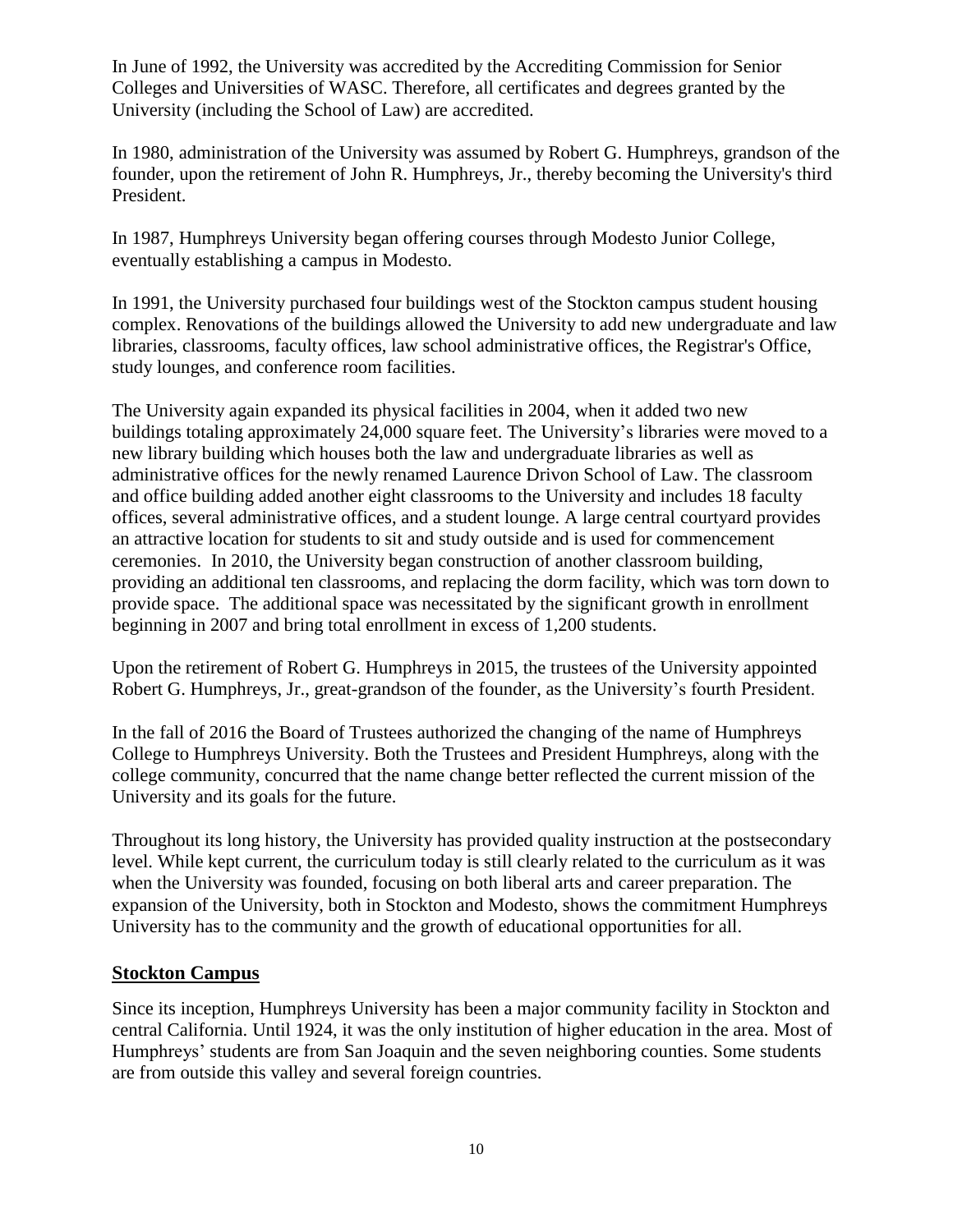In June of 1992, the University was accredited by the Accrediting Commission for Senior Colleges and Universities of WASC. Therefore, all certificates and degrees granted by the University (including the School of Law) are accredited.

In 1980, administration of the University was assumed by Robert G. Humphreys, grandson of the founder, upon the retirement of John R. Humphreys, Jr., thereby becoming the University's third President.

In 1987, Humphreys University began offering courses through Modesto Junior College, eventually establishing a campus in Modesto.

In 1991, the University purchased four buildings west of the Stockton campus student housing complex. Renovations of the buildings allowed the University to add new undergraduate and law libraries, classrooms, faculty offices, law school administrative offices, the Registrar's Office, study lounges, and conference room facilities.

The University again expanded its physical facilities in 2004, when it added two new buildings totaling approximately 24,000 square feet. The University's libraries were moved to a new library building which houses both the law and undergraduate libraries as well as administrative offices for the newly renamed Laurence Drivon School of Law. The classroom and office building added another eight classrooms to the University and includes 18 faculty offices, several administrative offices, and a student lounge. A large central courtyard provides an attractive location for students to sit and study outside and is used for commencement ceremonies. In 2010, the University began construction of another classroom building, providing an additional ten classrooms, and replacing the dorm facility, which was torn down to provide space. The additional space was necessitated by the significant growth in enrollment beginning in 2007 and bring total enrollment in excess of 1,200 students.

Upon the retirement of Robert G. Humphreys in 2015, the trustees of the University appointed Robert G. Humphreys, Jr., great-grandson of the founder, as the University's fourth President.

In the fall of 2016 the Board of Trustees authorized the changing of the name of Humphreys College to Humphreys University. Both the Trustees and President Humphreys, along with the college community, concurred that the name change better reflected the current mission of the University and its goals for the future.

Throughout its long history, the University has provided quality instruction at the postsecondary level. While kept current, the curriculum today is still clearly related to the curriculum as it was when the University was founded, focusing on both liberal arts and career preparation. The expansion of the University, both in Stockton and Modesto, shows the commitment Humphreys University has to the community and the growth of educational opportunities for all.

## Stockton Campus

Since its inception, Humphreys University has been a major community facility in Stockton and central California. Until 1924, it was the only institution of higher education in the area. Most of Humphreys' students are from San Joaquin and the seven neighboring counties. Some students are from outside this valley and several foreign countries.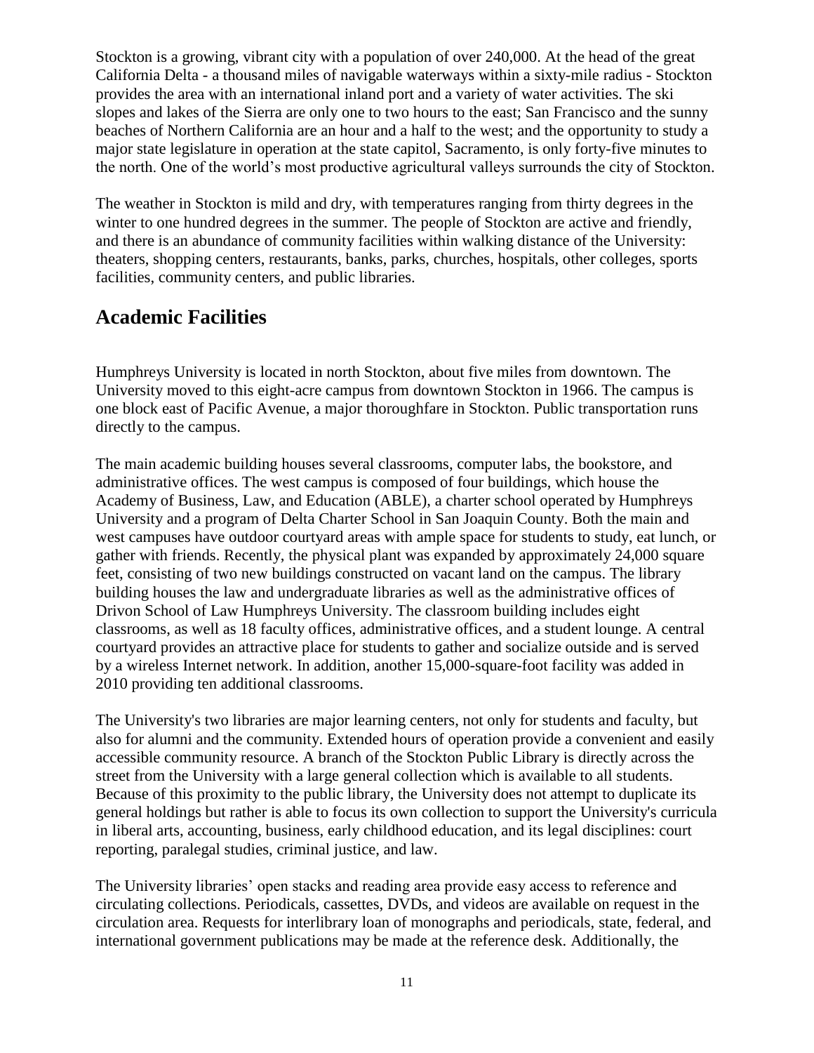Stockton is a growing, vibrant city with a population of over 240,000. At the head of the great California Delta - a thousand miles of navigable waterways within a sixty-mile radius - Stockton provides the area with an international inland port and a variety of water activities. The ski slopes and lakes of the Sierra are only one to two hours to the east; San Francisco and the sunny beaches of Northern California are an hour and a half to the west; and the opportunity to study a major state legislature in operation at the state capitol, Sacramento, is only forty-five minutes to the north. One of the world's most productive agricultural valleys surrounds the city of Stockton.

The weather in Stockton is mild and dry, with temperatures ranging from thirty degrees in the winter to one hundred degrees in the summer. The people of Stockton are active and friendly, and there is an abundance of community facilities within walking distance of the University: theaters, shopping centers, restaurants, banks, parks, churches, hospitals, other colleges, sports facilities, community centers, and public libraries.

## Academic Facilities

Humphreys University is located in north Stockton, about five miles from downtown. The University moved to this eight-acre campus from downtown Stockton in 1966. The campus is one block east of Pacific Avenue, a major thoroughfare in Stockton. Public transportation runs directly to the campus.

The main academic building houses several classrooms, computer labs, the bookstore, and administrative offices. The west campus is composed of four buildings, which house the Academy of Business, Law, and Education (ABLE), a charter school operated by Humphreys University and a program of Delta Charter School in San Joaquin County. Both the main and west campuses have outdoor courtyard areas with ample space for students to study, eat lunch, or gather with friends. Recently, the physical plant was expanded by approximately 24,000 square feet, consisting of two new buildings constructed on vacant land on the campus. The library building houses the law and undergraduate libraries as well as the administrative offices of Drivon School of Law Humphreys University. The classroom building includes eight classrooms, as well as 18 faculty offices, administrative offices, and a student lounge. A central courtyard provides an attractive place for students to gather and socialize outside and is served by a wireless Internet network. In addition, another 15,000-square-foot facility was added in 2010 providing ten additional classrooms.

The University's two libraries are major learning centers, not only for students and faculty, but also for alumni and the community. Extended hours of operation provide a convenient and easily accessible community resource. A branch of the Stockton Public Library is directly across the street from the University with a large general collection which is available to all students. Because of this proximity to the public library, the University does not attempt to duplicate its general holdings but rather is able to focus its own collection to support the University's curricula in liberal arts, accounting, business, early childhood education, and its legal disciplines: court reporting, paralegal studies, criminal justice, and law.

The University libraries' open stacks and reading area provide easy access to reference and circulating collections. Periodicals, cassettes, DVDs, and videos are available on request in the circulation area. Requests for interlibrary loan of monographs and periodicals, state, federal, and international government publications may be made at the reference desk. Additionally, the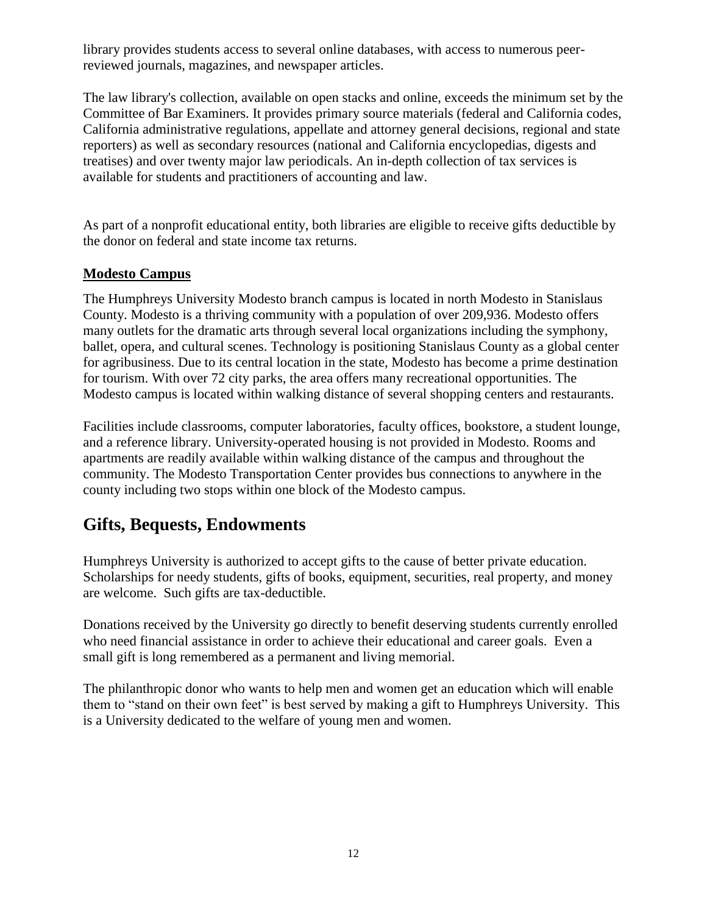library provides students access to several online databases, with access to numerous peer-reviewed journals, magazines, and newspaper articles.

The law library's collection, available on open stacks and online, exceeds the minimum set by the Committee of Bar Examiners. It provides primary source materials (federal and California codes, California administrative regulations, appellate and attorney general decisions, regional and state reporters) as well as secondary resources (national and California encyclopedias, digests and treatises) and over twenty major law periodicals. An in-depth collection of tax services is available for students and practitioners of accounting and law.

As part of a nonprofit educational entity, both libraries are eligible to receive gifts deductible by the donor on federal and state income tax returns.

### **Modesto Campus**

The Humphreys University Modesto branch campus is located in north Modesto in Stanislaus County. Modesto is a thriving community with a population of over 209,936. Modesto offers many outlets for the dramatic arts through several local organizations including the symphony, ballet, opera, and cultural scenes. Technology is positioning Stanislaus County as a global center for agribusiness. Due to its central location in the state, Modesto has become a prime destination for tourism. With over 72 city parks, the area offers many recreational opportunities. The Modesto campus is located within walking distance of several shopping centers and restaurants.

Facilities include classrooms, computer laboratories, faculty offices, bookstore, a student lounge, and a reference library. University-operated housing is not provided in Modesto. Rooms and apartments are readily available within walking distance of the campus and throughout the community. The Modesto Transportation Center provides bus connections to anywhere in the county including two stops within one block of the Modesto campus.

## Gifts, Bequests, Endowments

Humphreys University is authorized to accept gifts to the cause of better private education. Scholarships for needy students, gifts of books, equipment, securities, real property, and money are welcome. Such gifts are tax-deductible.

Donations received by the University go directly to benefit deserving students currently enrolled who need financial assistance in order to achieve their educational and career goals. Even a small gift is long remembered as a permanent and living memorial.

The philanthropic donor who wants to help men and women get an education which will enable them to "stand on their own feet" is best served by making a gift to Humphreys University. This is a University dedicated to the welfare of young men and women.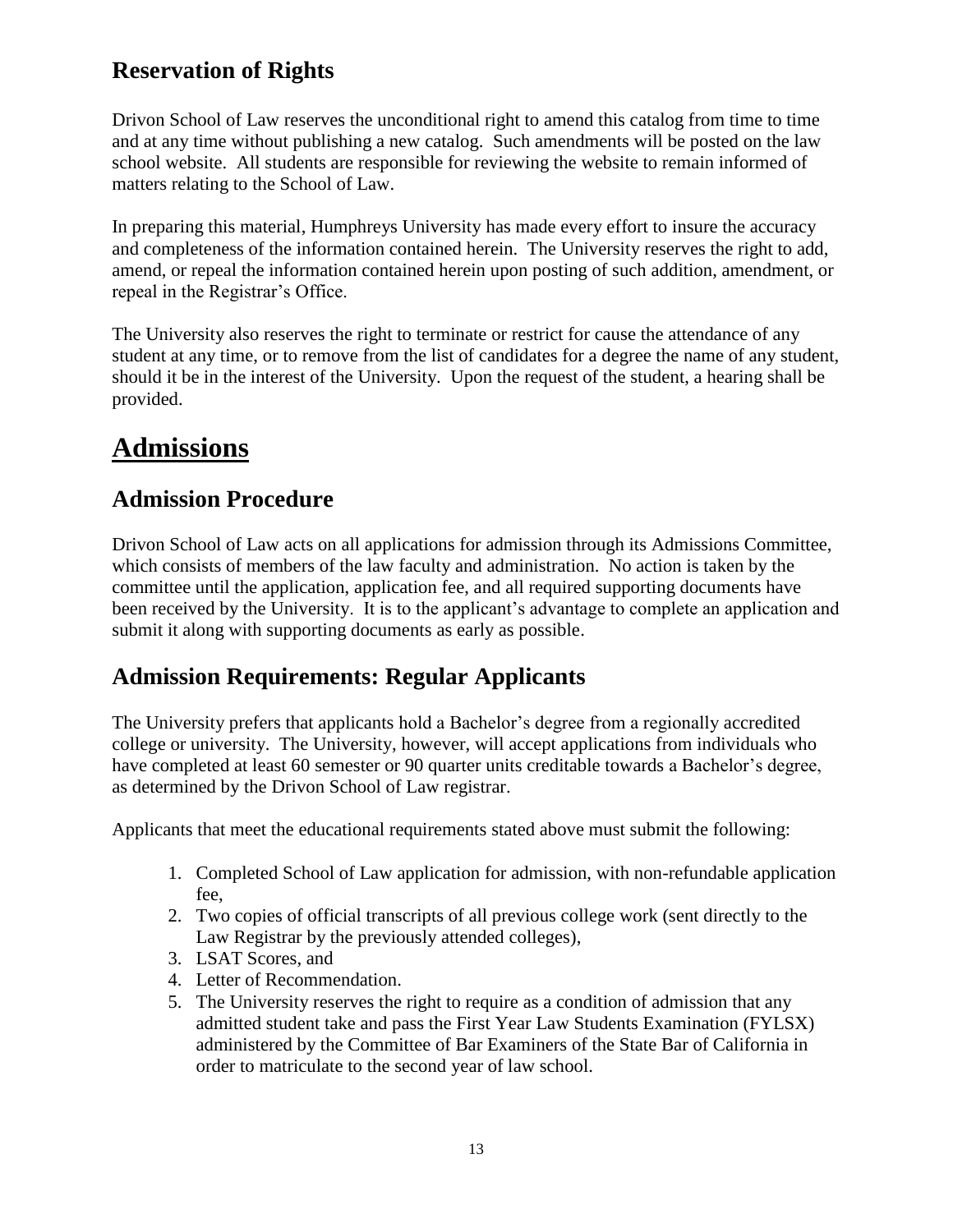## Reservation of Rights

Drivon School of Law reserves the unconditional right to amend this catalog from time to time and at any time without publishing a new catalog. Such amendments will be posted on the law school website. All students are responsible for reviewing the website to remain informed of matters relating to the School of Law.

In preparing this material, Humphreys University has made every effort to insure the accuracy and completeness of the information contained herein. The University reserves the right to add, amend, or repeal the information contained herein upon posting of such addition, amendment, or repeal in the Registrar's Office.

The University also reserves the right to terminate or restrict for cause the attendance of any student at any time, or to remove from the list of candidates for a degree the name of any student, should it be in the interest of the University. Upon the request of the student, a hearing shall be provided.

# Admissions

## Admission Procedure

Drivon School of Law acts on all applications for admission through its Admissions Committee, which consists of members of the law faculty and administration. No action is taken by the committee until the application, application fee, and all required supporting documents have been received by the University. It is to the applicant's advantage to complete an application and submit it along with supporting documents as early as possible.

## Admission Requirements: Regular Applicants

The University prefers that applicants hold a Bachelor's degree from a regionally accredited college or university. The University, however, will accept applications from individuals who have completed at least 60 semester or 90 quarter units creditable towards a Bachelor's degree, as determined by the Drivon School of Law registrar.

Applicants that meet the educational requirements stated above must submit the following:

1. Completed School of Law application for admission, with non-refundable application fee,
2. Two copies of official transcripts of all previous college work (sent directly to the Law Registrar by the previously attended colleges),
3. LSAT Scores, and
4. Letter of Recommendation.
5. The University reserves the right to require as a condition of admission that any admitted student take and pass the First Year Law Students Examination (FYLSX) administered by the Committee of Bar Examiners of the State Bar of California in order to matriculate to the second year of law school.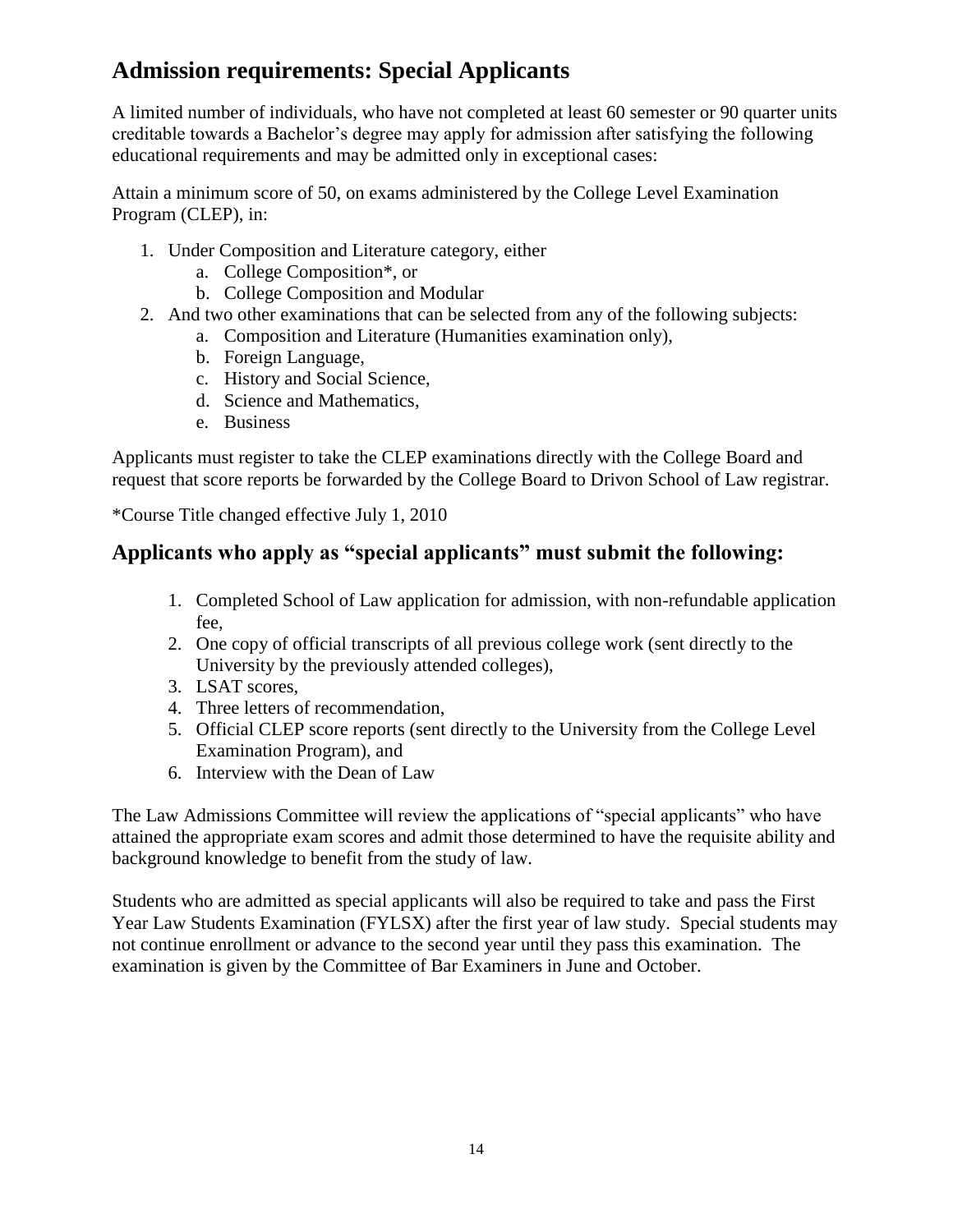## Admission requirements: Special Applicants

A limited number of individuals, who have not completed at least 60 semester or 90 quarter units creditable towards a Bachelor's degree may apply for admission after satisfying the following educational requirements and may be admitted only in exceptional cases:

Attain a minimum score of 50, on exams administered by the College Level Examination Program (CLEP), in:

1. Under Composition and Literature category, either
   a. College Composition*, or
   b. College Composition and Modular
2. And two other examinations that can be selected from any of the following subjects:
   a. Composition and Literature (Humanities examination only),
   b. Foreign Language,
   c. History and Social Science,
   d. Science and Mathematics,
   e. Business

Applicants must register to take the CLEP examinations directly with the College Board and request that score reports be forwarded by the College Board to Drivon School of Law registrar.

*Course Title changed effective July 1, 2010

### Applicants who apply as "special applicants" must submit the following:

1. Completed School of Law application for admission, with non-refundable application fee,
2. One copy of official transcripts of all previous college work (sent directly to the University by the previously attended colleges),
3. LSAT scores,
4. Three letters of recommendation,
5. Official CLEP score reports (sent directly to the University from the College Level Examination Program), and
6. Interview with the Dean of Law

The Law Admissions Committee will review the applications of "special applicants" who have attained the appropriate exam scores and admit those determined to have the requisite ability and background knowledge to benefit from the study of law.

Students who are admitted as special applicants will also be required to take and pass the First Year Law Students Examination (FYLSX) after the first year of law study. Special students may not continue enrollment or advance to the second year until they pass this examination. The examination is given by the Committee of Bar Examiners in June and October.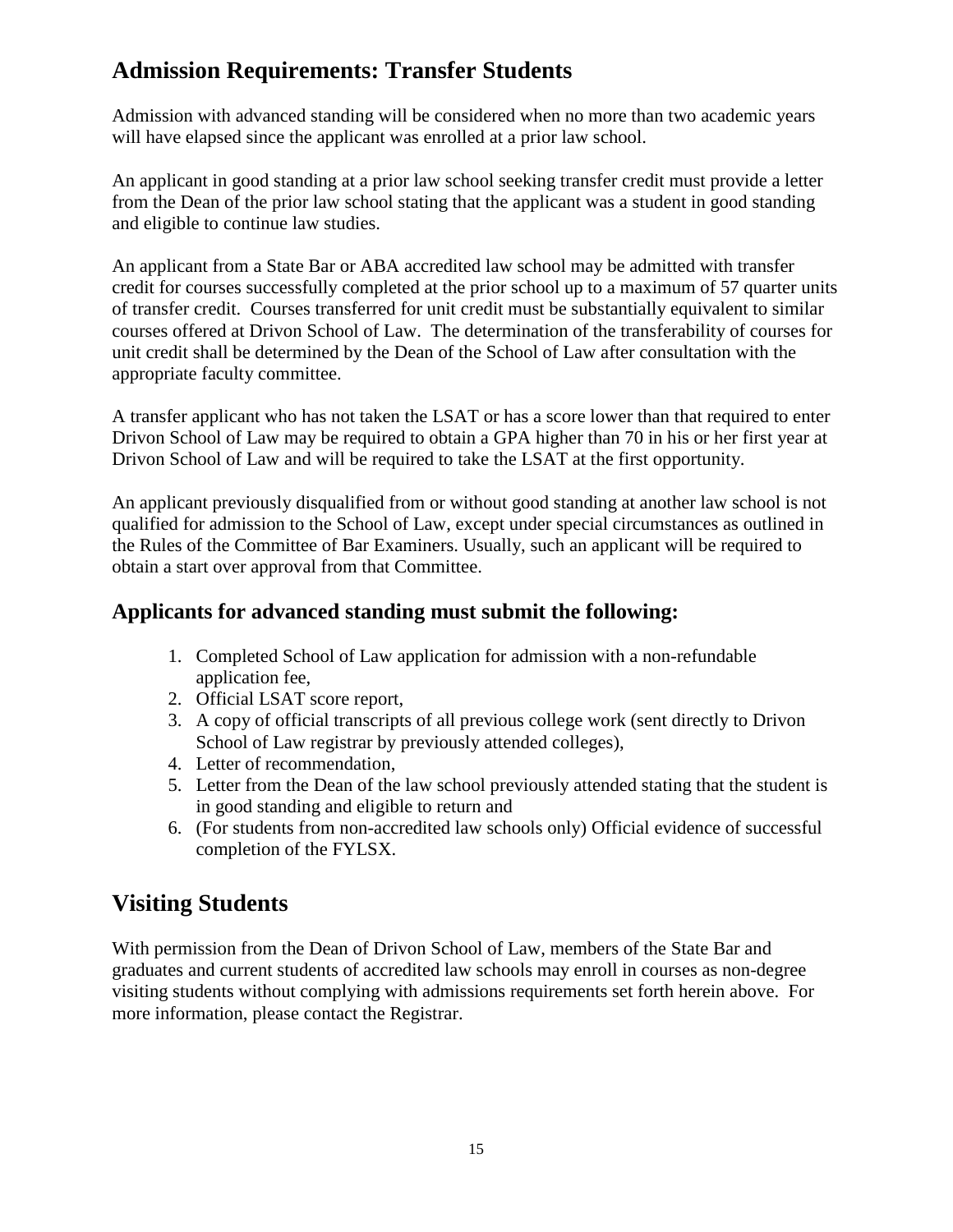## Admission Requirements: Transfer Students

Admission with advanced standing will be considered when no more than two academic years will have elapsed since the applicant was enrolled at a prior law school.

An applicant in good standing at a prior law school seeking transfer credit must provide a letter from the Dean of the prior law school stating that the applicant was a student in good standing and eligible to continue law studies.

An applicant from a State Bar or ABA accredited law school may be admitted with transfer credit for courses successfully completed at the prior school up to a maximum of 57 quarter units of transfer credit. Courses transferred for unit credit must be substantially equivalent to similar courses offered at Drivon School of Law. The determination of the transferability of courses for unit credit shall be determined by the Dean of the School of Law after consultation with the appropriate faculty committee.

A transfer applicant who has not taken the LSAT or has a score lower than that required to enter Drivon School of Law may be required to obtain a GPA higher than 70 in his or her first year at Drivon School of Law and will be required to take the LSAT at the first opportunity.

An applicant previously disqualified from or without good standing at another law school is not qualified for admission to the School of Law, except under special circumstances as outlined in the Rules of the Committee of Bar Examiners. Usually, such an applicant will be required to obtain a start over approval from that Committee.

### Applicants for advanced standing must submit the following:

1. Completed School of Law application for admission with a non-refundable application fee,
2. Official LSAT score report,
3. A copy of official transcripts of all previous college work (sent directly to Drivon School of Law registrar by previously attended colleges),
4. Letter of recommendation,
5. Letter from the Dean of the law school previously attended stating that the student is in good standing and eligible to return and
6. (For students from non-accredited law schools only) Official evidence of successful completion of the FYLSX.

## Visiting Students

With permission from the Dean of Drivon School of Law, members of the State Bar and graduates and current students of accredited law schools may enroll in courses as non-degree visiting students without complying with admissions requirements set forth herein above. For more information, please contact the Registrar.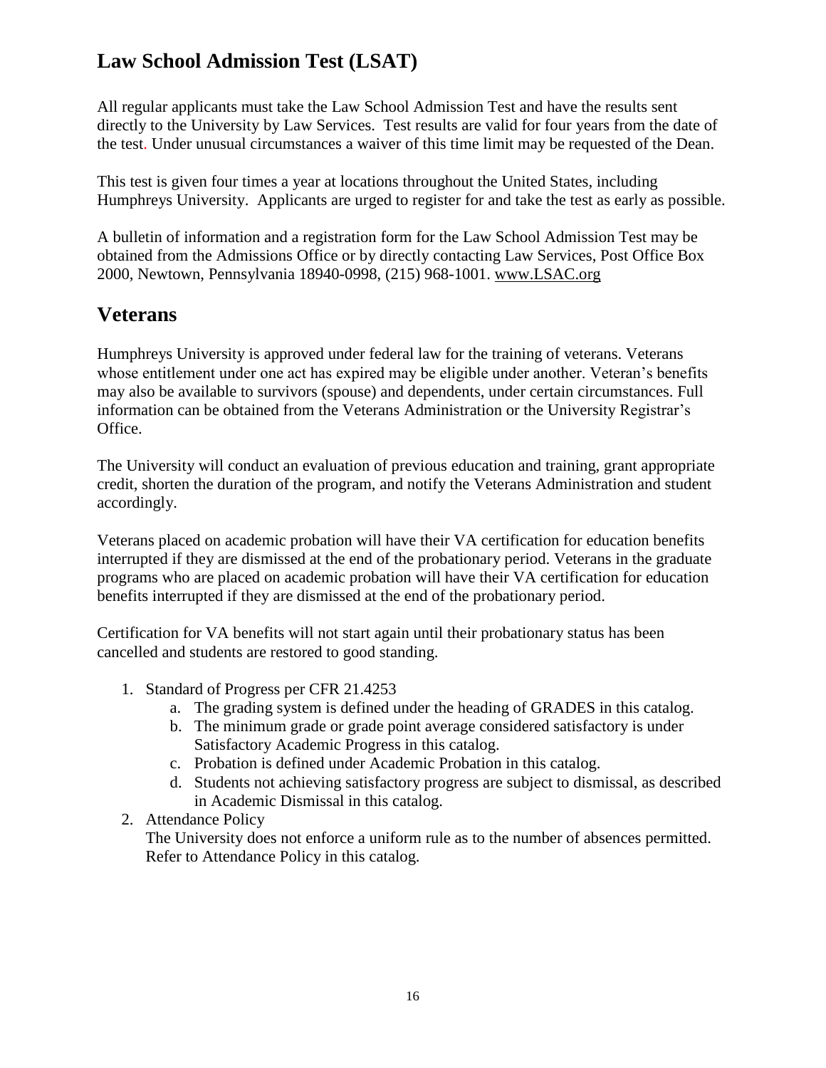## Law School Admission Test (LSAT)

All regular applicants must take the Law School Admission Test and have the results sent directly to the University by Law Services. Test results are valid for four years from the date of the test. Under unusual circumstances a waiver of this time limit may be requested of the Dean.

This test is given four times a year at locations throughout the United States, including Humphreys University. Applicants are urged to register for and take the test as early as possible.

A bulletin of information and a registration form for the Law School Admission Test may be obtained from the Admissions Office or by directly contacting Law Services, Post Office Box 2000, Newtown, Pennsylvania 18940-0998, (215) 968-1001. www.LSAC.org

## Veterans

Humphreys University is approved under federal law for the training of veterans. Veterans whose entitlement under one act has expired may be eligible under another. Veteran's benefits may also be available to survivors (spouse) and dependents, under certain circumstances. Full information can be obtained from the Veterans Administration or the University Registrar's Office.

The University will conduct an evaluation of previous education and training, grant appropriate credit, shorten the duration of the program, and notify the Veterans Administration and student accordingly.

Veterans placed on academic probation will have their VA certification for education benefits interrupted if they are dismissed at the end of the probationary period. Veterans in the graduate programs who are placed on academic probation will have their VA certification for education benefits interrupted if they are dismissed at the end of the probationary period.

Certification for VA benefits will not start again until their probationary status has been cancelled and students are restored to good standing.

1. Standard of Progress per CFR 21.4253
   a. The grading system is defined under the heading of GRADES in this catalog.
   b. The minimum grade or grade point average considered satisfactory is under Satisfactory Academic Progress in this catalog.
   c. Probation is defined under Academic Probation in this catalog.
   d. Students not achieving satisfactory progress are subject to dismissal, as described in Academic Dismissal in this catalog.
2. Attendance Policy
   The University does not enforce a uniform rule as to the number of absences permitted. Refer to Attendance Policy in this catalog.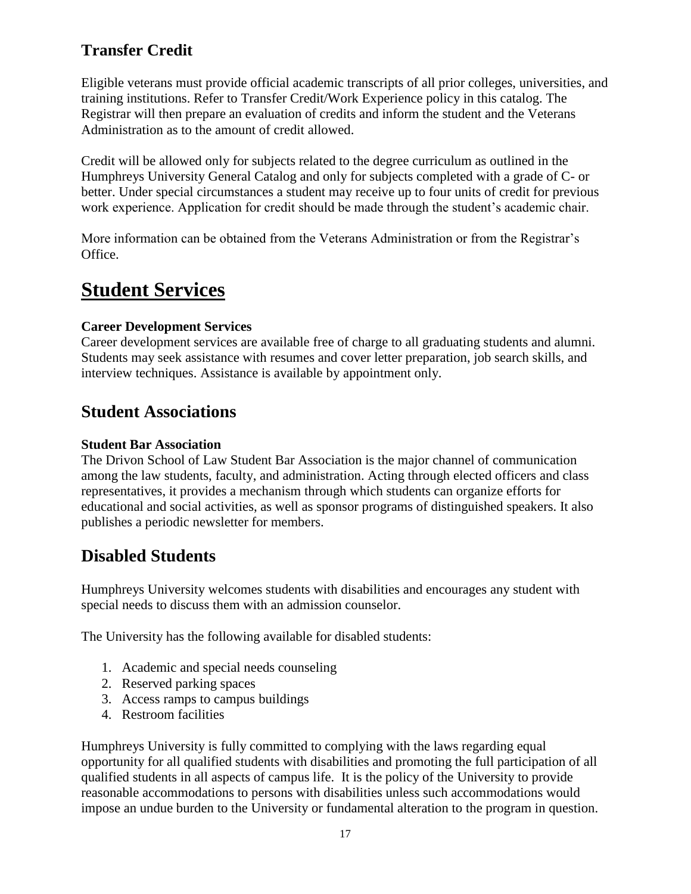## Transfer Credit

Eligible veterans must provide official academic transcripts of all prior colleges, universities, and training institutions. Refer to Transfer Credit/Work Experience policy in this catalog. The Registrar will then prepare an evaluation of credits and inform the student and the Veterans Administration as to the amount of credit allowed.

Credit will be allowed only for subjects related to the degree curriculum as outlined in the Humphreys University General Catalog and only for subjects completed with a grade of C- or better. Under special circumstances a student may receive up to four units of credit for previous work experience. Application for credit should be made through the student's academic chair.

More information can be obtained from the Veterans Administration or from the Registrar's Office.

# Student Services

**Career Development Services**

Career development services are available free of charge to all graduating students and alumni. Students may seek assistance with resumes and cover letter preparation, job search skills, and interview techniques. Assistance is available by appointment only.

## Student Associations

**Student Bar Association**

The Drivon School of Law Student Bar Association is the major channel of communication among the law students, faculty, and administration. Acting through elected officers and class representatives, it provides a mechanism through which students can organize efforts for educational and social activities, as well as sponsor programs of distinguished speakers. It also publishes a periodic newsletter for members.

## Disabled Students

Humphreys University welcomes students with disabilities and encourages any student with special needs to discuss them with an admission counselor.

The University has the following available for disabled students:

1. Academic and special needs counseling
2. Reserved parking spaces
3. Access ramps to campus buildings
4. Restroom facilities

Humphreys University is fully committed to complying with the laws regarding equal opportunity for all qualified students with disabilities and promoting the full participation of all qualified students in all aspects of campus life. It is the policy of the University to provide reasonable accommodations to persons with disabilities unless such accommodations would impose an undue burden to the University or fundamental alteration to the program in question.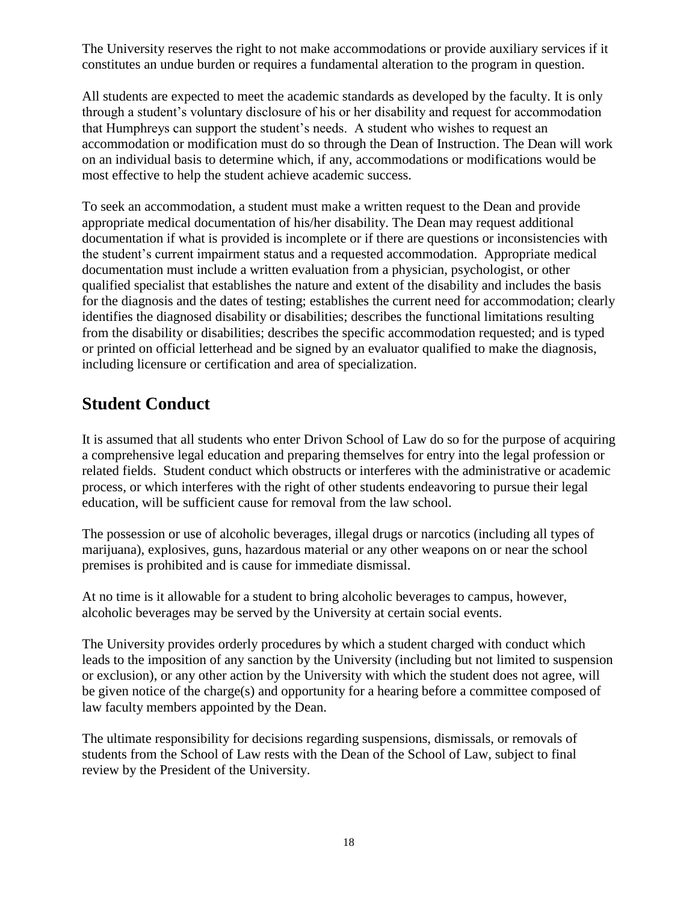The University reserves the right to not make accommodations or provide auxiliary services if it constitutes an undue burden or requires a fundamental alteration to the program in question.

All students are expected to meet the academic standards as developed by the faculty. It is only through a student's voluntary disclosure of his or her disability and request for accommodation that Humphreys can support the student's needs. A student who wishes to request an accommodation or modification must do so through the Dean of Instruction. The Dean will work on an individual basis to determine which, if any, accommodations or modifications would be most effective to help the student achieve academic success.

To seek an accommodation, a student must make a written request to the Dean and provide appropriate medical documentation of his/her disability. The Dean may request additional documentation if what is provided is incomplete or if there are questions or inconsistencies with the student's current impairment status and a requested accommodation. Appropriate medical documentation must include a written evaluation from a physician, psychologist, or other qualified specialist that establishes the nature and extent of the disability and includes the basis for the diagnosis and the dates of testing; establishes the current need for accommodation; clearly identifies the diagnosed disability or disabilities; describes the functional limitations resulting from the disability or disabilities; describes the specific accommodation requested; and is typed or printed on official letterhead and be signed by an evaluator qualified to make the diagnosis, including licensure or certification and area of specialization.

## Student Conduct

It is assumed that all students who enter Drivon School of Law do so for the purpose of acquiring a comprehensive legal education and preparing themselves for entry into the legal profession or related fields. Student conduct which obstructs or interferes with the administrative or academic process, or which interferes with the right of other students endeavoring to pursue their legal education, will be sufficient cause for removal from the law school.

The possession or use of alcoholic beverages, illegal drugs or narcotics (including all types of marijuana), explosives, guns, hazardous material or any other weapons on or near the school premises is prohibited and is cause for immediate dismissal.

At no time is it allowable for a student to bring alcoholic beverages to campus, however, alcoholic beverages may be served by the University at certain social events.

The University provides orderly procedures by which a student charged with conduct which leads to the imposition of any sanction by the University (including but not limited to suspension or exclusion), or any other action by the University with which the student does not agree, will be given notice of the charge(s) and opportunity for a hearing before a committee composed of law faculty members appointed by the Dean.

The ultimate responsibility for decisions regarding suspensions, dismissals, or removals of students from the School of Law rests with the Dean of the School of Law, subject to final review by the President of the University.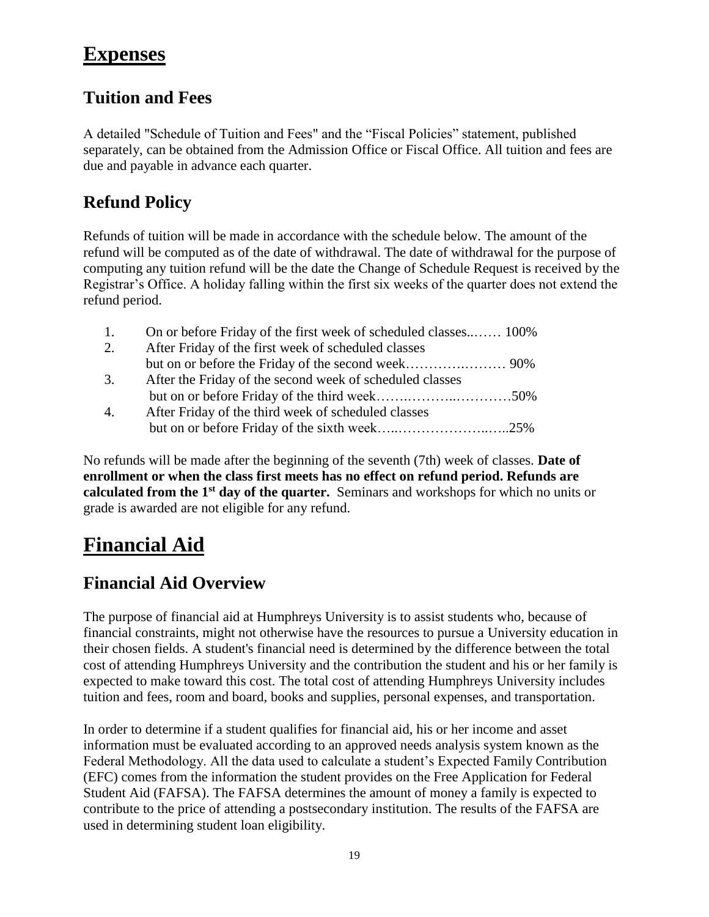# Expenses

## Tuition and Fees

A detailed "Schedule of Tuition and Fees" and the "Fiscal Policies" statement, published separately, can be obtained from the Admission Office or Fiscal Office. All tuition and fees are due and payable in advance each quarter.

## Refund Policy

Refunds of tuition will be made in accordance with the schedule below. The amount of the refund will be computed as of the date of withdrawal. The date of withdrawal for the purpose of computing any tuition refund will be the date the Change of Schedule Request is received by the Registrar's Office. A holiday falling within the first six weeks of the quarter does not extend the refund period.

1. On or before Friday of the first week of scheduled classes..…… 100%
2. After Friday of the first week of scheduled classes but on or before the Friday of the second week………….……… 90%
3. After the Friday of the second week of scheduled classes but on or before Friday of the third week…….………..…………50%
4. After Friday of the third week of scheduled classes but on or before Friday of the sixth week…..………………..…..25%

No refunds will be made after the beginning of the seventh (7th) week of classes. **Date of enrollment or when the class first meets has no effect on refund period. Refunds are calculated from the 1st day of the quarter.** Seminars and workshops for which no units or grade is awarded are not eligible for any refund.

# Financial Aid

## Financial Aid Overview

The purpose of financial aid at Humphreys University is to assist students who, because of financial constraints, might not otherwise have the resources to pursue a University education in their chosen fields. A student's financial need is determined by the difference between the total cost of attending Humphreys University and the contribution the student and his or her family is expected to make toward this cost. The total cost of attending Humphreys University includes tuition and fees, room and board, books and supplies, personal expenses, and transportation.

In order to determine if a student qualifies for financial aid, his or her income and asset information must be evaluated according to an approved needs analysis system known as the Federal Methodology. All the data used to calculate a student's Expected Family Contribution (EFC) comes from the information the student provides on the Free Application for Federal Student Aid (FAFSA). The FAFSA determines the amount of money a family is expected to contribute to the price of attending a postsecondary institution. The results of the FAFSA are used in determining student loan eligibility.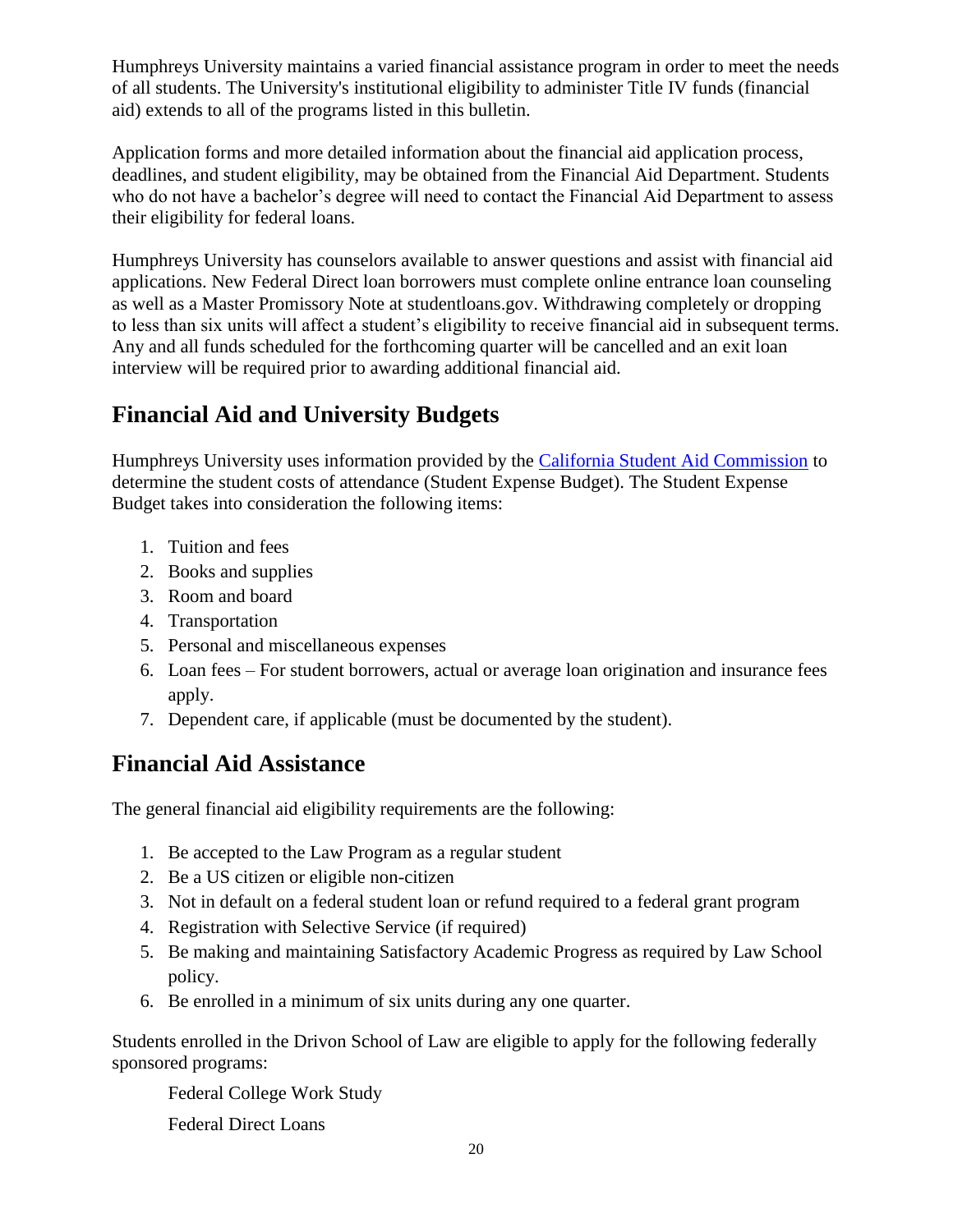Humphreys University maintains a varied financial assistance program in order to meet the needs of all students. The University's institutional eligibility to administer Title IV funds (financial aid) extends to all of the programs listed in this bulletin.

Application forms and more detailed information about the financial aid application process, deadlines, and student eligibility, may be obtained from the Financial Aid Department. Students who do not have a bachelor's degree will need to contact the Financial Aid Department to assess their eligibility for federal loans.

Humphreys University has counselors available to answer questions and assist with financial aid applications. New Federal Direct loan borrowers must complete online entrance loan counseling as well as a Master Promissory Note at studentloans.gov. Withdrawing completely or dropping to less than six units will affect a student's eligibility to receive financial aid in subsequent terms. Any and all funds scheduled for the forthcoming quarter will be cancelled and an exit loan interview will be required prior to awarding additional financial aid.

## Financial Aid and University Budgets

Humphreys University uses information provided by the California Student Aid Commission to determine the student costs of attendance (Student Expense Budget). The Student Expense Budget takes into consideration the following items:

1. Tuition and fees
2. Books and supplies
3. Room and board
4. Transportation
5. Personal and miscellaneous expenses
6. Loan fees – For student borrowers, actual or average loan origination and insurance fees apply.
7. Dependent care, if applicable (must be documented by the student).

## Financial Aid Assistance

The general financial aid eligibility requirements are the following:

1. Be accepted to the Law Program as a regular student
2. Be a US citizen or eligible non-citizen
3. Not in default on a federal student loan or refund required to a federal grant program
4. Registration with Selective Service (if required)
5. Be making and maintaining Satisfactory Academic Progress as required by Law School policy.
6. Be enrolled in a minimum of six units during any one quarter.

Students enrolled in the Drivon School of Law are eligible to apply for the following federally sponsored programs:

Federal College Work Study

Federal Direct Loans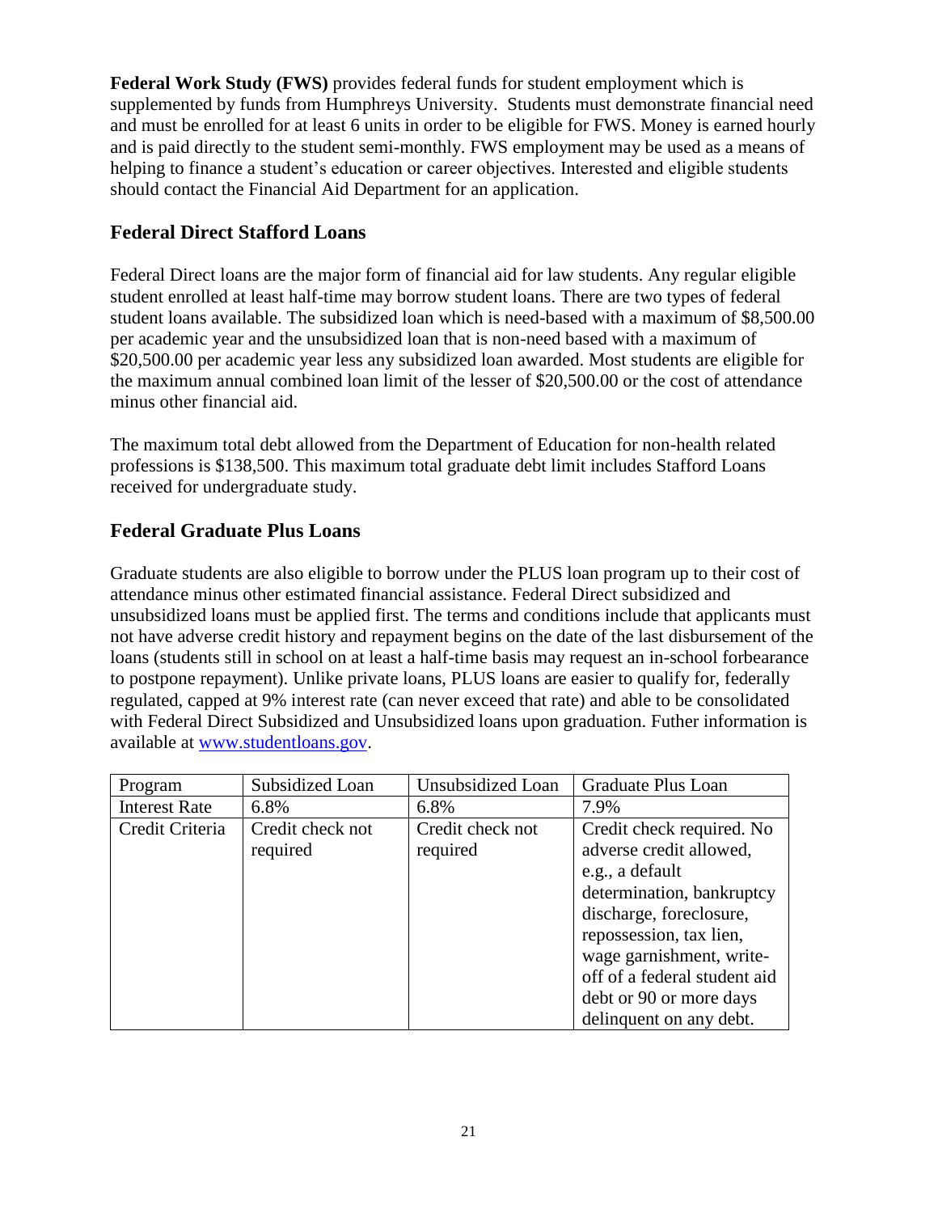**Federal Work Study (FWS)** provides federal funds for student employment which is supplemented by funds from Humphreys University. Students must demonstrate financial need and must be enrolled for at least 6 units in order to be eligible for FWS. Money is earned hourly and is paid directly to the student semi-monthly. FWS employment may be used as a means of helping to finance a student's education or career objectives. Interested and eligible students should contact the Financial Aid Department for an application.

## Federal Direct Stafford Loans

Federal Direct loans are the major form of financial aid for law students. Any regular eligible student enrolled at least half-time may borrow student loans. There are two types of federal student loans available. The subsidized loan which is need-based with a maximum of $8,500.00 per academic year and the unsubsidized loan that is non-need based with a maximum of $20,500.00 per academic year less any subsidized loan awarded. Most students are eligible for the maximum annual combined loan limit of the lesser of $20,500.00 or the cost of attendance minus other financial aid.

The maximum total debt allowed from the Department of Education for non-health related professions is $138,500. This maximum total graduate debt limit includes Stafford Loans received for undergraduate study.

## Federal Graduate Plus Loans

Graduate students are also eligible to borrow under the PLUS loan program up to their cost of attendance minus other estimated financial assistance. Federal Direct subsidized and unsubsidized loans must be applied first. The terms and conditions include that applicants must not have adverse credit history and repayment begins on the date of the last disbursement of the loans (students still in school on at least a half-time basis may request an in-school forbearance to postpone repayment). Unlike private loans, PLUS loans are easier to qualify for, federally regulated, capped at 9% interest rate (can never exceed that rate) and able to be consolidated with Federal Direct Subsidized and Unsubsidized loans upon graduation. Futher information is available at [www.studentloans.gov](www.studentloans.gov).

| Program | Subsidized Loan | Unsubsidized Loan | Graduate Plus Loan |
|---|---|---|---|
| Interest Rate | 6.8% | 6.8% | 7.9% |
| Credit Criteria | Credit check not required | Credit check not required | Credit check required. No adverse credit allowed, e.g., a default determination, bankruptcy discharge, foreclosure, repossession, tax lien, wage garnishment, write-off of a federal student aid debt or 90 or more days delinquent on any debt. |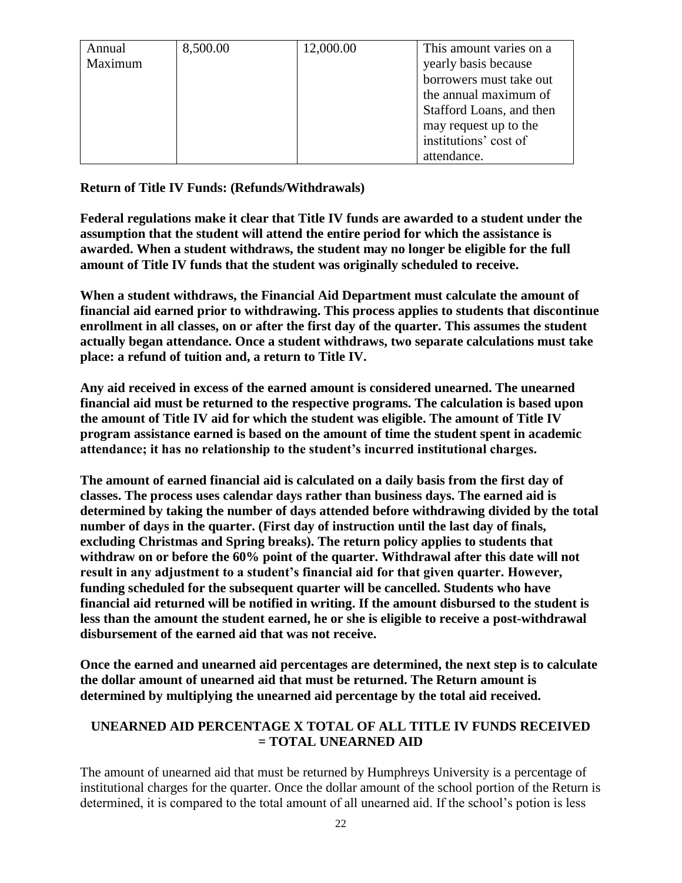| Annual Maximum | 8,500.00 | 12,000.00 | This amount varies on a yearly basis because borrowers must take out the annual maximum of Stafford Loans, and then may request up to the institutions' cost of attendance. |
|---|---|---|---|

**Return of Title IV Funds: (Refunds/Withdrawals)**

**Federal regulations make it clear that Title IV funds are awarded to a student under the assumption that the student will attend the entire period for which the assistance is awarded. When a student withdraws, the student may no longer be eligible for the full amount of Title IV funds that the student was originally scheduled to receive.**

**When a student withdraws, the Financial Aid Department must calculate the amount of financial aid earned prior to withdrawing. This process applies to students that discontinue enrollment in all classes, on or after the first day of the quarter. This assumes the student actually began attendance. Once a student withdraws, two separate calculations must take place: a refund of tuition and, a return to Title IV.**

**Any aid received in excess of the earned amount is considered unearned. The unearned financial aid must be returned to the respective programs. The calculation is based upon the amount of Title IV aid for which the student was eligible. The amount of Title IV program assistance earned is based on the amount of time the student spent in academic attendance; it has no relationship to the student's incurred institutional charges.**

**The amount of earned financial aid is calculated on a daily basis from the first day of classes. The process uses calendar days rather than business days. The earned aid is determined by taking the number of days attended before withdrawing divided by the total number of days in the quarter. (First day of instruction until the last day of finals, excluding Christmas and Spring breaks). The return policy applies to students that withdraw on or before the 60% point of the quarter. Withdrawal after this date will not result in any adjustment to a student's financial aid for that given quarter. However, funding scheduled for the subsequent quarter will be cancelled. Students who have financial aid returned will be notified in writing. If the amount disbursed to the student is less than the amount the student earned, he or she is eligible to receive a post-withdrawal disbursement of the earned aid that was not receive.**

**Once the earned and unearned aid percentages are determined, the next step is to calculate the dollar amount of unearned aid that must be returned. The Return amount is determined by multiplying the unearned aid percentage by the total aid received.**

**UNEARNED AID PERCENTAGE X TOTAL OF ALL TITLE IV FUNDS RECEIVED = TOTAL UNEARNED AID**

The amount of unearned aid that must be returned by Humphreys University is a percentage of institutional charges for the quarter. Once the dollar amount of the school portion of the Return is determined, it is compared to the total amount of all unearned aid. If the school's potion is less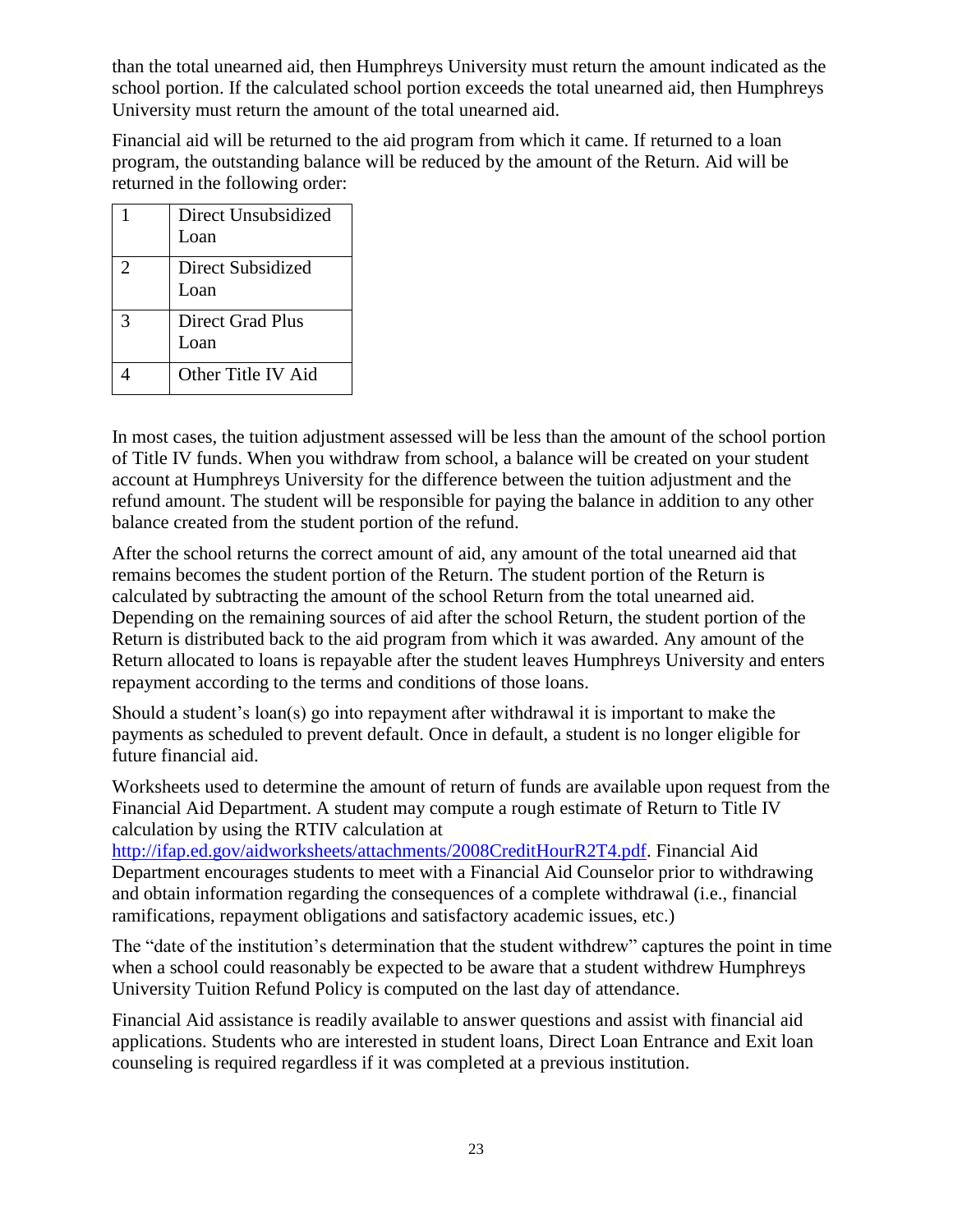than the total unearned aid, then Humphreys University must return the amount indicated as the school portion. If the calculated school portion exceeds the total unearned aid, then Humphreys University must return the amount of the total unearned aid.

Financial aid will be returned to the aid program from which it came. If returned to a loan program, the outstanding balance will be reduced by the amount of the Return. Aid will be returned in the following order:

| | |
|---|---|
| 1 | Direct Unsubsidized Loan |
| 2 | Direct Subsidized Loan |
| 3 | Direct Grad Plus Loan |
| 4 | Other Title IV Aid |

In most cases, the tuition adjustment assessed will be less than the amount of the school portion of Title IV funds. When you withdraw from school, a balance will be created on your student account at Humphreys University for the difference between the tuition adjustment and the refund amount. The student will be responsible for paying the balance in addition to any other balance created from the student portion of the refund.

After the school returns the correct amount of aid, any amount of the total unearned aid that remains becomes the student portion of the Return. The student portion of the Return is calculated by subtracting the amount of the school Return from the total unearned aid. Depending on the remaining sources of aid after the school Return, the student portion of the Return is distributed back to the aid program from which it was awarded. Any amount of the Return allocated to loans is repayable after the student leaves Humphreys University and enters repayment according to the terms and conditions of those loans.

Should a student's loan(s) go into repayment after withdrawal it is important to make the payments as scheduled to prevent default. Once in default, a student is no longer eligible for future financial aid.

Worksheets used to determine the amount of return of funds are available upon request from the Financial Aid Department. A student may compute a rough estimate of Return to Title IV calculation by using the RTIV calculation at http://ifap.ed.gov/aidworksheets/attachments/2008CreditHourR2T4.pdf. Financial Aid Department encourages students to meet with a Financial Aid Counselor prior to withdrawing and obtain information regarding the consequences of a complete withdrawal (i.e., financial ramifications, repayment obligations and satisfactory academic issues, etc.)

The "date of the institution's determination that the student withdrew" captures the point in time when a school could reasonably be expected to be aware that a student withdrew Humphreys University Tuition Refund Policy is computed on the last day of attendance.

Financial Aid assistance is readily available to answer questions and assist with financial aid applications. Students who are interested in student loans, Direct Loan Entrance and Exit loan counseling is required regardless if it was completed at a previous institution.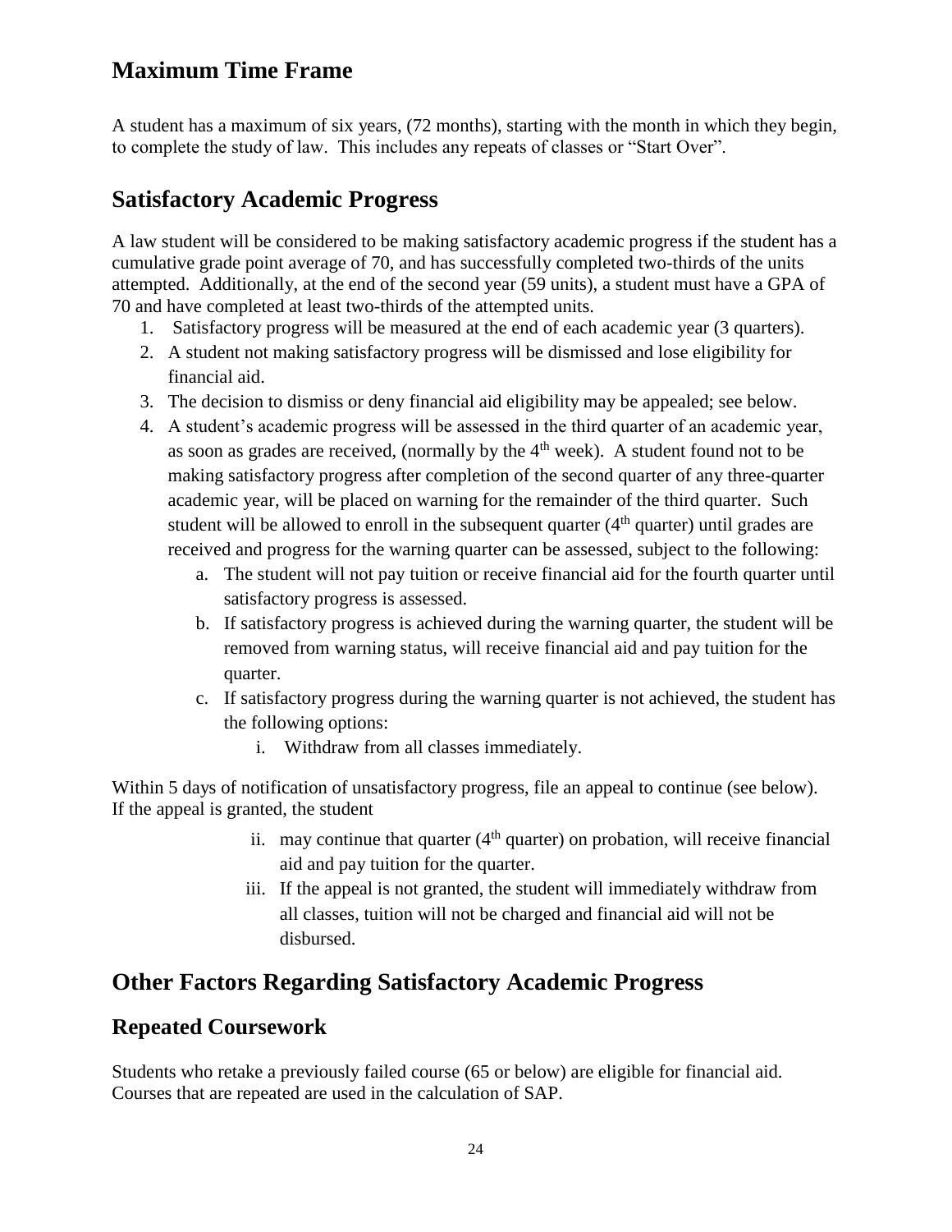## Maximum Time Frame

A student has a maximum of six years, (72 months), starting with the month in which they begin, to complete the study of law. This includes any repeats of classes or "Start Over".

## Satisfactory Academic Progress

A law student will be considered to be making satisfactory academic progress if the student has a cumulative grade point average of 70, and has successfully completed two-thirds of the units attempted. Additionally, at the end of the second year (59 units), a student must have a GPA of 70 and have completed at least two-thirds of the attempted units.

1. Satisfactory progress will be measured at the end of each academic year (3 quarters).
2. A student not making satisfactory progress will be dismissed and lose eligibility for financial aid.
3. The decision to dismiss or deny financial aid eligibility may be appealed; see below.
4. A student's academic progress will be assessed in the third quarter of an academic year, as soon as grades are received, (normally by the 4th week). A student found not to be making satisfactory progress after completion of the second quarter of any three-quarter academic year, will be placed on warning for the remainder of the third quarter. Such student will be allowed to enroll in the subsequent quarter (4th quarter) until grades are received and progress for the warning quarter can be assessed, subject to the following:
    a. The student will not pay tuition or receive financial aid for the fourth quarter until satisfactory progress is assessed.
    b. If satisfactory progress is achieved during the warning quarter, the student will be removed from warning status, will receive financial aid and pay tuition for the quarter.
    c. If satisfactory progress during the warning quarter is not achieved, the student has the following options:
        i. Withdraw from all classes immediately.

Within 5 days of notification of unsatisfactory progress, file an appeal to continue (see below). If the appeal is granted, the student

ii. may continue that quarter (4th quarter) on probation, will receive financial aid and pay tuition for the quarter.

iii. If the appeal is not granted, the student will immediately withdraw from all classes, tuition will not be charged and financial aid will not be disbursed.

## Other Factors Regarding Satisfactory Academic Progress

### Repeated Coursework

Students who retake a previously failed course (65 or below) are eligible for financial aid. Courses that are repeated are used in the calculation of SAP.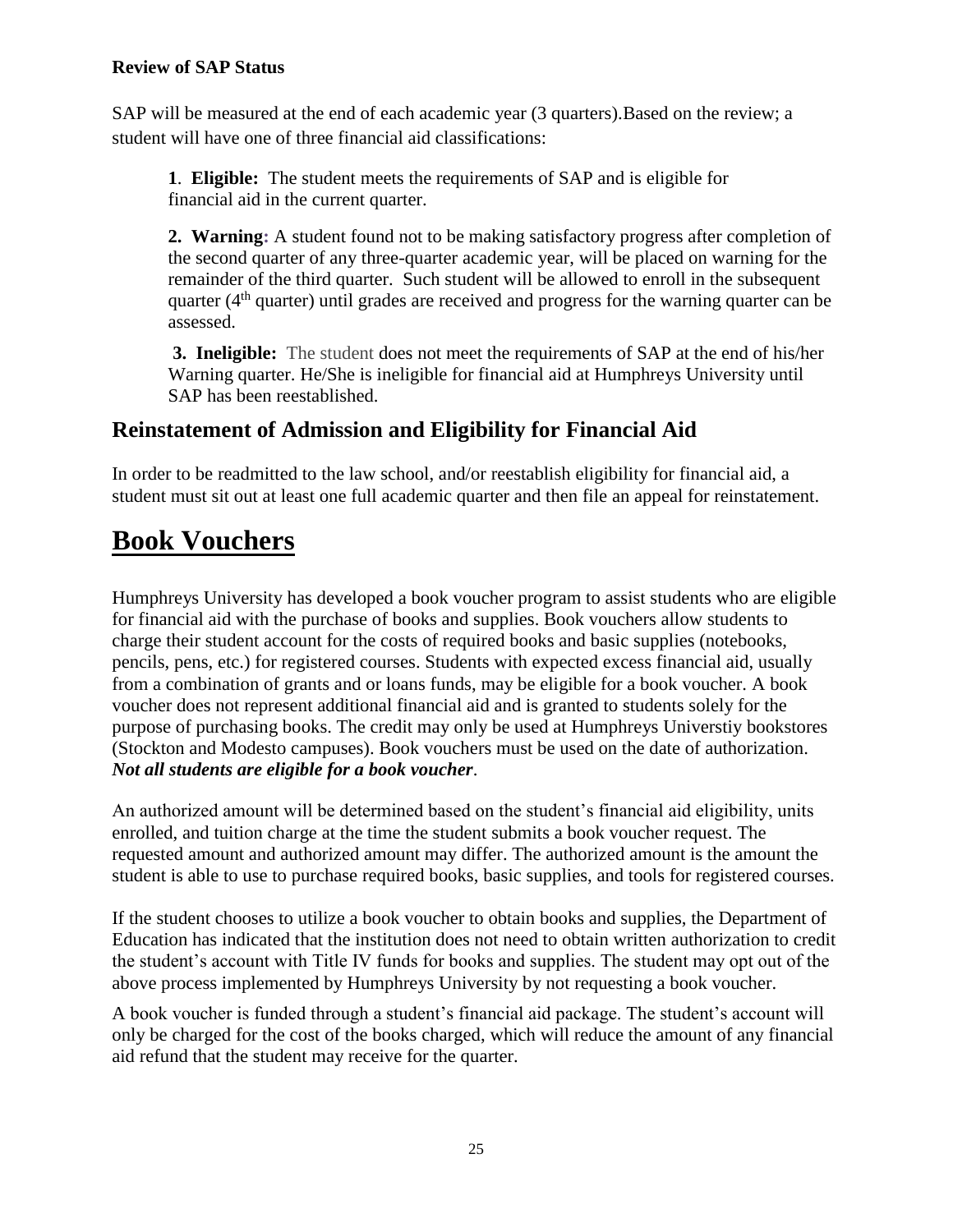**Review of SAP Status**

SAP will be measured at the end of each academic year (3 quarters).Based on the review; a student will have one of three financial aid classifications:

**1**. **Eligible:** The student meets the requirements of SAP and is eligible for financial aid in the current quarter.

**2. Warning:** A student found not to be making satisfactory progress after completion of the second quarter of any three-quarter academic year, will be placed on warning for the remainder of the third quarter. Such student will be allowed to enroll in the subsequent quarter (4th quarter) until grades are received and progress for the warning quarter can be assessed.

**3. Ineligible:** The student does not meet the requirements of SAP at the end of his/her Warning quarter. He/She is ineligible for financial aid at Humphreys University until SAP has been reestablished.

## Reinstatement of Admission and Eligibility for Financial Aid

In order to be readmitted to the law school, and/or reestablish eligibility for financial aid, a student must sit out at least one full academic quarter and then file an appeal for reinstatement.

# Book Vouchers

Humphreys University has developed a book voucher program to assist students who are eligible for financial aid with the purchase of books and supplies. Book vouchers allow students to charge their student account for the costs of required books and basic supplies (notebooks, pencils, pens, etc.) for registered courses. Students with expected excess financial aid, usually from a combination of grants and or loans funds, may be eligible for a book voucher. A book voucher does not represent additional financial aid and is granted to students solely for the purpose of purchasing books. The credit may only be used at Humphreys Universtiy bookstores (Stockton and Modesto campuses). Book vouchers must be used on the date of authorization. ***Not all students are eligible for a book voucher***.

An authorized amount will be determined based on the student's financial aid eligibility, units enrolled, and tuition charge at the time the student submits a book voucher request. The requested amount and authorized amount may differ. The authorized amount is the amount the student is able to use to purchase required books, basic supplies, and tools for registered courses.

If the student chooses to utilize a book voucher to obtain books and supplies, the Department of Education has indicated that the institution does not need to obtain written authorization to credit the student's account with Title IV funds for books and supplies. The student may opt out of the above process implemented by Humphreys University by not requesting a book voucher.

A book voucher is funded through a student's financial aid package. The student's account will only be charged for the cost of the books charged, which will reduce the amount of any financial aid refund that the student may receive for the quarter.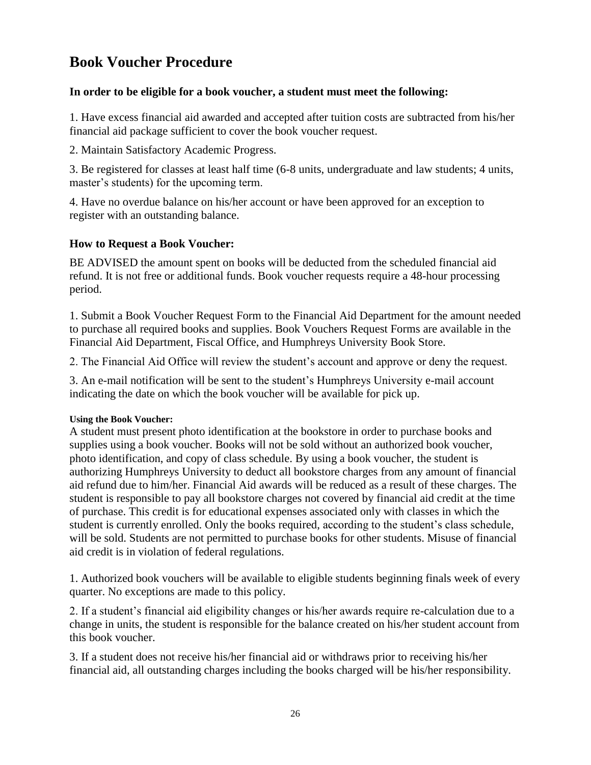## Book Voucher Procedure

### In order to be eligible for a book voucher, a student must meet the following:

1. Have excess financial aid awarded and accepted after tuition costs are subtracted from his/her financial aid package sufficient to cover the book voucher request.

2. Maintain Satisfactory Academic Progress.

3. Be registered for classes at least half time (6-8 units, undergraduate and law students; 4 units, master's students) for the upcoming term.

4. Have no overdue balance on his/her account or have been approved for an exception to register with an outstanding balance.

### How to Request a Book Voucher:

BE ADVISED the amount spent on books will be deducted from the scheduled financial aid refund. It is not free or additional funds. Book voucher requests require a 48-hour processing period.

1. Submit a Book Voucher Request Form to the Financial Aid Department for the amount needed to purchase all required books and supplies. Book Vouchers Request Forms are available in the Financial Aid Department, Fiscal Office, and Humphreys University Book Store.

2. The Financial Aid Office will review the student's account and approve or deny the request.

3. An e-mail notification will be sent to the student's Humphreys University e-mail account indicating the date on which the book voucher will be available for pick up.

#### Using the Book Voucher:

A student must present photo identification at the bookstore in order to purchase books and supplies using a book voucher. Books will not be sold without an authorized book voucher, photo identification, and copy of class schedule. By using a book voucher, the student is authorizing Humphreys University to deduct all bookstore charges from any amount of financial aid refund due to him/her. Financial Aid awards will be reduced as a result of these charges. The student is responsible to pay all bookstore charges not covered by financial aid credit at the time of purchase. This credit is for educational expenses associated only with classes in which the student is currently enrolled. Only the books required, according to the student's class schedule, will be sold. Students are not permitted to purchase books for other students. Misuse of financial aid credit is in violation of federal regulations.

1. Authorized book vouchers will be available to eligible students beginning finals week of every quarter. No exceptions are made to this policy.

2. If a student's financial aid eligibility changes or his/her awards require re-calculation due to a change in units, the student is responsible for the balance created on his/her student account from this book voucher.

3. If a student does not receive his/her financial aid or withdraws prior to receiving his/her financial aid, all outstanding charges including the books charged will be his/her responsibility.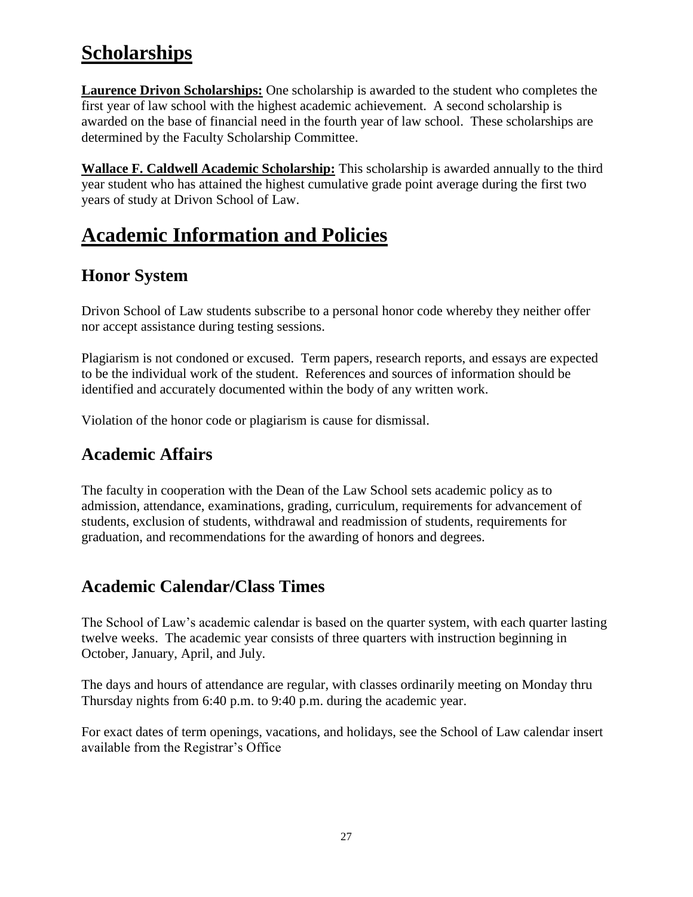# Scholarships

**Laurence Drivon Scholarships:** One scholarship is awarded to the student who completes the first year of law school with the highest academic achievement. A second scholarship is awarded on the base of financial need in the fourth year of law school. These scholarships are determined by the Faculty Scholarship Committee.

**Wallace F. Caldwell Academic Scholarship:** This scholarship is awarded annually to the third year student who has attained the highest cumulative grade point average during the first two years of study at Drivon School of Law.

# Academic Information and Policies

## Honor System

Drivon School of Law students subscribe to a personal honor code whereby they neither offer nor accept assistance during testing sessions.

Plagiarism is not condoned or excused. Term papers, research reports, and essays are expected to be the individual work of the student. References and sources of information should be identified and accurately documented within the body of any written work.

Violation of the honor code or plagiarism is cause for dismissal.

## Academic Affairs

The faculty in cooperation with the Dean of the Law School sets academic policy as to admission, attendance, examinations, grading, curriculum, requirements for advancement of students, exclusion of students, withdrawal and readmission of students, requirements for graduation, and recommendations for the awarding of honors and degrees.

## Academic Calendar/Class Times

The School of Law's academic calendar is based on the quarter system, with each quarter lasting twelve weeks. The academic year consists of three quarters with instruction beginning in October, January, April, and July.

The days and hours of attendance are regular, with classes ordinarily meeting on Monday thru Thursday nights from 6:40 p.m. to 9:40 p.m. during the academic year.

For exact dates of term openings, vacations, and holidays, see the School of Law calendar insert available from the Registrar's Office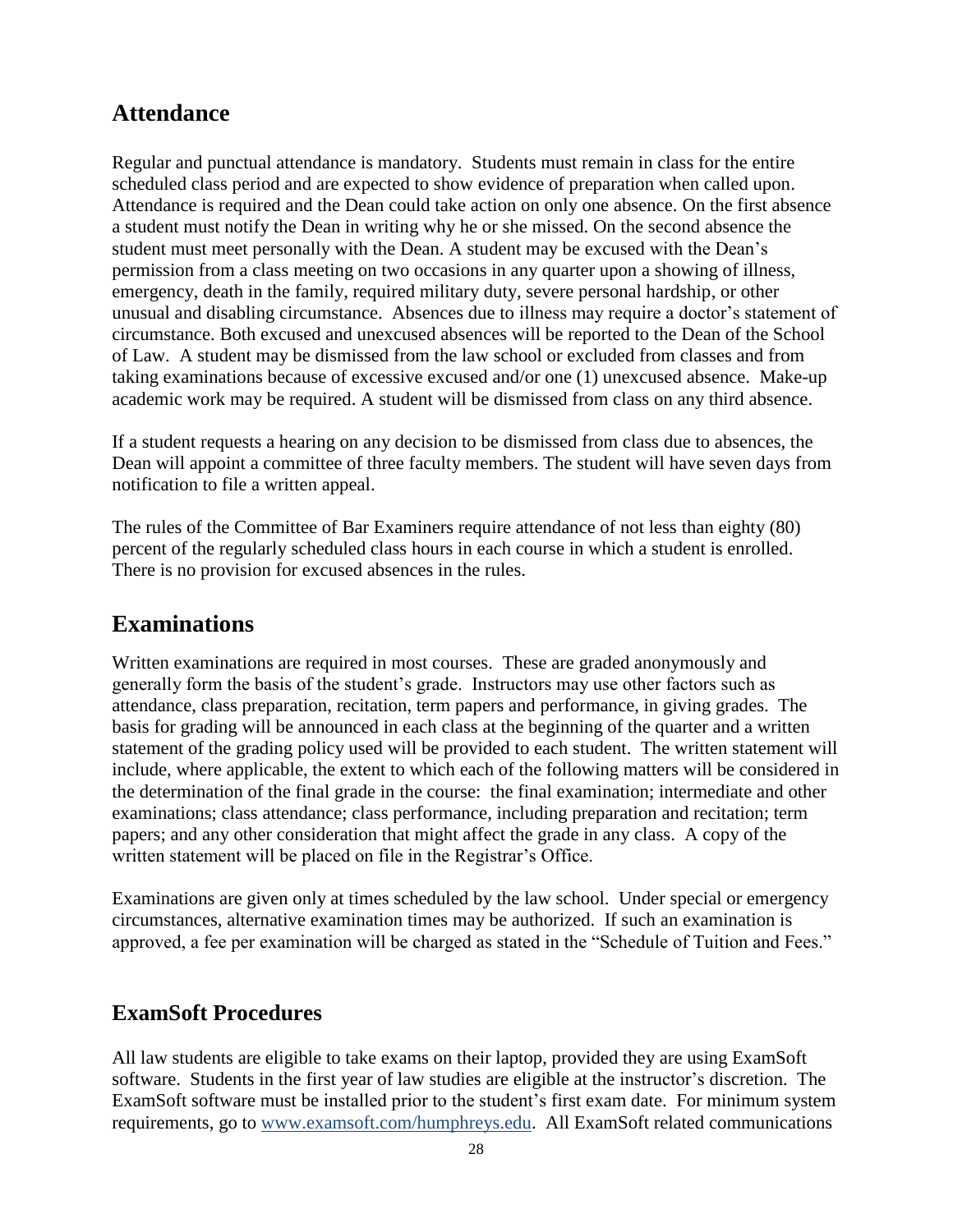## Attendance

Regular and punctual attendance is mandatory. Students must remain in class for the entire scheduled class period and are expected to show evidence of preparation when called upon. Attendance is required and the Dean could take action on only one absence. On the first absence a student must notify the Dean in writing why he or she missed. On the second absence the student must meet personally with the Dean. A student may be excused with the Dean's permission from a class meeting on two occasions in any quarter upon a showing of illness, emergency, death in the family, required military duty, severe personal hardship, or other unusual and disabling circumstance. Absences due to illness may require a doctor's statement of circumstance. Both excused and unexcused absences will be reported to the Dean of the School of Law. A student may be dismissed from the law school or excluded from classes and from taking examinations because of excessive excused and/or one (1) unexcused absence. Make-up academic work may be required. A student will be dismissed from class on any third absence.

If a student requests a hearing on any decision to be dismissed from class due to absences, the Dean will appoint a committee of three faculty members. The student will have seven days from notification to file a written appeal.

The rules of the Committee of Bar Examiners require attendance of not less than eighty (80) percent of the regularly scheduled class hours in each course in which a student is enrolled. There is no provision for excused absences in the rules.

## Examinations

Written examinations are required in most courses. These are graded anonymously and generally form the basis of the student's grade. Instructors may use other factors such as attendance, class preparation, recitation, term papers and performance, in giving grades. The basis for grading will be announced in each class at the beginning of the quarter and a written statement of the grading policy used will be provided to each student. The written statement will include, where applicable, the extent to which each of the following matters will be considered in the determination of the final grade in the course: the final examination; intermediate and other examinations; class attendance; class performance, including preparation and recitation; term papers; and any other consideration that might affect the grade in any class. A copy of the written statement will be placed on file in the Registrar's Office.

Examinations are given only at times scheduled by the law school. Under special or emergency circumstances, alternative examination times may be authorized. If such an examination is approved, a fee per examination will be charged as stated in the "Schedule of Tuition and Fees."

## ExamSoft Procedures

All law students are eligible to take exams on their laptop, provided they are using ExamSoft software. Students in the first year of law studies are eligible at the instructor's discretion. The ExamSoft software must be installed prior to the student's first exam date. For minimum system requirements, go to [www.examsoft.com/humphreys.edu](www.examsoft.com/humphreys.edu). All ExamSoft related communications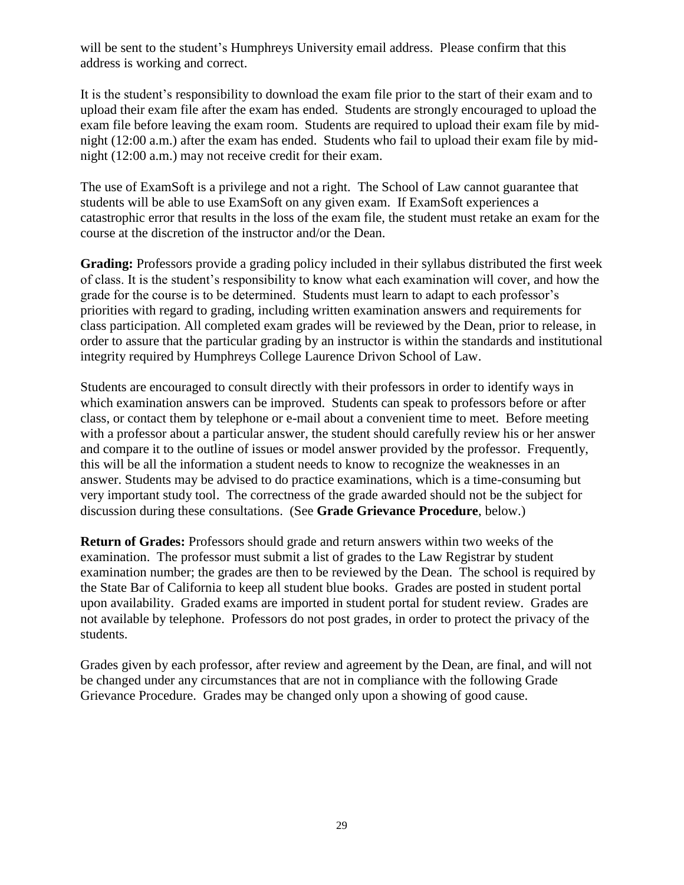will be sent to the student's Humphreys University email address. Please confirm that this address is working and correct.

It is the student's responsibility to download the exam file prior to the start of their exam and to upload their exam file after the exam has ended. Students are strongly encouraged to upload the exam file before leaving the exam room. Students are required to upload their exam file by midnight (12:00 a.m.) after the exam has ended. Students who fail to upload their exam file by midnight (12:00 a.m.) may not receive credit for their exam.

The use of ExamSoft is a privilege and not a right. The School of Law cannot guarantee that students will be able to use ExamSoft on any given exam. If ExamSoft experiences a catastrophic error that results in the loss of the exam file, the student must retake an exam for the course at the discretion of the instructor and/or the Dean.

**Grading:** Professors provide a grading policy included in their syllabus distributed the first week of class. It is the student's responsibility to know what each examination will cover, and how the grade for the course is to be determined. Students must learn to adapt to each professor's priorities with regard to grading, including written examination answers and requirements for class participation. All completed exam grades will be reviewed by the Dean, prior to release, in order to assure that the particular grading by an instructor is within the standards and institutional integrity required by Humphreys College Laurence Drivon School of Law.

Students are encouraged to consult directly with their professors in order to identify ways in which examination answers can be improved. Students can speak to professors before or after class, or contact them by telephone or e-mail about a convenient time to meet. Before meeting with a professor about a particular answer, the student should carefully review his or her answer and compare it to the outline of issues or model answer provided by the professor. Frequently, this will be all the information a student needs to know to recognize the weaknesses in an answer. Students may be advised to do practice examinations, which is a time-consuming but very important study tool. The correctness of the grade awarded should not be the subject for discussion during these consultations. (See **Grade Grievance Procedure**, below.)

**Return of Grades:** Professors should grade and return answers within two weeks of the examination. The professor must submit a list of grades to the Law Registrar by student examination number; the grades are then to be reviewed by the Dean. The school is required by the State Bar of California to keep all student blue books. Grades are posted in student portal upon availability. Graded exams are imported in student portal for student review. Grades are not available by telephone. Professors do not post grades, in order to protect the privacy of the students.

Grades given by each professor, after review and agreement by the Dean, are final, and will not be changed under any circumstances that are not in compliance with the following Grade Grievance Procedure. Grades may be changed only upon a showing of good cause.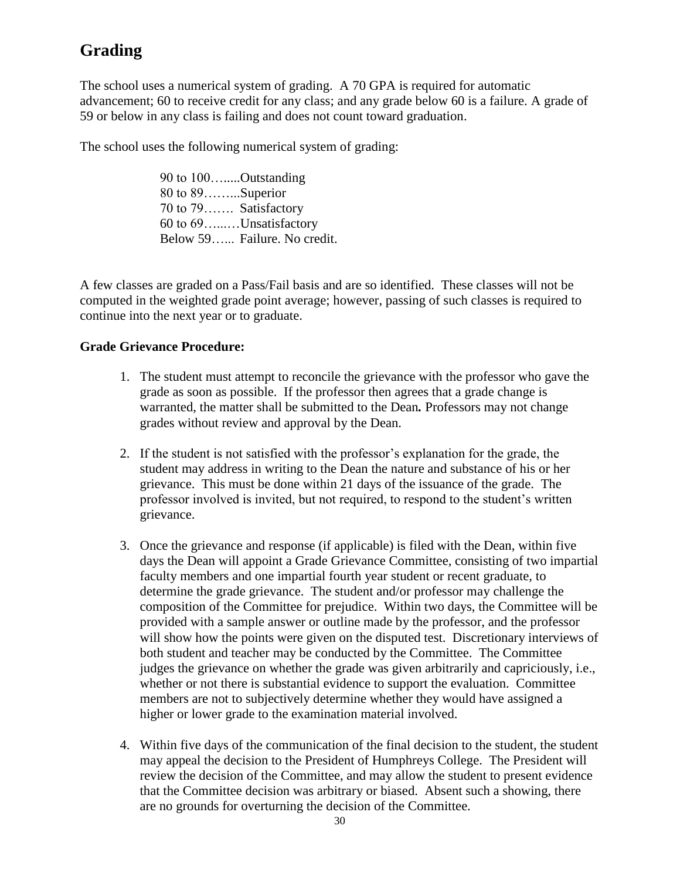## Grading

The school uses a numerical system of grading. A 70 GPA is required for automatic advancement; 60 to receive credit for any class; and any grade below 60 is a failure. A grade of 59 or below in any class is failing and does not count toward graduation.

The school uses the following numerical system of grading:

90 to 100….....Outstanding  
80 to 89……...Superior  
70 to 79……. Satisfactory  
60 to 69…...…Unsatisfactory  
Below 59…... Failure. No credit.

A few classes are graded on a Pass/Fail basis and are so identified. These classes will not be computed in the weighted grade point average; however, passing of such classes is required to continue into the next year or to graduate.

**Grade Grievance Procedure:**

1. The student must attempt to reconcile the grievance with the professor who gave the grade as soon as possible. If the professor then agrees that a grade change is warranted, the matter shall be submitted to the Dean**.** Professors may not change grades without review and approval by the Dean.

2. If the student is not satisfied with the professor's explanation for the grade, the student may address in writing to the Dean the nature and substance of his or her grievance. This must be done within 21 days of the issuance of the grade. The professor involved is invited, but not required, to respond to the student's written grievance.

3. Once the grievance and response (if applicable) is filed with the Dean, within five days the Dean will appoint a Grade Grievance Committee, consisting of two impartial faculty members and one impartial fourth year student or recent graduate, to determine the grade grievance. The student and/or professor may challenge the composition of the Committee for prejudice. Within two days, the Committee will be provided with a sample answer or outline made by the professor, and the professor will show how the points were given on the disputed test. Discretionary interviews of both student and teacher may be conducted by the Committee. The Committee judges the grievance on whether the grade was given arbitrarily and capriciously, i.e., whether or not there is substantial evidence to support the evaluation. Committee members are not to subjectively determine whether they would have assigned a higher or lower grade to the examination material involved.

4. Within five days of the communication of the final decision to the student, the student may appeal the decision to the President of Humphreys College. The President will review the decision of the Committee, and may allow the student to present evidence that the Committee decision was arbitrary or biased. Absent such a showing, there are no grounds for overturning the decision of the Committee.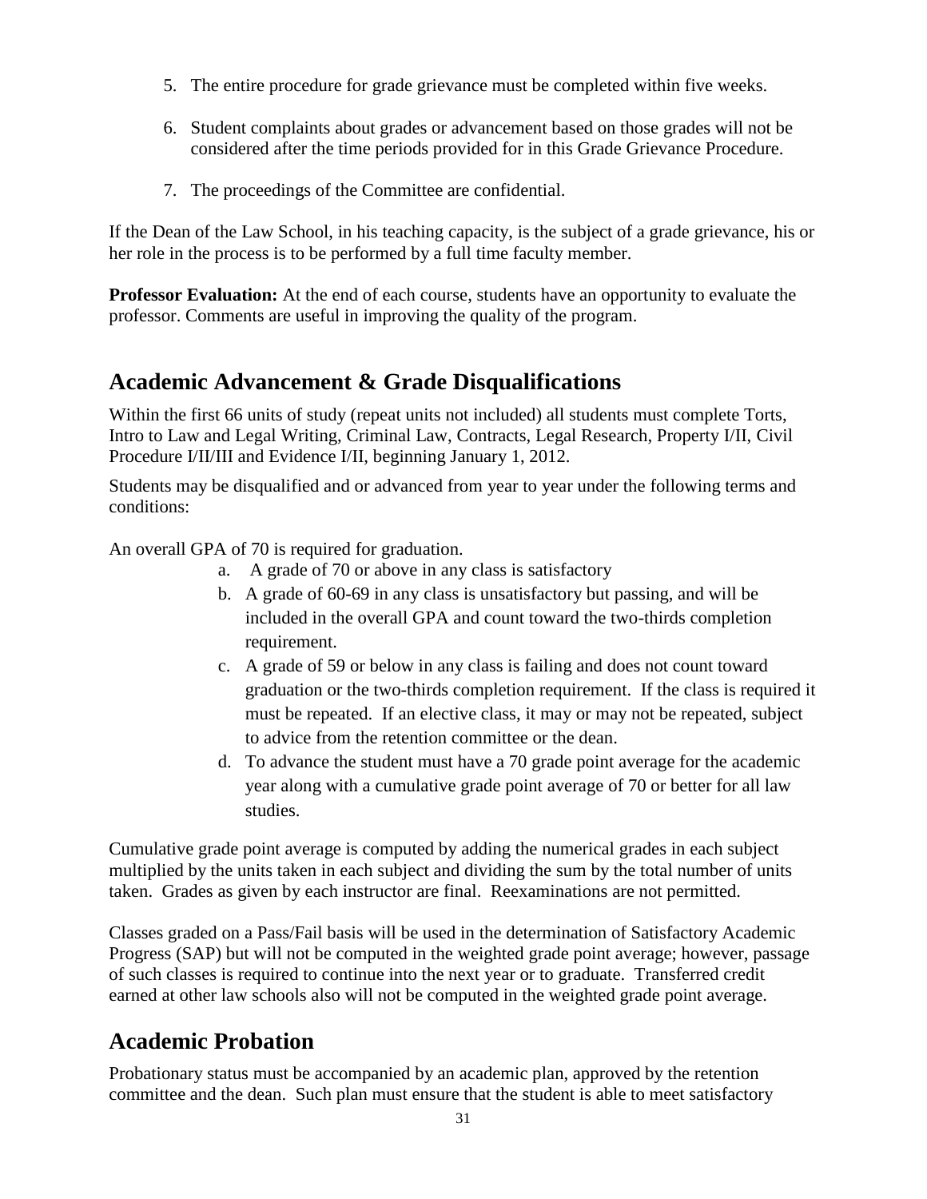5. The entire procedure for grade grievance must be completed within five weeks.

6. Student complaints about grades or advancement based on those grades will not be considered after the time periods provided for in this Grade Grievance Procedure.

7. The proceedings of the Committee are confidential.

If the Dean of the Law School, in his teaching capacity, is the subject of a grade grievance, his or her role in the process is to be performed by a full time faculty member.

**Professor Evaluation:** At the end of each course, students have an opportunity to evaluate the professor. Comments are useful in improving the quality of the program.

## Academic Advancement & Grade Disqualifications

Within the first 66 units of study (repeat units not included) all students must complete Torts, Intro to Law and Legal Writing, Criminal Law, Contracts, Legal Research, Property I/II, Civil Procedure I/II/III and Evidence I/II, beginning January 1, 2012.

Students may be disqualified and or advanced from year to year under the following terms and conditions:

An overall GPA of 70 is required for graduation.

a. A grade of 70 or above in any class is satisfactory
b. A grade of 60-69 in any class is unsatisfactory but passing, and will be included in the overall GPA and count toward the two-thirds completion requirement.
c. A grade of 59 or below in any class is failing and does not count toward graduation or the two-thirds completion requirement. If the class is required it must be repeated. If an elective class, it may or may not be repeated, subject to advice from the retention committee or the dean.
d. To advance the student must have a 70 grade point average for the academic year along with a cumulative grade point average of 70 or better for all law studies.

Cumulative grade point average is computed by adding the numerical grades in each subject multiplied by the units taken in each subject and dividing the sum by the total number of units taken. Grades as given by each instructor are final. Reexaminations are not permitted.

Classes graded on a Pass/Fail basis will be used in the determination of Satisfactory Academic Progress (SAP) but will not be computed in the weighted grade point average; however, passage of such classes is required to continue into the next year or to graduate. Transferred credit earned at other law schools also will not be computed in the weighted grade point average.

## Academic Probation

Probationary status must be accompanied by an academic plan, approved by the retention committee and the dean. Such plan must ensure that the student is able to meet satisfactory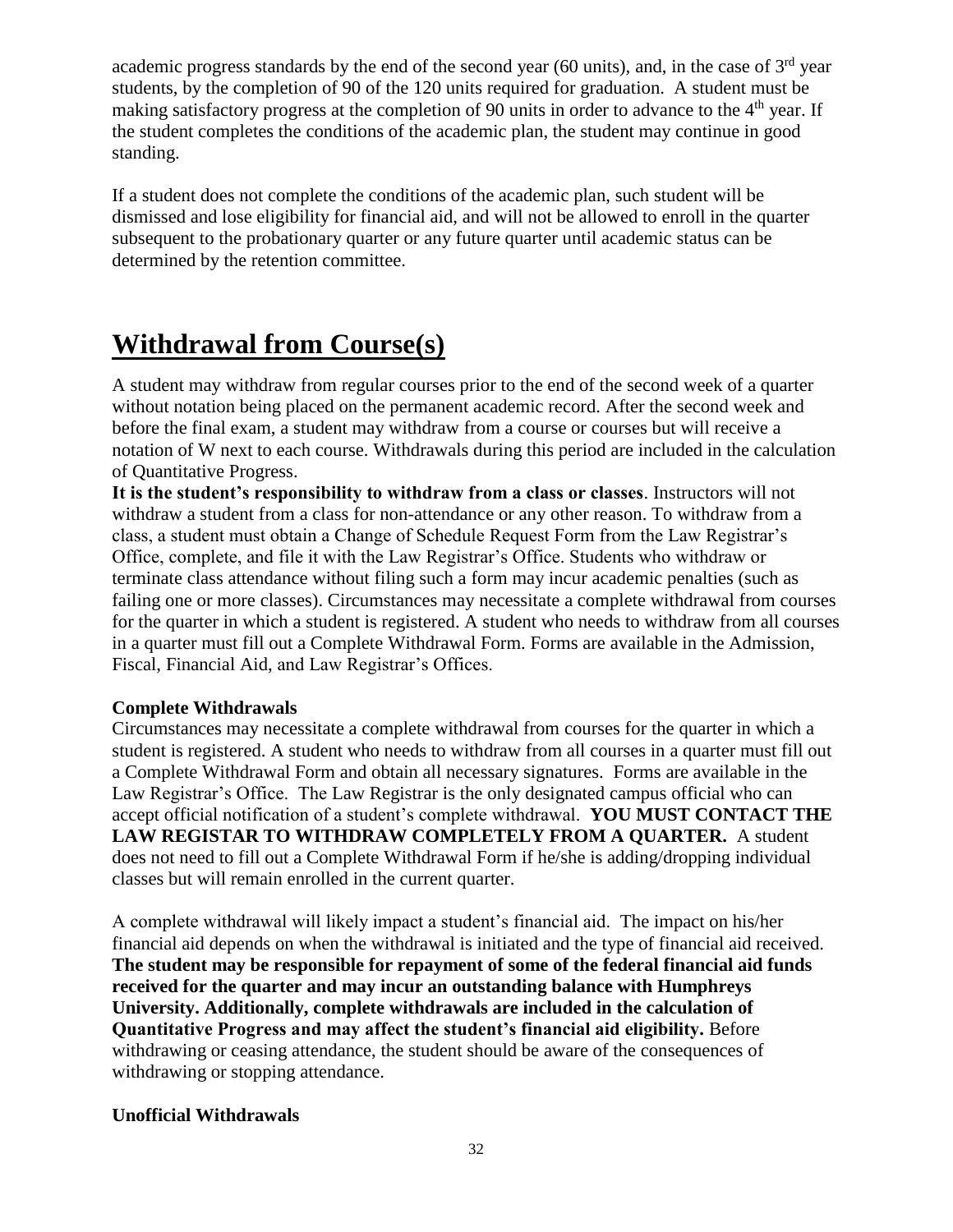academic progress standards by the end of the second year (60 units), and, in the case of 3rd year students, by the completion of 90 of the 120 units required for graduation. A student must be making satisfactory progress at the completion of 90 units in order to advance to the 4th year. If the student completes the conditions of the academic plan, the student may continue in good standing.

If a student does not complete the conditions of the academic plan, such student will be dismissed and lose eligibility for financial aid, and will not be allowed to enroll in the quarter subsequent to the probationary quarter or any future quarter until academic status can be determined by the retention committee.

# Withdrawal from Course(s)

A student may withdraw from regular courses prior to the end of the second week of a quarter without notation being placed on the permanent academic record. After the second week and before the final exam, a student may withdraw from a course or courses but will receive a notation of W next to each course. Withdrawals during this period are included in the calculation of Quantitative Progress.

**It is the student's responsibility to withdraw from a class or classes**. Instructors will not withdraw a student from a class for non-attendance or any other reason. To withdraw from a class, a student must obtain a Change of Schedule Request Form from the Law Registrar's Office, complete, and file it with the Law Registrar's Office. Students who withdraw or terminate class attendance without filing such a form may incur academic penalties (such as failing one or more classes). Circumstances may necessitate a complete withdrawal from courses for the quarter in which a student is registered. A student who needs to withdraw from all courses in a quarter must fill out a Complete Withdrawal Form. Forms are available in the Admission, Fiscal, Financial Aid, and Law Registrar's Offices.

### Complete Withdrawals

Circumstances may necessitate a complete withdrawal from courses for the quarter in which a student is registered. A student who needs to withdraw from all courses in a quarter must fill out a Complete Withdrawal Form and obtain all necessary signatures. Forms are available in the Law Registrar's Office. The Law Registrar is the only designated campus official who can accept official notification of a student's complete withdrawal. **YOU MUST CONTACT THE LAW REGISTAR TO WITHDRAW COMPLETELY FROM A QUARTER.** A student does not need to fill out a Complete Withdrawal Form if he/she is adding/dropping individual classes but will remain enrolled in the current quarter.

A complete withdrawal will likely impact a student's financial aid. The impact on his/her financial aid depends on when the withdrawal is initiated and the type of financial aid received. **The student may be responsible for repayment of some of the federal financial aid funds received for the quarter and may incur an outstanding balance with Humphreys University. Additionally, complete withdrawals are included in the calculation of Quantitative Progress and may affect the student's financial aid eligibility.** Before withdrawing or ceasing attendance, the student should be aware of the consequences of withdrawing or stopping attendance.

### Unofficial Withdrawals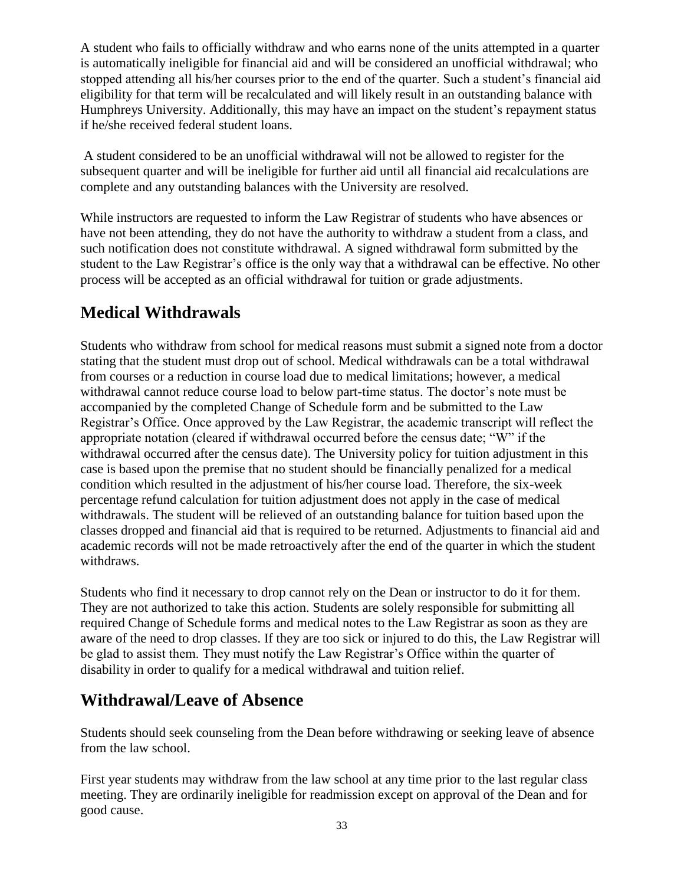A student who fails to officially withdraw and who earns none of the units attempted in a quarter is automatically ineligible for financial aid and will be considered an unofficial withdrawal; who stopped attending all his/her courses prior to the end of the quarter. Such a student's financial aid eligibility for that term will be recalculated and will likely result in an outstanding balance with Humphreys University. Additionally, this may have an impact on the student's repayment status if he/she received federal student loans.

A student considered to be an unofficial withdrawal will not be allowed to register for the subsequent quarter and will be ineligible for further aid until all financial aid recalculations are complete and any outstanding balances with the University are resolved.

While instructors are requested to inform the Law Registrar of students who have absences or have not been attending, they do not have the authority to withdraw a student from a class, and such notification does not constitute withdrawal. A signed withdrawal form submitted by the student to the Law Registrar's office is the only way that a withdrawal can be effective. No other process will be accepted as an official withdrawal for tuition or grade adjustments.

## Medical Withdrawals

Students who withdraw from school for medical reasons must submit a signed note from a doctor stating that the student must drop out of school. Medical withdrawals can be a total withdrawal from courses or a reduction in course load due to medical limitations; however, a medical withdrawal cannot reduce course load to below part-time status. The doctor's note must be accompanied by the completed Change of Schedule form and be submitted to the Law Registrar's Office. Once approved by the Law Registrar, the academic transcript will reflect the appropriate notation (cleared if withdrawal occurred before the census date; "W" if the withdrawal occurred after the census date). The University policy for tuition adjustment in this case is based upon the premise that no student should be financially penalized for a medical condition which resulted in the adjustment of his/her course load. Therefore, the six-week percentage refund calculation for tuition adjustment does not apply in the case of medical withdrawals. The student will be relieved of an outstanding balance for tuition based upon the classes dropped and financial aid that is required to be returned. Adjustments to financial aid and academic records will not be made retroactively after the end of the quarter in which the student withdraws.

Students who find it necessary to drop cannot rely on the Dean or instructor to do it for them. They are not authorized to take this action. Students are solely responsible for submitting all required Change of Schedule forms and medical notes to the Law Registrar as soon as they are aware of the need to drop classes. If they are too sick or injured to do this, the Law Registrar will be glad to assist them. They must notify the Law Registrar's Office within the quarter of disability in order to qualify for a medical withdrawal and tuition relief.

## Withdrawal/Leave of Absence

Students should seek counseling from the Dean before withdrawing or seeking leave of absence from the law school.

First year students may withdraw from the law school at any time prior to the last regular class meeting. They are ordinarily ineligible for readmission except on approval of the Dean and for good cause.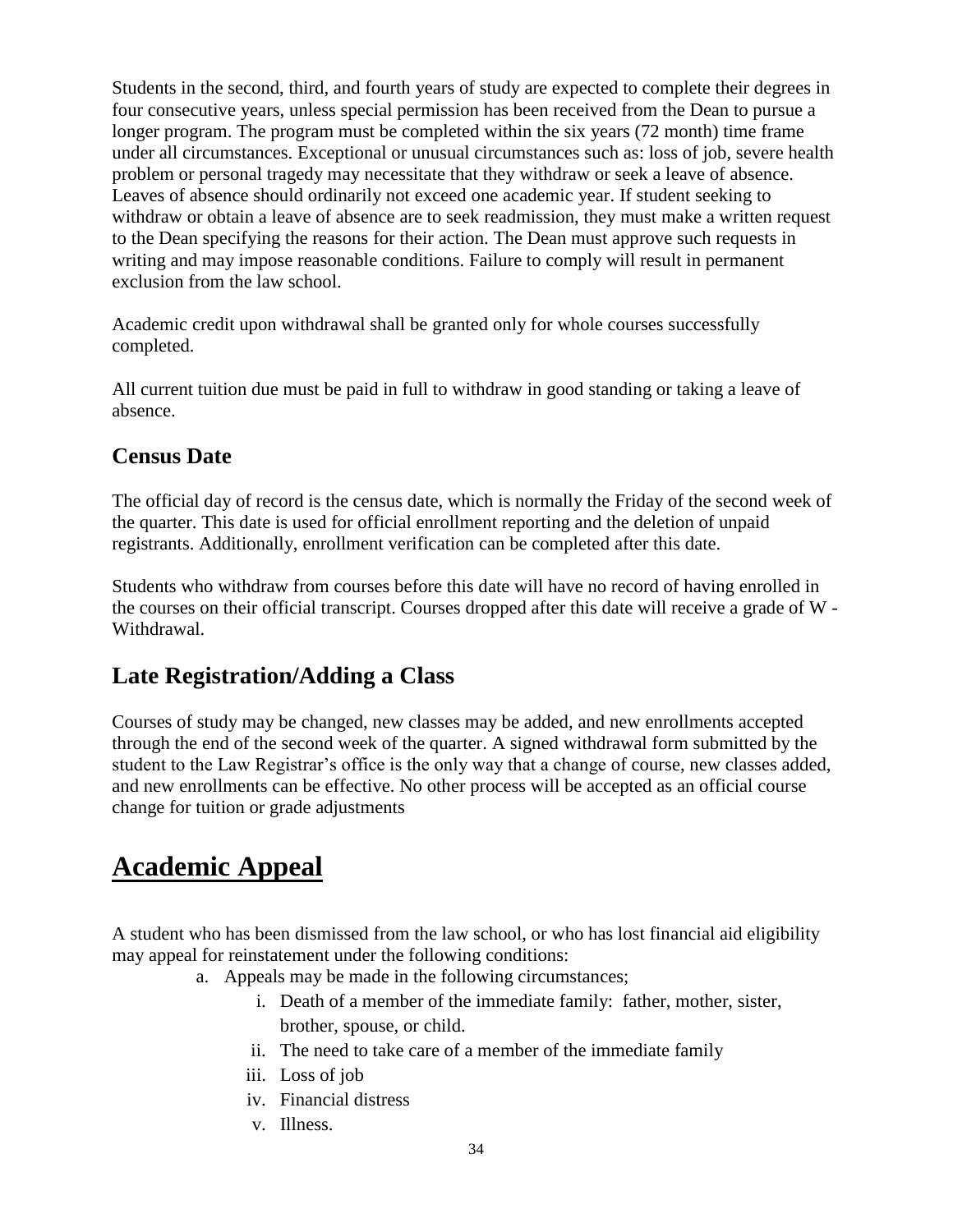Students in the second, third, and fourth years of study are expected to complete their degrees in four consecutive years, unless special permission has been received from the Dean to pursue a longer program. The program must be completed within the six years (72 month) time frame under all circumstances. Exceptional or unusual circumstances such as: loss of job, severe health problem or personal tragedy may necessitate that they withdraw or seek a leave of absence. Leaves of absence should ordinarily not exceed one academic year. If student seeking to withdraw or obtain a leave of absence are to seek readmission, they must make a written request to the Dean specifying the reasons for their action. The Dean must approve such requests in writing and may impose reasonable conditions. Failure to comply will result in permanent exclusion from the law school.

Academic credit upon withdrawal shall be granted only for whole courses successfully completed.

All current tuition due must be paid in full to withdraw in good standing or taking a leave of absence.

## Census Date

The official day of record is the census date, which is normally the Friday of the second week of the quarter. This date is used for official enrollment reporting and the deletion of unpaid registrants. Additionally, enrollment verification can be completed after this date.

Students who withdraw from courses before this date will have no record of having enrolled in the courses on their official transcript. Courses dropped after this date will receive a grade of W - Withdrawal.

## Late Registration/Adding a Class

Courses of study may be changed, new classes may be added, and new enrollments accepted through the end of the second week of the quarter. A signed withdrawal form submitted by the student to the Law Registrar's office is the only way that a change of course, new classes added, and new enrollments can be effective. No other process will be accepted as an official course change for tuition or grade adjustments

# Academic Appeal

A student who has been dismissed from the law school, or who has lost financial aid eligibility may appeal for reinstatement under the following conditions:

a. Appeals may be made in the following circumstances;
   i. Death of a member of the immediate family: father, mother, sister, brother, spouse, or child.
   ii. The need to take care of a member of the immediate family
   iii. Loss of job
   iv. Financial distress
   v. Illness.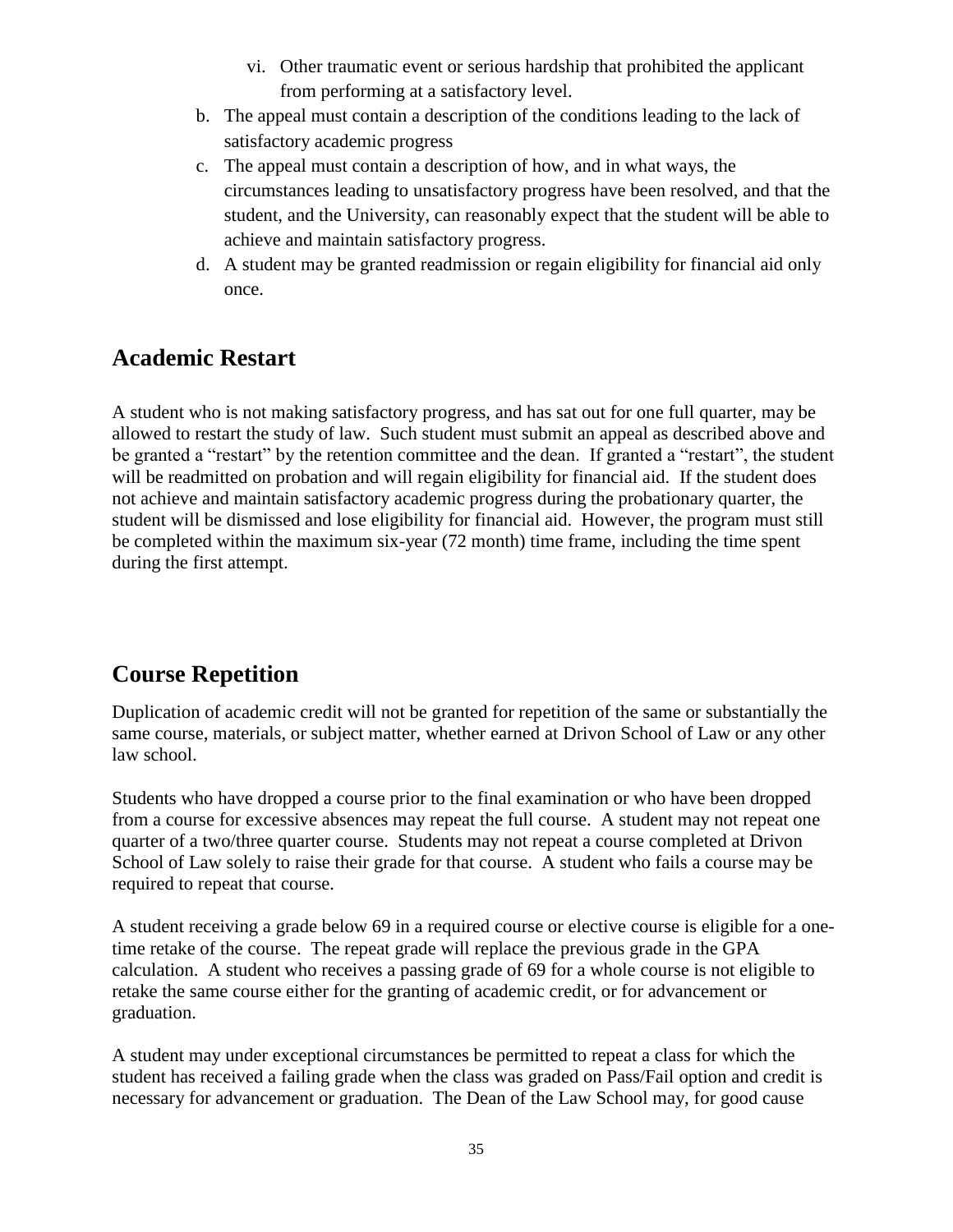vi. Other traumatic event or serious hardship that prohibited the applicant from performing at a satisfactory level.

b. The appeal must contain a description of the conditions leading to the lack of satisfactory academic progress
c. The appeal must contain a description of how, and in what ways, the circumstances leading to unsatisfactory progress have been resolved, and that the student, and the University, can reasonably expect that the student will be able to achieve and maintain satisfactory progress.
d. A student may be granted readmission or regain eligibility for financial aid only once.

## Academic Restart

A student who is not making satisfactory progress, and has sat out for one full quarter, may be allowed to restart the study of law. Such student must submit an appeal as described above and be granted a "restart" by the retention committee and the dean. If granted a "restart", the student will be readmitted on probation and will regain eligibility for financial aid. If the student does not achieve and maintain satisfactory academic progress during the probationary quarter, the student will be dismissed and lose eligibility for financial aid. However, the program must still be completed within the maximum six-year (72 month) time frame, including the time spent during the first attempt.

## Course Repetition

Duplication of academic credit will not be granted for repetition of the same or substantially the same course, materials, or subject matter, whether earned at Drivon School of Law or any other law school.

Students who have dropped a course prior to the final examination or who have been dropped from a course for excessive absences may repeat the full course. A student may not repeat one quarter of a two/three quarter course. Students may not repeat a course completed at Drivon School of Law solely to raise their grade for that course. A student who fails a course may be required to repeat that course.

A student receiving a grade below 69 in a required course or elective course is eligible for a one-time retake of the course. The repeat grade will replace the previous grade in the GPA calculation. A student who receives a passing grade of 69 for a whole course is not eligible to retake the same course either for the granting of academic credit, or for advancement or graduation.

A student may under exceptional circumstances be permitted to repeat a class for which the student has received a failing grade when the class was graded on Pass/Fail option and credit is necessary for advancement or graduation. The Dean of the Law School may, for good cause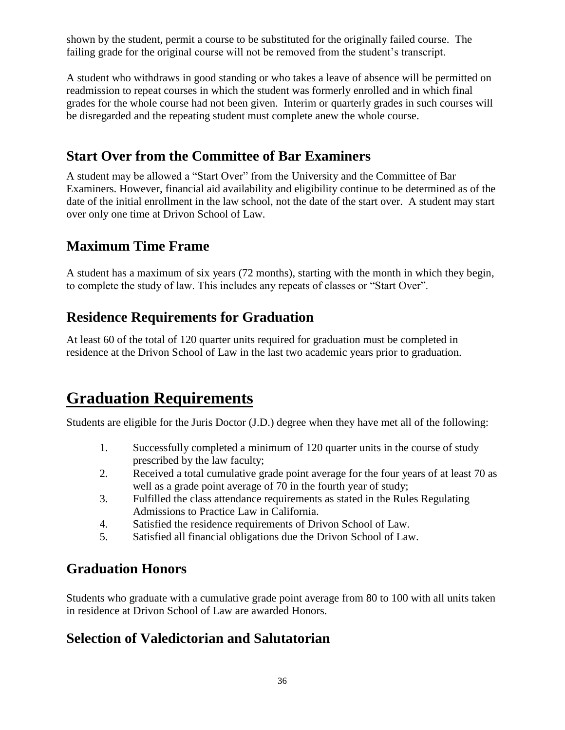shown by the student, permit a course to be substituted for the originally failed course. The failing grade for the original course will not be removed from the student's transcript.

A student who withdraws in good standing or who takes a leave of absence will be permitted on readmission to repeat courses in which the student was formerly enrolled and in which final grades for the whole course had not been given. Interim or quarterly grades in such courses will be disregarded and the repeating student must complete anew the whole course.

## Start Over from the Committee of Bar Examiners

A student may be allowed a "Start Over" from the University and the Committee of Bar Examiners. However, financial aid availability and eligibility continue to be determined as of the date of the initial enrollment in the law school, not the date of the start over. A student may start over only one time at Drivon School of Law.

## Maximum Time Frame

A student has a maximum of six years (72 months), starting with the month in which they begin, to complete the study of law. This includes any repeats of classes or "Start Over".

## Residence Requirements for Graduation

At least 60 of the total of 120 quarter units required for graduation must be completed in residence at the Drivon School of Law in the last two academic years prior to graduation.

# Graduation Requirements

Students are eligible for the Juris Doctor (J.D.) degree when they have met all of the following:

1. Successfully completed a minimum of 120 quarter units in the course of study prescribed by the law faculty;
2. Received a total cumulative grade point average for the four years of at least 70 as well as a grade point average of 70 in the fourth year of study;
3. Fulfilled the class attendance requirements as stated in the Rules Regulating Admissions to Practice Law in California.
4. Satisfied the residence requirements of Drivon School of Law.
5. Satisfied all financial obligations due the Drivon School of Law.

## Graduation Honors

Students who graduate with a cumulative grade point average from 80 to 100 with all units taken in residence at Drivon School of Law are awarded Honors.

## Selection of Valedictorian and Salutatorian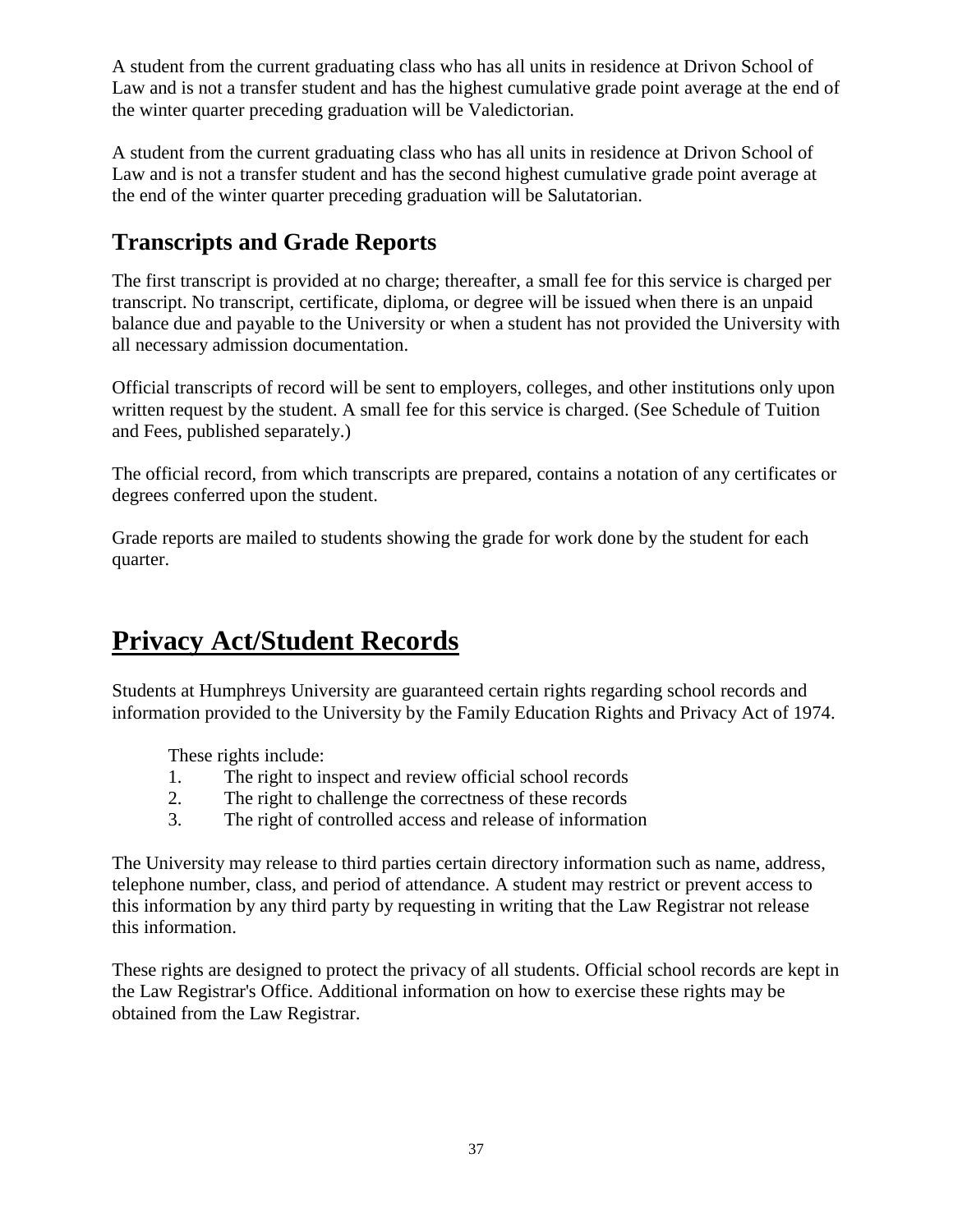A student from the current graduating class who has all units in residence at Drivon School of Law and is not a transfer student and has the highest cumulative grade point average at the end of the winter quarter preceding graduation will be Valedictorian.

A student from the current graduating class who has all units in residence at Drivon School of Law and is not a transfer student and has the second highest cumulative grade point average at the end of the winter quarter preceding graduation will be Salutatorian.

## Transcripts and Grade Reports

The first transcript is provided at no charge; thereafter, a small fee for this service is charged per transcript. No transcript, certificate, diploma, or degree will be issued when there is an unpaid balance due and payable to the University or when a student has not provided the University with all necessary admission documentation.

Official transcripts of record will be sent to employers, colleges, and other institutions only upon written request by the student. A small fee for this service is charged. (See Schedule of Tuition and Fees, published separately.)

The official record, from which transcripts are prepared, contains a notation of any certificates or degrees conferred upon the student.

Grade reports are mailed to students showing the grade for work done by the student for each quarter.

# Privacy Act/Student Records

Students at Humphreys University are guaranteed certain rights regarding school records and information provided to the University by the Family Education Rights and Privacy Act of 1974.

These rights include:

1. The right to inspect and review official school records
2. The right to challenge the correctness of these records
3. The right of controlled access and release of information

The University may release to third parties certain directory information such as name, address, telephone number, class, and period of attendance. A student may restrict or prevent access to this information by any third party by requesting in writing that the Law Registrar not release this information.

These rights are designed to protect the privacy of all students. Official school records are kept in the Law Registrar's Office. Additional information on how to exercise these rights may be obtained from the Law Registrar.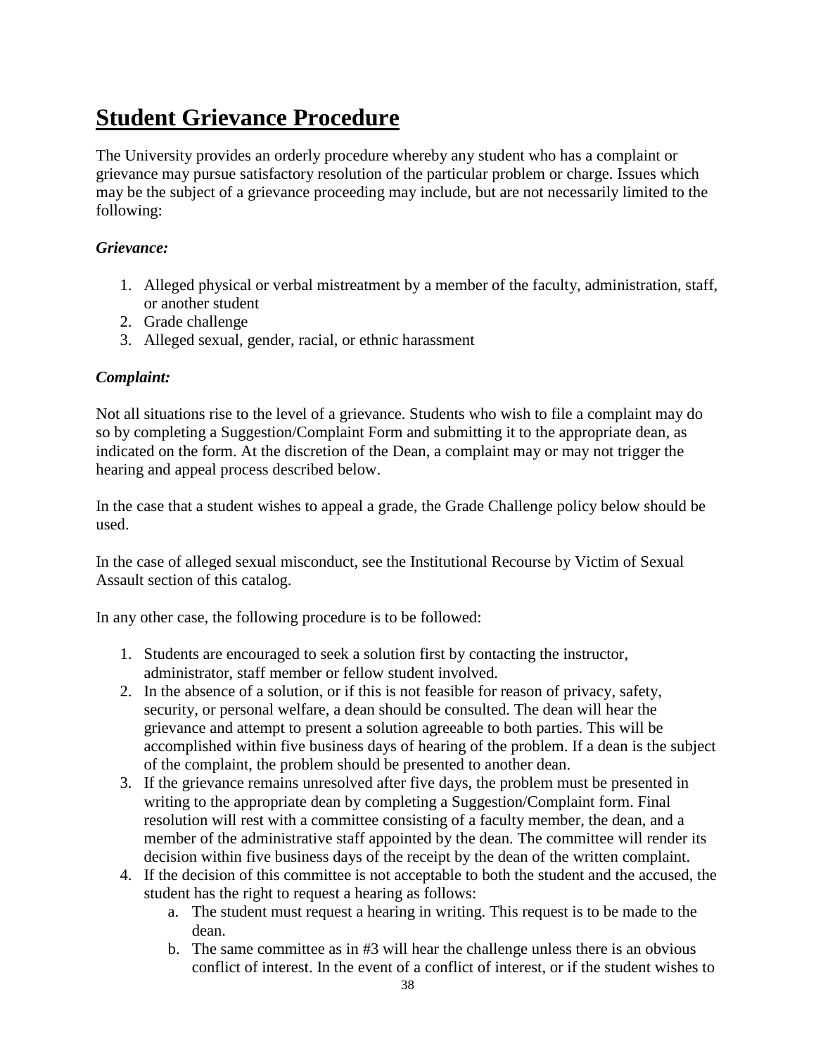# Student Grievance Procedure

The University provides an orderly procedure whereby any student who has a complaint or grievance may pursue satisfactory resolution of the particular problem or charge. Issues which may be the subject of a grievance proceeding may include, but are not necessarily limited to the following:

***Grievance:***

1. Alleged physical or verbal mistreatment by a member of the faculty, administration, staff, or another student
2. Grade challenge
3. Alleged sexual, gender, racial, or ethnic harassment

***Complaint:***

Not all situations rise to the level of a grievance. Students who wish to file a complaint may do so by completing a Suggestion/Complaint Form and submitting it to the appropriate dean, as indicated on the form. At the discretion of the Dean, a complaint may or may not trigger the hearing and appeal process described below.

In the case that a student wishes to appeal a grade, the Grade Challenge policy below should be used.

In the case of alleged sexual misconduct, see the Institutional Recourse by Victim of Sexual Assault section of this catalog.

In any other case, the following procedure is to be followed:

1. Students are encouraged to seek a solution first by contacting the instructor, administrator, staff member or fellow student involved.
2. In the absence of a solution, or if this is not feasible for reason of privacy, safety, security, or personal welfare, a dean should be consulted. The dean will hear the grievance and attempt to present a solution agreeable to both parties. This will be accomplished within five business days of hearing of the problem. If a dean is the subject of the complaint, the problem should be presented to another dean.
3. If the grievance remains unresolved after five days, the problem must be presented in writing to the appropriate dean by completing a Suggestion/Complaint form. Final resolution will rest with a committee consisting of a faculty member, the dean, and a member of the administrative staff appointed by the dean. The committee will render its decision within five business days of the receipt by the dean of the written complaint.
4. If the decision of this committee is not acceptable to both the student and the accused, the student has the right to request a hearing as follows:
    a. The student must request a hearing in writing. This request is to be made to the dean.
    b. The same committee as in #3 will hear the challenge unless there is an obvious conflict of interest. In the event of a conflict of interest, or if the student wishes to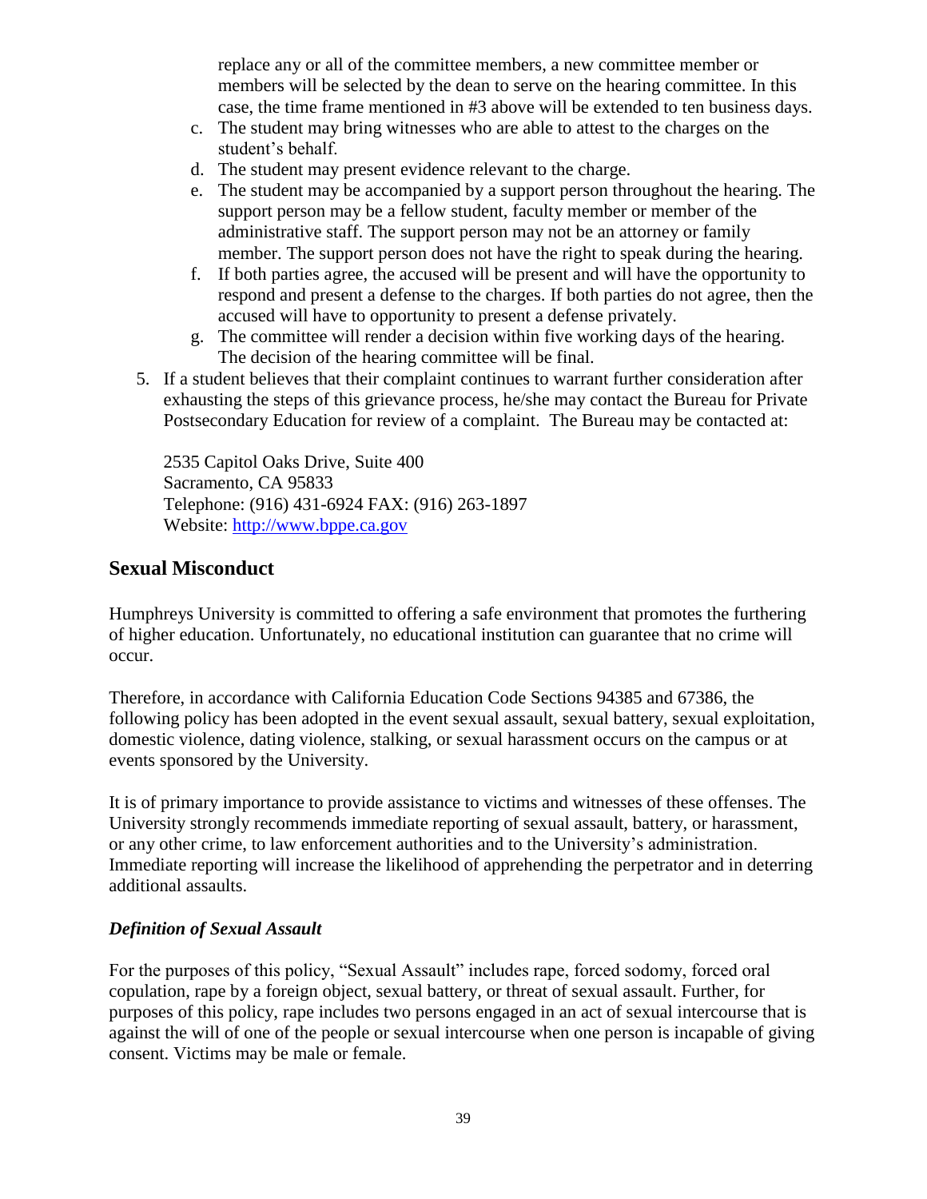replace any or all of the committee members, a new committee member or members will be selected by the dean to serve on the hearing committee. In this case, the time frame mentioned in #3 above will be extended to ten business days.

c. The student may bring witnesses who are able to attest to the charges on the student's behalf.
d. The student may present evidence relevant to the charge.
e. The student may be accompanied by a support person throughout the hearing. The support person may be a fellow student, faculty member or member of the administrative staff. The support person may not be an attorney or family member. The support person does not have the right to speak during the hearing.
f. If both parties agree, the accused will be present and will have the opportunity to respond and present a defense to the charges. If both parties do not agree, then the accused will have to opportunity to present a defense privately.
g. The committee will render a decision within five working days of the hearing. The decision of the hearing committee will be final.

5. If a student believes that their complaint continues to warrant further consideration after exhausting the steps of this grievance process, he/she may contact the Bureau for Private Postsecondary Education for review of a complaint. The Bureau may be contacted at:

   2535 Capitol Oaks Drive, Suite 400
   Sacramento, CA 95833
   Telephone: (916) 431-6924 FAX: (916) 263-1897
   Website: [http://www.bppe.ca.gov](http://www.bppe.ca.gov)

## Sexual Misconduct

Humphreys University is committed to offering a safe environment that promotes the furthering of higher education. Unfortunately, no educational institution can guarantee that no crime will occur.

Therefore, in accordance with California Education Code Sections 94385 and 67386, the following policy has been adopted in the event sexual assault, sexual battery, sexual exploitation, domestic violence, dating violence, stalking, or sexual harassment occurs on the campus or at events sponsored by the University.

It is of primary importance to provide assistance to victims and witnesses of these offenses. The University strongly recommends immediate reporting of sexual assault, battery, or harassment, or any other crime, to law enforcement authorities and to the University's administration. Immediate reporting will increase the likelihood of apprehending the perpetrator and in deterring additional assaults.

### *Definition of Sexual Assault*

For the purposes of this policy, "Sexual Assault" includes rape, forced sodomy, forced oral copulation, rape by a foreign object, sexual battery, or threat of sexual assault. Further, for purposes of this policy, rape includes two persons engaged in an act of sexual intercourse that is against the will of one of the people or sexual intercourse when one person is incapable of giving consent. Victims may be male or female.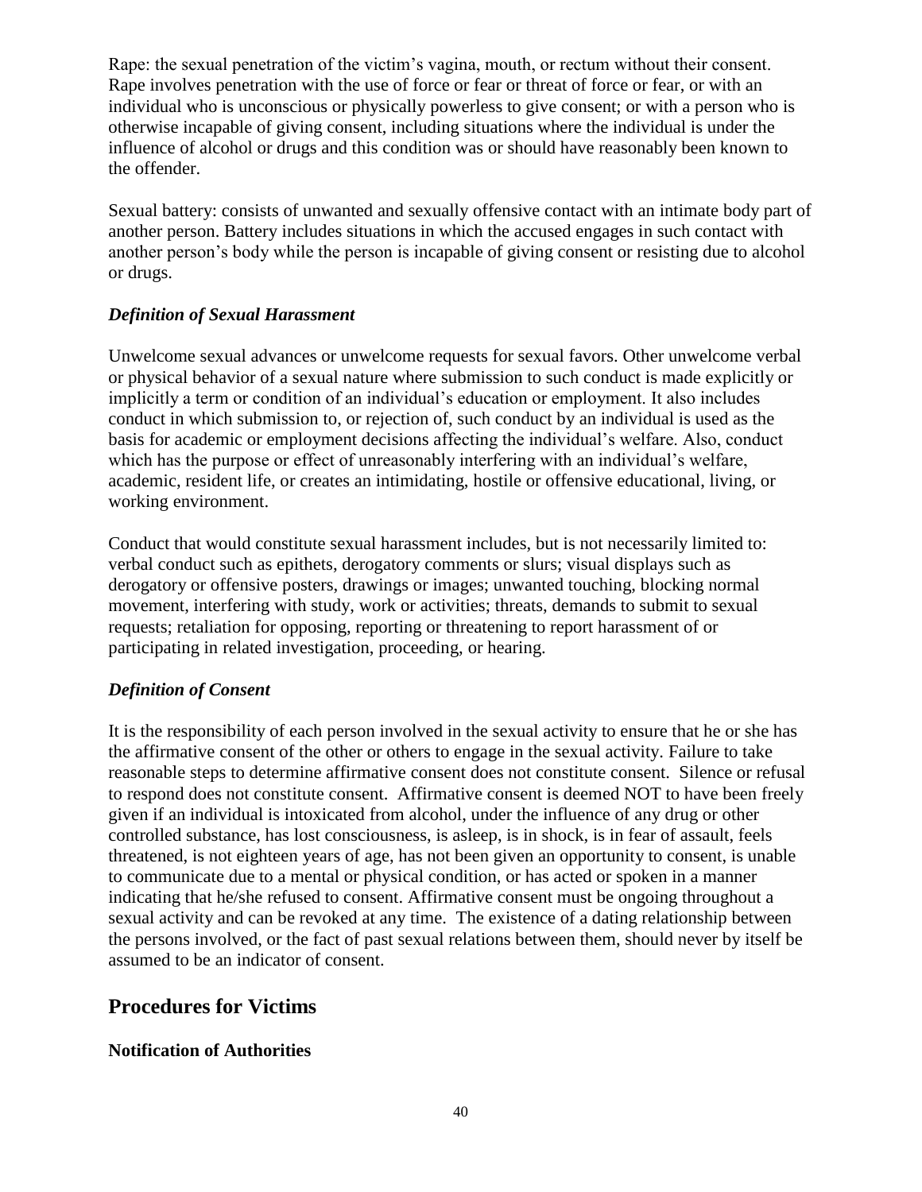Rape: the sexual penetration of the victim's vagina, mouth, or rectum without their consent. Rape involves penetration with the use of force or fear or threat of force or fear, or with an individual who is unconscious or physically powerless to give consent; or with a person who is otherwise incapable of giving consent, including situations where the individual is under the influence of alcohol or drugs and this condition was or should have reasonably been known to the offender.

Sexual battery: consists of unwanted and sexually offensive contact with an intimate body part of another person. Battery includes situations in which the accused engages in such contact with another person's body while the person is incapable of giving consent or resisting due to alcohol or drugs.

### *Definition of Sexual Harassment*

Unwelcome sexual advances or unwelcome requests for sexual favors. Other unwelcome verbal or physical behavior of a sexual nature where submission to such conduct is made explicitly or implicitly a term or condition of an individual's education or employment. It also includes conduct in which submission to, or rejection of, such conduct by an individual is used as the basis for academic or employment decisions affecting the individual's welfare. Also, conduct which has the purpose or effect of unreasonably interfering with an individual's welfare, academic, resident life, or creates an intimidating, hostile or offensive educational, living, or working environment.

Conduct that would constitute sexual harassment includes, but is not necessarily limited to: verbal conduct such as epithets, derogatory comments or slurs; visual displays such as derogatory or offensive posters, drawings or images; unwanted touching, blocking normal movement, interfering with study, work or activities; threats, demands to submit to sexual requests; retaliation for opposing, reporting or threatening to report harassment of or participating in related investigation, proceeding, or hearing.

### *Definition of Consent*

It is the responsibility of each person involved in the sexual activity to ensure that he or she has the affirmative consent of the other or others to engage in the sexual activity. Failure to take reasonable steps to determine affirmative consent does not constitute consent. Silence or refusal to respond does not constitute consent. Affirmative consent is deemed NOT to have been freely given if an individual is intoxicated from alcohol, under the influence of any drug or other controlled substance, has lost consciousness, is asleep, is in shock, is in fear of assault, feels threatened, is not eighteen years of age, has not been given an opportunity to consent, is unable to communicate due to a mental or physical condition, or has acted or spoken in a manner indicating that he/she refused to consent. Affirmative consent must be ongoing throughout a sexual activity and can be revoked at any time. The existence of a dating relationship between the persons involved, or the fact of past sexual relations between them, should never by itself be assumed to be an indicator of consent.

## Procedures for Victims

### Notification of Authorities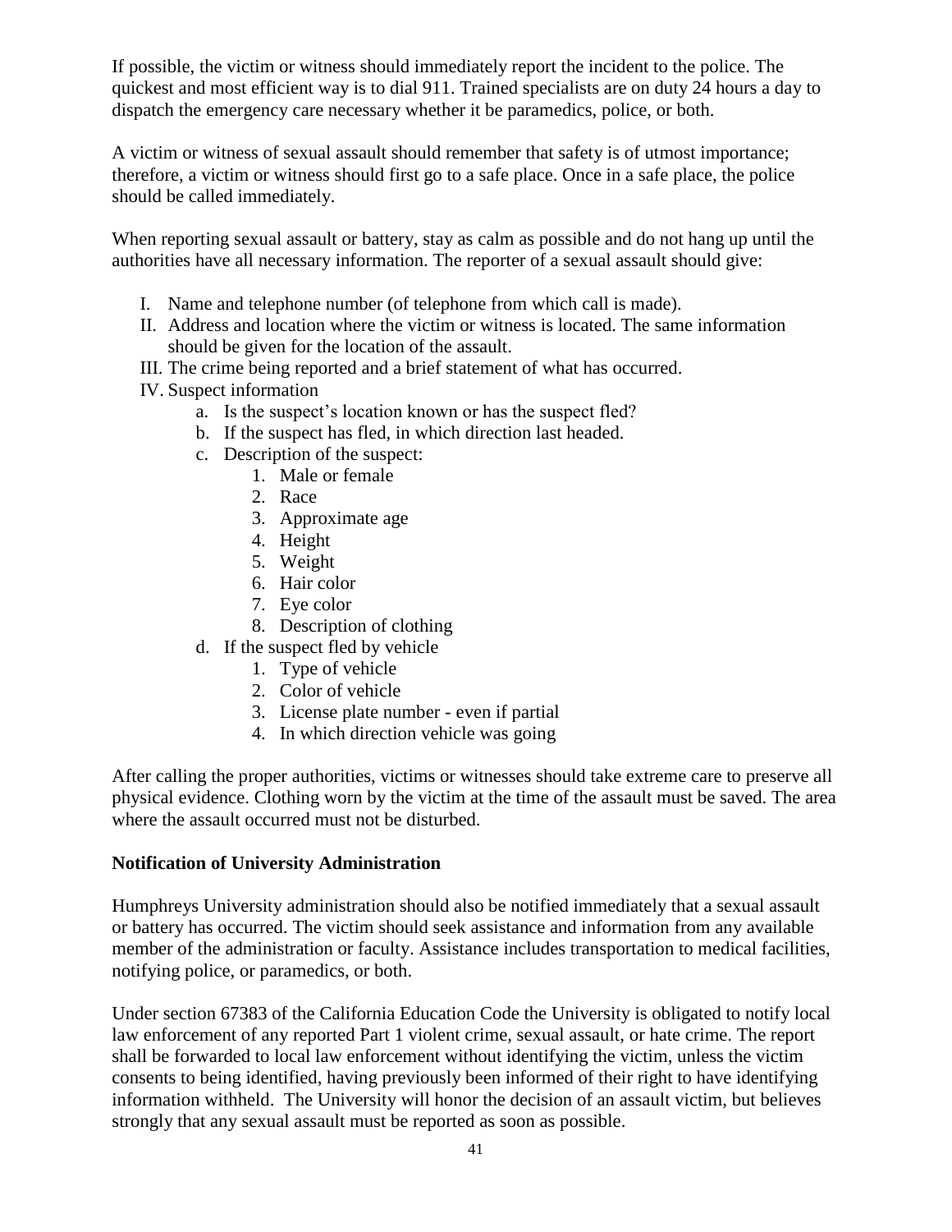If possible, the victim or witness should immediately report the incident to the police. The quickest and most efficient way is to dial 911. Trained specialists are on duty 24 hours a day to dispatch the emergency care necessary whether it be paramedics, police, or both.

A victim or witness of sexual assault should remember that safety is of utmost importance; therefore, a victim or witness should first go to a safe place. Once in a safe place, the police should be called immediately.

When reporting sexual assault or battery, stay as calm as possible and do not hang up until the authorities have all necessary information. The reporter of a sexual assault should give:

I. Name and telephone number (of telephone from which call is made).
II. Address and location where the victim or witness is located. The same information should be given for the location of the assault.
III. The crime being reported and a brief statement of what has occurred.
IV. Suspect information
    a. Is the suspect's location known or has the suspect fled?
    b. If the suspect has fled, in which direction last headed.
    c. Description of the suspect:
        1. Male or female
        2. Race
        3. Approximate age
        4. Height
        5. Weight
        6. Hair color
        7. Eye color
        8. Description of clothing
    d. If the suspect fled by vehicle
        1. Type of vehicle
        2. Color of vehicle
        3. License plate number - even if partial
        4. In which direction vehicle was going

After calling the proper authorities, victims or witnesses should take extreme care to preserve all physical evidence. Clothing worn by the victim at the time of the assault must be saved. The area where the assault occurred must not be disturbed.

**Notification of University Administration**

Humphreys University administration should also be notified immediately that a sexual assault or battery has occurred. The victim should seek assistance and information from any available member of the administration or faculty. Assistance includes transportation to medical facilities, notifying police, or paramedics, or both.

Under section 67383 of the California Education Code the University is obligated to notify local law enforcement of any reported Part 1 violent crime, sexual assault, or hate crime. The report shall be forwarded to local law enforcement without identifying the victim, unless the victim consents to being identified, having previously been informed of their right to have identifying information withheld. The University will honor the decision of an assault victim, but believes strongly that any sexual assault must be reported as soon as possible.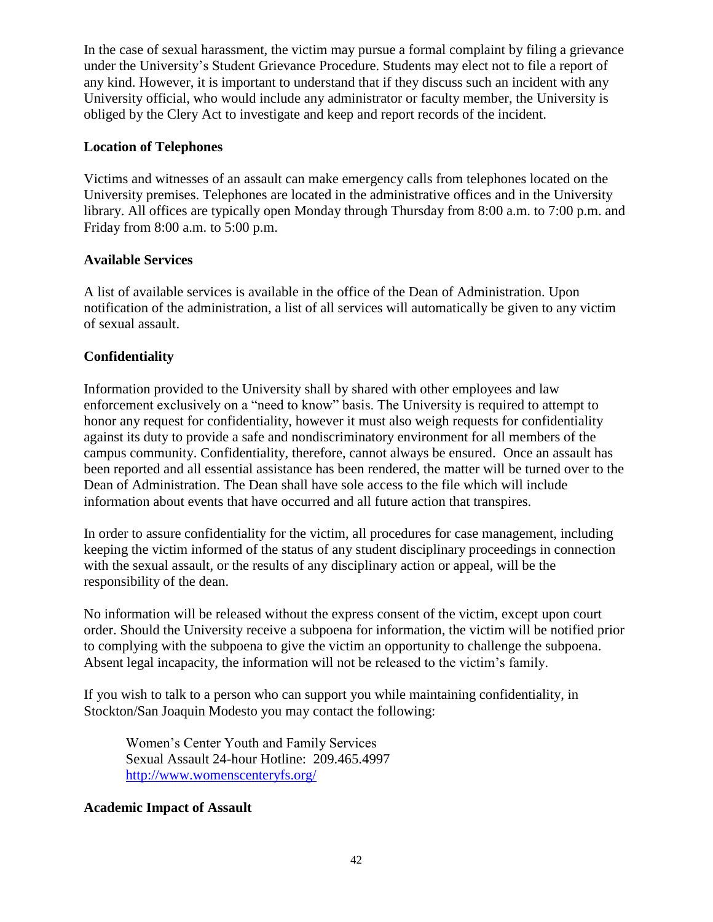In the case of sexual harassment, the victim may pursue a formal complaint by filing a grievance under the University's Student Grievance Procedure. Students may elect not to file a report of any kind. However, it is important to understand that if they discuss such an incident with any University official, who would include any administrator or faculty member, the University is obliged by the Clery Act to investigate and keep and report records of the incident.

**Location of Telephones**

Victims and witnesses of an assault can make emergency calls from telephones located on the University premises. Telephones are located in the administrative offices and in the University library. All offices are typically open Monday through Thursday from 8:00 a.m. to 7:00 p.m. and Friday from 8:00 a.m. to 5:00 p.m.

**Available Services**

A list of available services is available in the office of the Dean of Administration. Upon notification of the administration, a list of all services will automatically be given to any victim of sexual assault.

**Confidentiality**

Information provided to the University shall by shared with other employees and law enforcement exclusively on a "need to know" basis. The University is required to attempt to honor any request for confidentiality, however it must also weigh requests for confidentiality against its duty to provide a safe and nondiscriminatory environment for all members of the campus community. Confidentiality, therefore, cannot always be ensured. Once an assault has been reported and all essential assistance has been rendered, the matter will be turned over to the Dean of Administration. The Dean shall have sole access to the file which will include information about events that have occurred and all future action that transpires.

In order to assure confidentiality for the victim, all procedures for case management, including keeping the victim informed of the status of any student disciplinary proceedings in connection with the sexual assault, or the results of any disciplinary action or appeal, will be the responsibility of the dean.

No information will be released without the express consent of the victim, except upon court order. Should the University receive a subpoena for information, the victim will be notified prior to complying with the subpoena to give the victim an opportunity to challenge the subpoena. Absent legal incapacity, the information will not be released to the victim's family.

If you wish to talk to a person who can support you while maintaining confidentiality, in Stockton/San Joaquin Modesto you may contact the following:

> Women's Center Youth and Family Services
> Sexual Assault 24-hour Hotline: 209.465.4997
> http://www.womenscenteryfs.org/

**Academic Impact of Assault**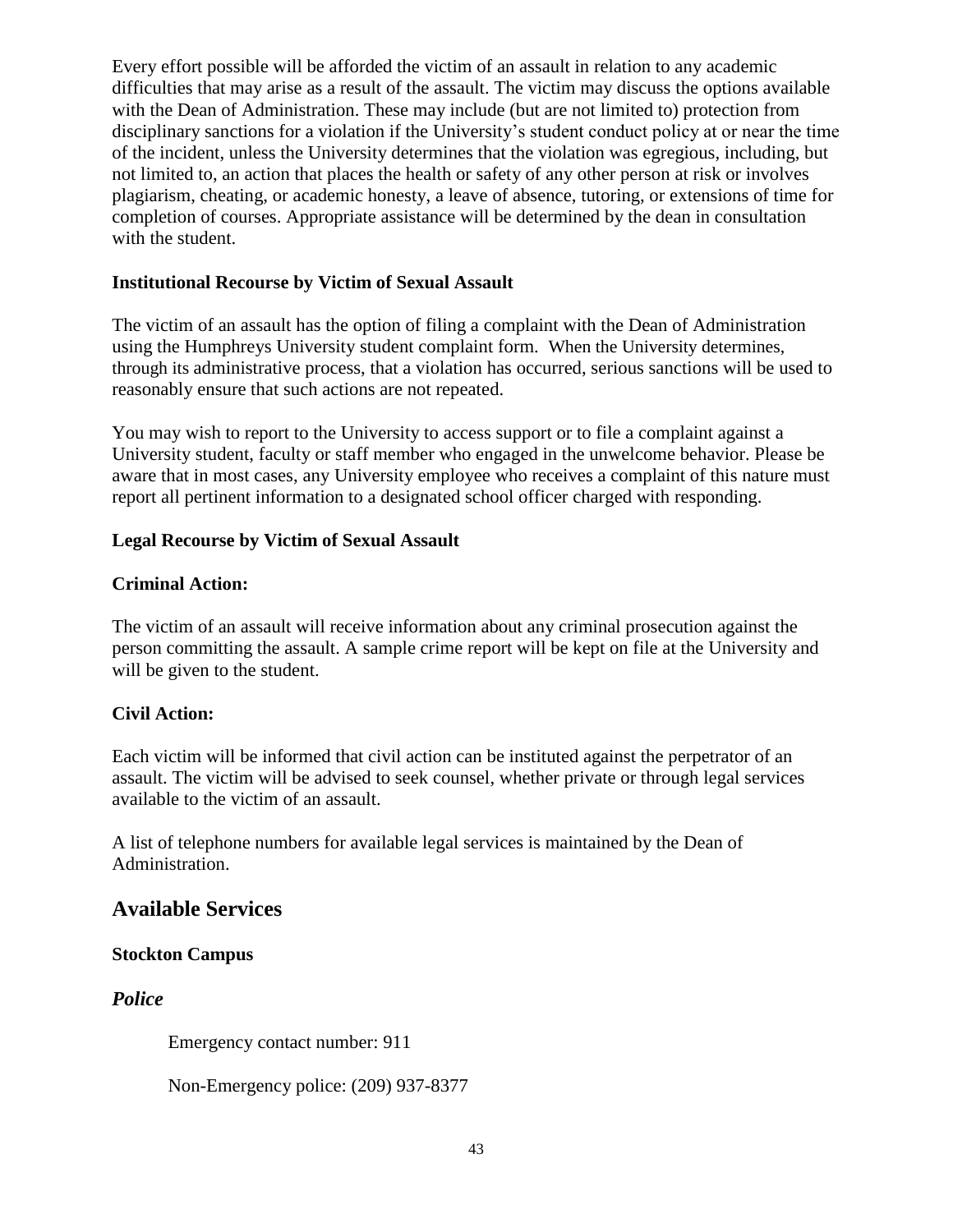Every effort possible will be afforded the victim of an assault in relation to any academic difficulties that may arise as a result of the assault. The victim may discuss the options available with the Dean of Administration. These may include (but are not limited to) protection from disciplinary sanctions for a violation if the University's student conduct policy at or near the time of the incident, unless the University determines that the violation was egregious, including, but not limited to, an action that places the health or safety of any other person at risk or involves plagiarism, cheating, or academic honesty, a leave of absence, tutoring, or extensions of time for completion of courses. Appropriate assistance will be determined by the dean in consultation with the student.

**Institutional Recourse by Victim of Sexual Assault**

The victim of an assault has the option of filing a complaint with the Dean of Administration using the Humphreys University student complaint form. When the University determines, through its administrative process, that a violation has occurred, serious sanctions will be used to reasonably ensure that such actions are not repeated.

You may wish to report to the University to access support or to file a complaint against a University student, faculty or staff member who engaged in the unwelcome behavior. Please be aware that in most cases, any University employee who receives a complaint of this nature must report all pertinent information to a designated school officer charged with responding.

**Legal Recourse by Victim of Sexual Assault**

**Criminal Action:**

The victim of an assault will receive information about any criminal prosecution against the person committing the assault. A sample crime report will be kept on file at the University and will be given to the student.

**Civil Action:**

Each victim will be informed that civil action can be instituted against the perpetrator of an assault. The victim will be advised to seek counsel, whether private or through legal services available to the victim of an assault.

A list of telephone numbers for available legal services is maintained by the Dean of Administration.

## Available Services

**Stockton Campus**

### *Police*

Emergency contact number: 911

Non-Emergency police: (209) 937-8377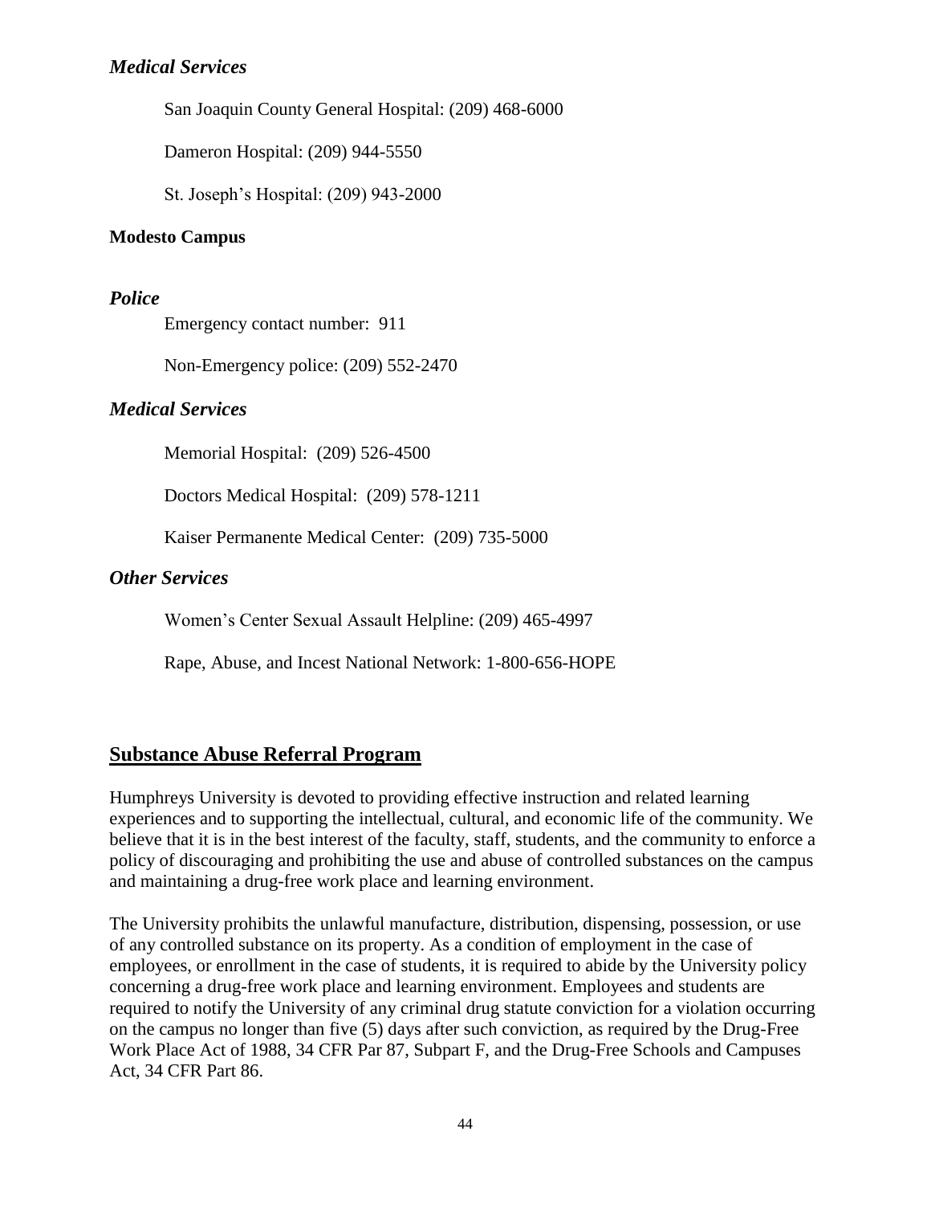### *Medical Services*

San Joaquin County General Hospital: (209) 468-6000

Dameron Hospital: (209) 944-5550

St. Joseph's Hospital: (209) 943-2000

**Modesto Campus**

### *Police*

Emergency contact number: 911

Non-Emergency police: (209) 552-2470

### *Medical Services*

Memorial Hospital: (209) 526-4500

Doctors Medical Hospital: (209) 578-1211

Kaiser Permanente Medical Center: (209) 735-5000

### *Other Services*

Women's Center Sexual Assault Helpline: (209) 465-4997

Rape, Abuse, and Incest National Network: 1-800-656-HOPE

## Substance Abuse Referral Program

Humphreys University is devoted to providing effective instruction and related learning experiences and to supporting the intellectual, cultural, and economic life of the community. We believe that it is in the best interest of the faculty, staff, students, and the community to enforce a policy of discouraging and prohibiting the use and abuse of controlled substances on the campus and maintaining a drug-free work place and learning environment.

The University prohibits the unlawful manufacture, distribution, dispensing, possession, or use of any controlled substance on its property. As a condition of employment in the case of employees, or enrollment in the case of students, it is required to abide by the University policy concerning a drug-free work place and learning environment. Employees and students are required to notify the University of any criminal drug statute conviction for a violation occurring on the campus no longer than five (5) days after such conviction, as required by the Drug-Free Work Place Act of 1988, 34 CFR Par 87, Subpart F, and the Drug-Free Schools and Campuses Act, 34 CFR Part 86.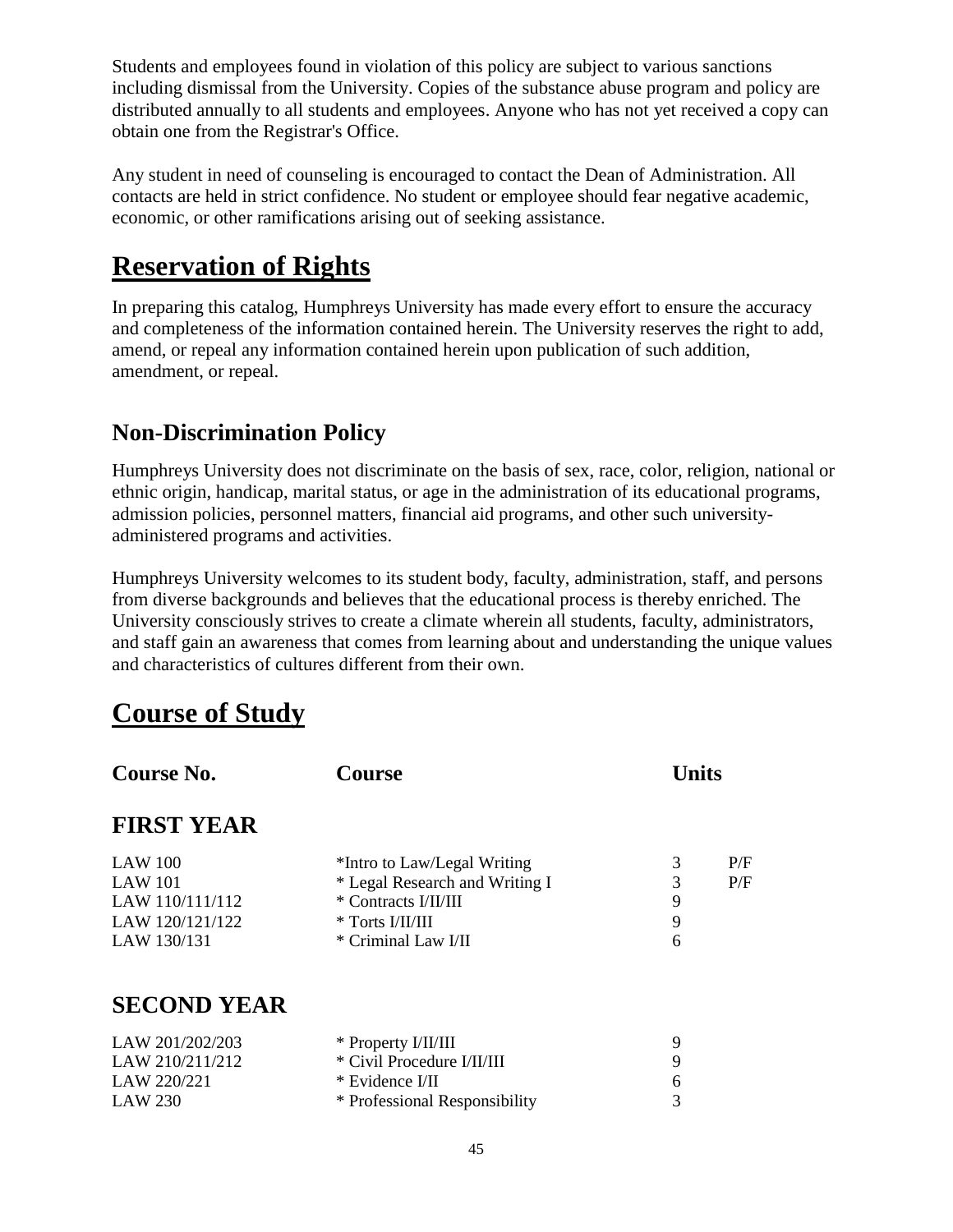Students and employees found in violation of this policy are subject to various sanctions including dismissal from the University. Copies of the substance abuse program and policy are distributed annually to all students and employees. Anyone who has not yet received a copy can obtain one from the Registrar's Office.

Any student in need of counseling is encouraged to contact the Dean of Administration. All contacts are held in strict confidence. No student or employee should fear negative academic, economic, or other ramifications arising out of seeking assistance.

# Reservation of Rights

In preparing this catalog, Humphreys University has made every effort to ensure the accuracy and completeness of the information contained herein. The University reserves the right to add, amend, or repeal any information contained herein upon publication of such addition, amendment, or repeal.

## Non-Discrimination Policy

Humphreys University does not discriminate on the basis of sex, race, color, religion, national or ethnic origin, handicap, marital status, or age in the administration of its educational programs, admission policies, personnel matters, financial aid programs, and other such university-administered programs and activities.

Humphreys University welcomes to its student body, faculty, administration, staff, and persons from diverse backgrounds and believes that the educational process is thereby enriched. The University consciously strives to create a climate wherein all students, faculty, administrators, and staff gain an awareness that comes from learning about and understanding the unique values and characteristics of cultures different from their own.

# Course of Study

| Course No. | Course | Units | |
|---|---|---|---|
| **FIRST YEAR** | | | |
| LAW 100 | *Intro to Law/Legal Writing | 3 | P/F |
| LAW 101 | * Legal Research and Writing I | 3 | P/F |
| LAW 110/111/112 | * Contracts I/II/III | 9 | |
| LAW 120/121/122 | * Torts I/II/III | 9 | |
| LAW 130/131 | * Criminal Law I/II | 6 | |
| **SECOND YEAR** | | | |
| LAW 201/202/203 | * Property I/II/III | 9 | |
| LAW 210/211/212 | * Civil Procedure I/II/III | 9 | |
| LAW 220/221 | * Evidence I/II | 6 | |
| LAW 230 | * Professional Responsibility | 3 | |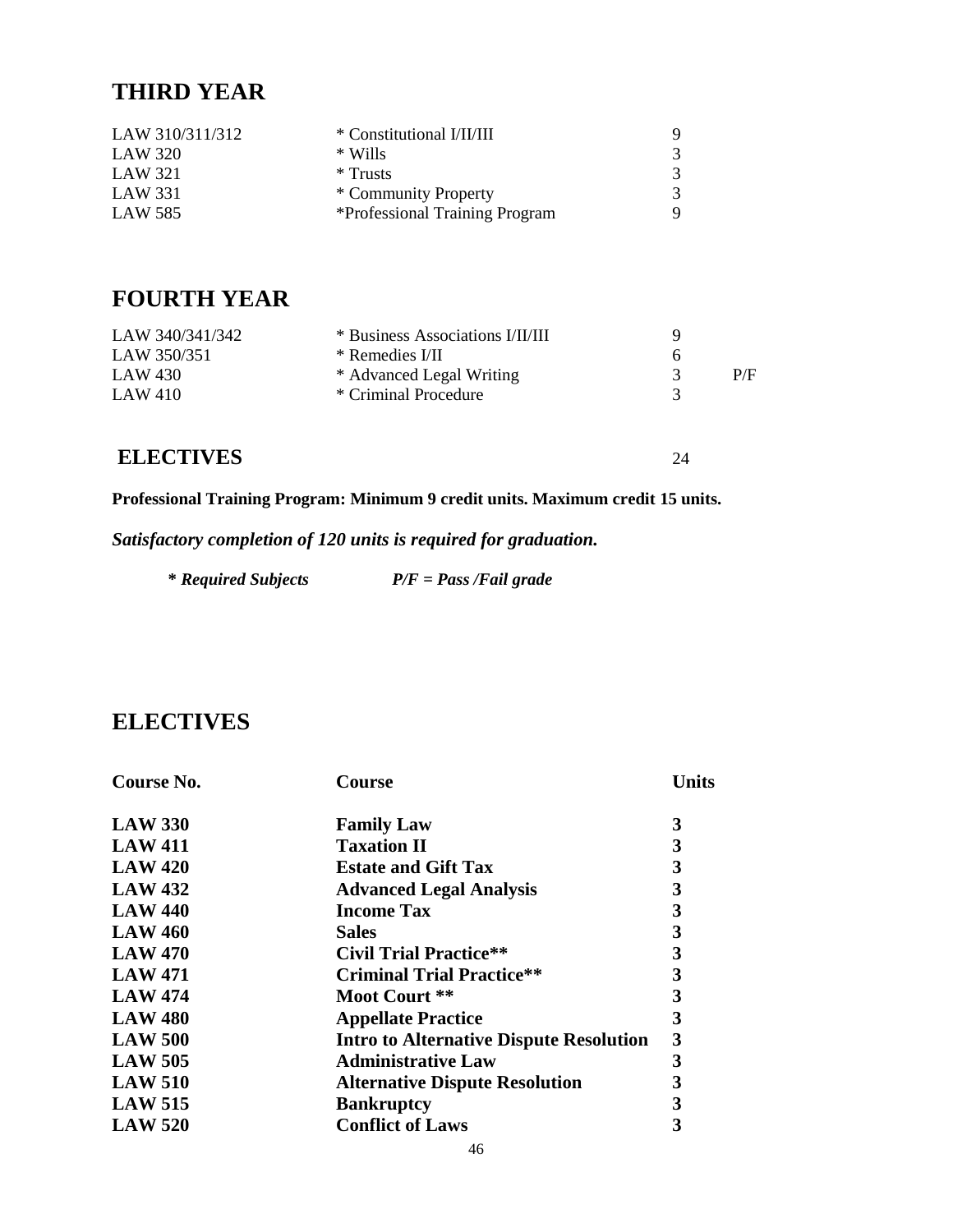## THIRD YEAR

| | | | |
|---|---|---|---|
| LAW 310/311/312 | * Constitutional I/II/III | 9 | |
| LAW 320 | * Wills | 3 | |
| LAW 321 | * Trusts | 3 | |
| LAW 331 | * Community Property | 3 | |
| LAW 585 | *Professional Training Program | 9 | |

## FOURTH YEAR

| | | | |
|---|---|---|---|
| LAW 340/341/342 | * Business Associations I/II/III | 9 | |
| LAW 350/351 | * Remedies I/II | 6 | |
| LAW 430 | * Advanced Legal Writing | 3 | P/F |
| LAW 410 | * Criminal Procedure | 3 | |

## ELECTIVES 24

**Professional Training Program: Minimum 9 credit units. Maximum credit 15 units.**

***Satisfactory completion of 120 units is required for graduation.***

***\* Required Subjects*** ***P/F = Pass /Fail grade***

## ELECTIVES

| Course No. | Course | Units |
|---|---|---|
| **LAW 330** | **Family Law** | **3** |
| **LAW 411** | **Taxation II** | **3** |
| **LAW 420** | **Estate and Gift Tax** | **3** |
| **LAW 432** | **Advanced Legal Analysis** | **3** |
| **LAW 440** | **Income Tax** | **3** |
| **LAW 460** | **Sales** | **3** |
| **LAW 470** | **Civil Trial Practice\*\*** | **3** |
| **LAW 471** | **Criminal Trial Practice\*\*** | **3** |
| **LAW 474** | **Moot Court \*\*** | **3** |
| **LAW 480** | **Appellate Practice** | **3** |
| **LAW 500** | **Intro to Alternative Dispute Resolution** | **3** |
| **LAW 505** | **Administrative Law** | **3** |
| **LAW 510** | **Alternative Dispute Resolution** | **3** |
| **LAW 515** | **Bankruptcy** | **3** |
| **LAW 520** | **Conflict of Laws** | **3** |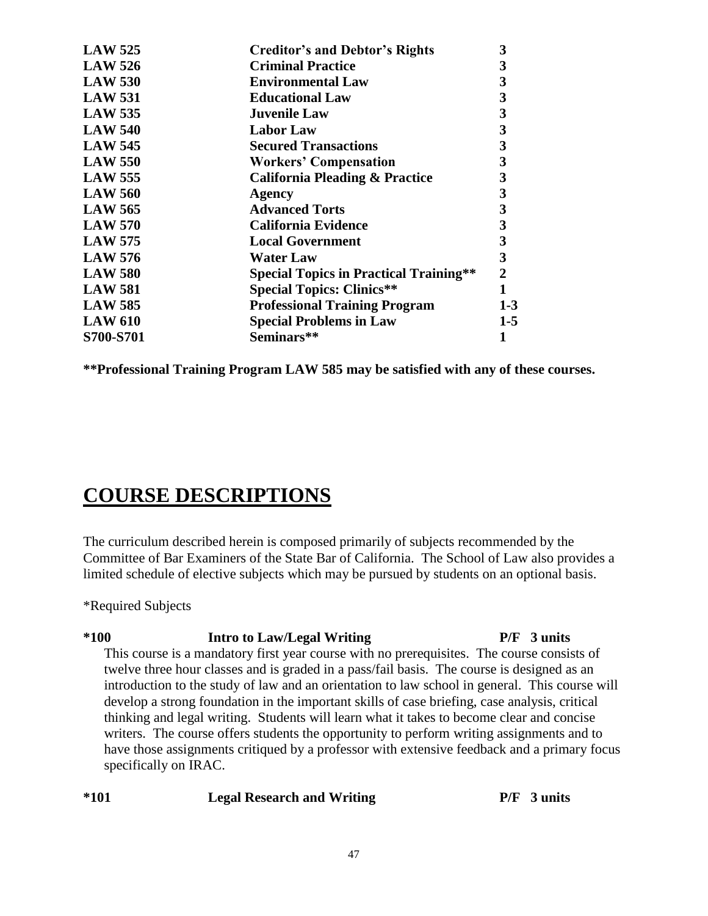| | | |
|---|---|---|
| **LAW 525** | **Creditor's and Debtor's Rights** | **3** |
| **LAW 526** | **Criminal Practice** | **3** |
| **LAW 530** | **Environmental Law** | **3** |
| **LAW 531** | **Educational Law** | **3** |
| **LAW 535** | **Juvenile Law** | **3** |
| **LAW 540** | **Labor Law** | **3** |
| **LAW 545** | **Secured Transactions** | **3** |
| **LAW 550** | **Workers' Compensation** | **3** |
| **LAW 555** | **California Pleading & Practice** | **3** |
| **LAW 560** | **Agency** | **3** |
| **LAW 565** | **Advanced Torts** | **3** |
| **LAW 570** | **California Evidence** | **3** |
| **LAW 575** | **Local Government** | **3** |
| **LAW 576** | **Water Law** | **3** |
| **LAW 580** | **Special Topics in Practical Training**** | **2** |
| **LAW 581** | **Special Topics: Clinics**** | **1** |
| **LAW 585** | **Professional Training Program** | **1-3** |
| **LAW 610** | **Special Problems in Law** | **1-5** |
| **S700-S701** | **Seminars**** | **1** |

****Professional Training Program LAW 585 may be satisfied with any of these courses.**

# COURSE DESCRIPTIONS

The curriculum described herein is composed primarily of subjects recommended by the Committee of Bar Examiners of the State Bar of California. The School of Law also provides a limited schedule of elective subjects which may be pursued by students on an optional basis.

*Required Subjects

**\*100 Intro to Law/Legal Writing P/F 3 units**

This course is a mandatory first year course with no prerequisites. The course consists of twelve three hour classes and is graded in a pass/fail basis. The course is designed as an introduction to the study of law and an orientation to law school in general. This course will develop a strong foundation in the important skills of case briefing, case analysis, critical thinking and legal writing. Students will learn what it takes to become clear and concise writers. The course offers students the opportunity to perform writing assignments and to have those assignments critiqued by a professor with extensive feedback and a primary focus specifically on IRAC.

**\*101 Legal Research and Writing P/F 3 units**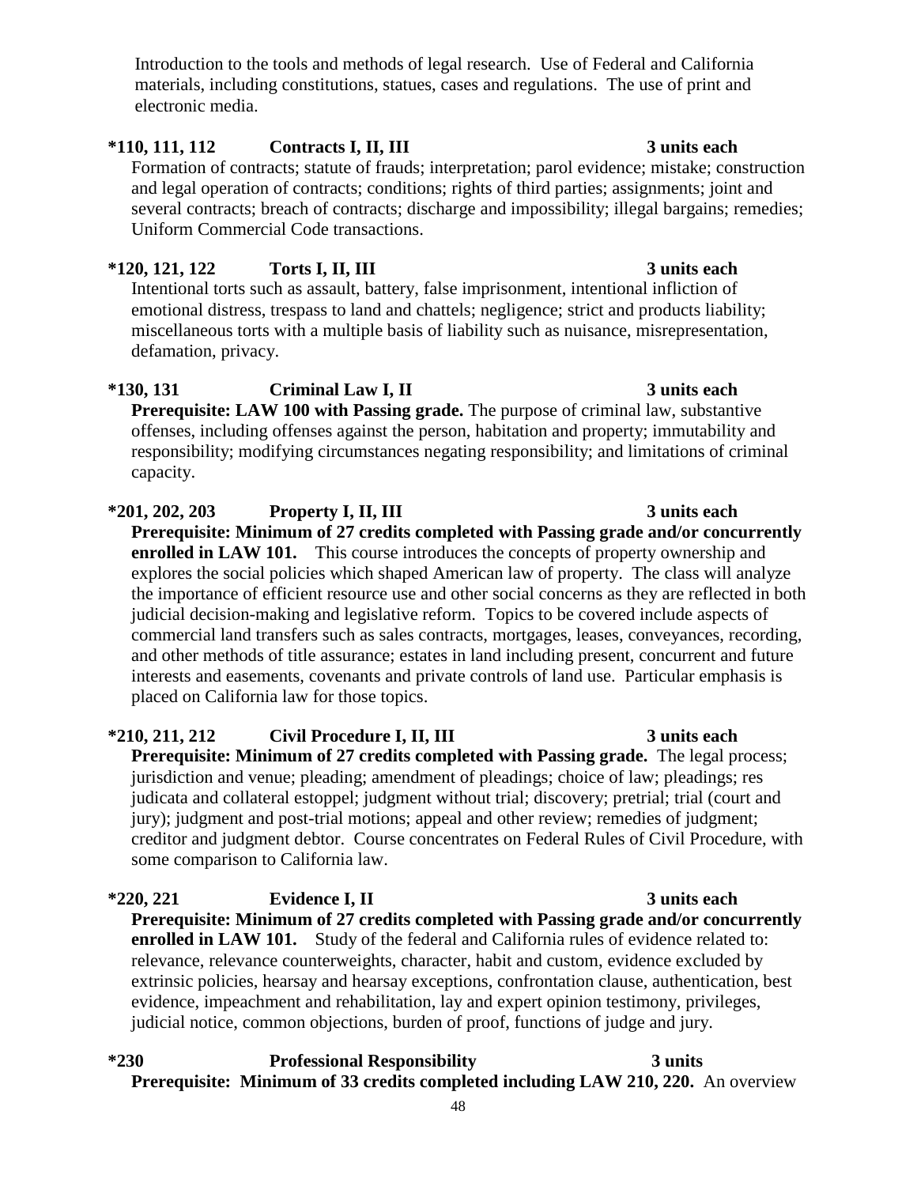Introduction to the tools and methods of legal research. Use of Federal and California materials, including constitutions, statues, cases and regulations. The use of print and electronic media.

**\*110, 111, 112 Contracts I, II, III 3 units each**

Formation of contracts; statute of frauds; interpretation; parol evidence; mistake; construction and legal operation of contracts; conditions; rights of third parties; assignments; joint and several contracts; breach of contracts; discharge and impossibility; illegal bargains; remedies; Uniform Commercial Code transactions.

**\*120, 121, 122 Torts I, II, III 3 units each**

Intentional torts such as assault, battery, false imprisonment, intentional infliction of emotional distress, trespass to land and chattels; negligence; strict and products liability; miscellaneous torts with a multiple basis of liability such as nuisance, misrepresentation, defamation, privacy.

**\*130, 131 Criminal Law I, II 3 units each**

**Prerequisite: LAW 100 with Passing grade.** The purpose of criminal law, substantive offenses, including offenses against the person, habitation and property; immutability and responsibility; modifying circumstances negating responsibility; and limitations of criminal capacity.

**\*201, 202, 203 Property I, II, III 3 units each**

**Prerequisite: Minimum of 27 credits completed with Passing grade and/or concurrently enrolled in LAW 101.** This course introduces the concepts of property ownership and explores the social policies which shaped American law of property. The class will analyze the importance of efficient resource use and other social concerns as they are reflected in both judicial decision-making and legislative reform. Topics to be covered include aspects of commercial land transfers such as sales contracts, mortgages, leases, conveyances, recording, and other methods of title assurance; estates in land including present, concurrent and future interests and easements, covenants and private controls of land use. Particular emphasis is placed on California law for those topics.

**\*210, 211, 212 Civil Procedure I, II, III 3 units each**

**Prerequisite: Minimum of 27 credits completed with Passing grade.** The legal process; jurisdiction and venue; pleading; amendment of pleadings; choice of law; pleadings; res judicata and collateral estoppel; judgment without trial; discovery; pretrial; trial (court and jury); judgment and post-trial motions; appeal and other review; remedies of judgment; creditor and judgment debtor. Course concentrates on Federal Rules of Civil Procedure, with some comparison to California law.

**\*220, 221 Evidence I, II 3 units each**

**Prerequisite: Minimum of 27 credits completed with Passing grade and/or concurrently enrolled in LAW 101.** Study of the federal and California rules of evidence related to: relevance, relevance counterweights, character, habit and custom, evidence excluded by extrinsic policies, hearsay and hearsay exceptions, confrontation clause, authentication, best evidence, impeachment and rehabilitation, lay and expert opinion testimony, privileges, judicial notice, common objections, burden of proof, functions of judge and jury.

**\*230 Professional Responsibility 3 units**

**Prerequisite: Minimum of 33 credits completed including LAW 210, 220.** An overview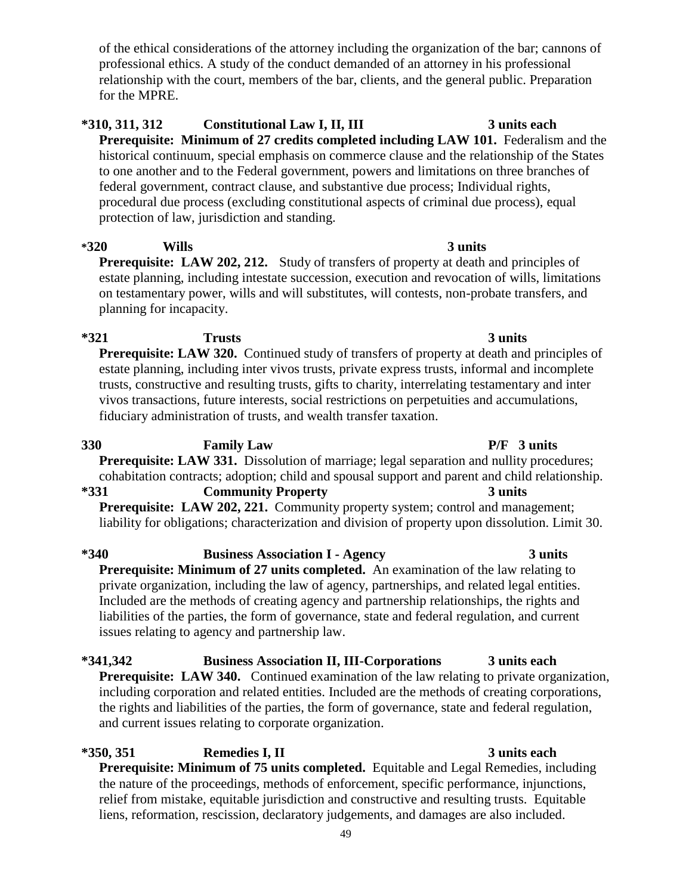of the ethical considerations of the attorney including the organization of the bar; cannons of professional ethics. A study of the conduct demanded of an attorney in his professional relationship with the court, members of the bar, clients, and the general public. Preparation for the MPRE.

**\*310, 311, 312 Constitutional Law I, II, III 3 units each**
**Prerequisite: Minimum of 27 credits completed including LAW 101.** Federalism and the historical continuum, special emphasis on commerce clause and the relationship of the States to one another and to the Federal government, powers and limitations on three branches of federal government, contract clause, and substantive due process; Individual rights, procedural due process (excluding constitutional aspects of criminal due process), equal protection of law, jurisdiction and standing.

**\*320 Wills 3 units**
**Prerequisite: LAW 202, 212.** Study of transfers of property at death and principles of estate planning, including intestate succession, execution and revocation of wills, limitations on testamentary power, wills and will substitutes, will contests, non-probate transfers, and planning for incapacity.

**\*321 Trusts 3 units**
**Prerequisite: LAW 320.** Continued study of transfers of property at death and principles of estate planning, including inter vivos trusts, private express trusts, informal and incomplete trusts, constructive and resulting trusts, gifts to charity, interrelating testamentary and inter vivos transactions, future interests, social restrictions on perpetuities and accumulations, fiduciary administration of trusts, and wealth transfer taxation.

**330 Family Law P/F 3 units**
**Prerequisite: LAW 331.** Dissolution of marriage; legal separation and nullity procedures; cohabitation contracts; adoption; child and spousal support and parent and child relationship.

**\*331 Community Property 3 units**
**Prerequisite: LAW 202, 221.** Community property system; control and management; liability for obligations; characterization and division of property upon dissolution. Limit 30.

**\*340 Business Association I - Agency 3 units**
**Prerequisite: Minimum of 27 units completed.** An examination of the law relating to private organization, including the law of agency, partnerships, and related legal entities. Included are the methods of creating agency and partnership relationships, the rights and liabilities of the parties, the form of governance, state and federal regulation, and current issues relating to agency and partnership law.

**\*341,342 Business Association II, III-Corporations 3 units each**
**Prerequisite: LAW 340.** Continued examination of the law relating to private organization, including corporation and related entities. Included are the methods of creating corporations, the rights and liabilities of the parties, the form of governance, state and federal regulation, and current issues relating to corporate organization.

**\*350, 351 Remedies I, II 3 units each**
**Prerequisite: Minimum of 75 units completed.** Equitable and Legal Remedies, including the nature of the proceedings, methods of enforcement, specific performance, injunctions, relief from mistake, equitable jurisdiction and constructive and resulting trusts. Equitable liens, reformation, rescission, declaratory judgements, and damages are also included.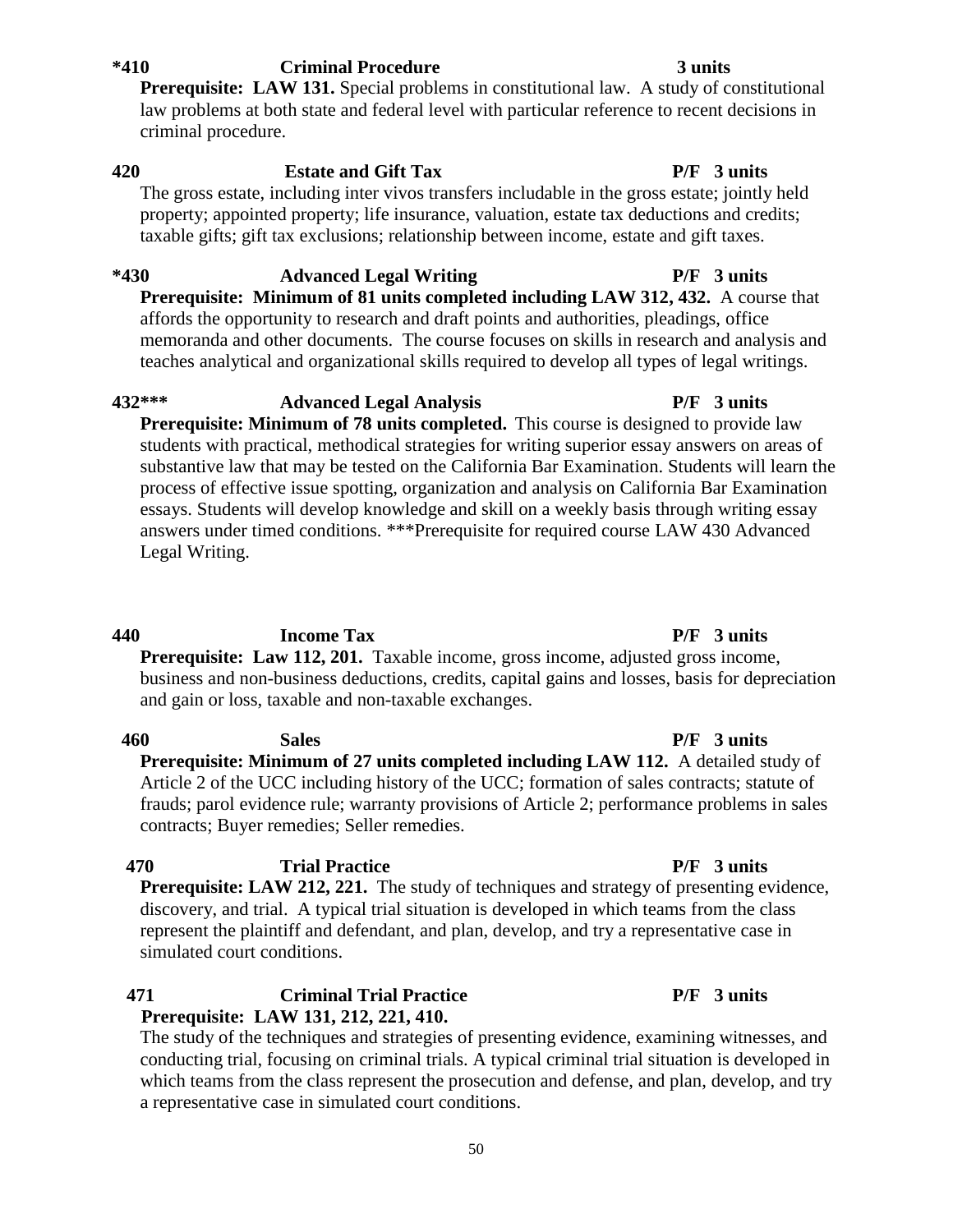**\*410 Criminal Procedure 3 units**

**Prerequisite: LAW 131.** Special problems in constitutional law. A study of constitutional law problems at both state and federal level with particular reference to recent decisions in criminal procedure.

**420 Estate and Gift Tax P/F 3 units**

The gross estate, including inter vivos transfers includable in the gross estate; jointly held property; appointed property; life insurance, valuation, estate tax deductions and credits; taxable gifts; gift tax exclusions; relationship between income, estate and gift taxes.

**\*430 Advanced Legal Writing P/F 3 units**

**Prerequisite: Minimum of 81 units completed including LAW 312, 432.** A course that affords the opportunity to research and draft points and authorities, pleadings, office memoranda and other documents. The course focuses on skills in research and analysis and teaches analytical and organizational skills required to develop all types of legal writings.

**432\*\*\* Advanced Legal Analysis P/F 3 units**

**Prerequisite: Minimum of 78 units completed.** This course is designed to provide law students with practical, methodical strategies for writing superior essay answers on areas of substantive law that may be tested on the California Bar Examination. Students will learn the process of effective issue spotting, organization and analysis on California Bar Examination essays. Students will develop knowledge and skill on a weekly basis through writing essay answers under timed conditions. \*\*\*Prerequisite for required course LAW 430 Advanced Legal Writing.

**440 Income Tax P/F 3 units**

**Prerequisite: Law 112, 201.** Taxable income, gross income, adjusted gross income, business and non-business deductions, credits, capital gains and losses, basis for depreciation and gain or loss, taxable and non-taxable exchanges.

**460 Sales P/F 3 units**

**Prerequisite: Minimum of 27 units completed including LAW 112.** A detailed study of Article 2 of the UCC including history of the UCC; formation of sales contracts; statute of frauds; parol evidence rule; warranty provisions of Article 2; performance problems in sales contracts; Buyer remedies; Seller remedies.

**470 Trial Practice P/F 3 units**

**Prerequisite: LAW 212, 221.** The study of techniques and strategy of presenting evidence, discovery, and trial. A typical trial situation is developed in which teams from the class represent the plaintiff and defendant, and plan, develop, and try a representative case in simulated court conditions.

**471 Criminal Trial Practice P/F 3 units**

**Prerequisite: LAW 131, 212, 221, 410.**

The study of the techniques and strategies of presenting evidence, examining witnesses, and conducting trial, focusing on criminal trials. A typical criminal trial situation is developed in which teams from the class represent the prosecution and defense, and plan, develop, and try a representative case in simulated court conditions.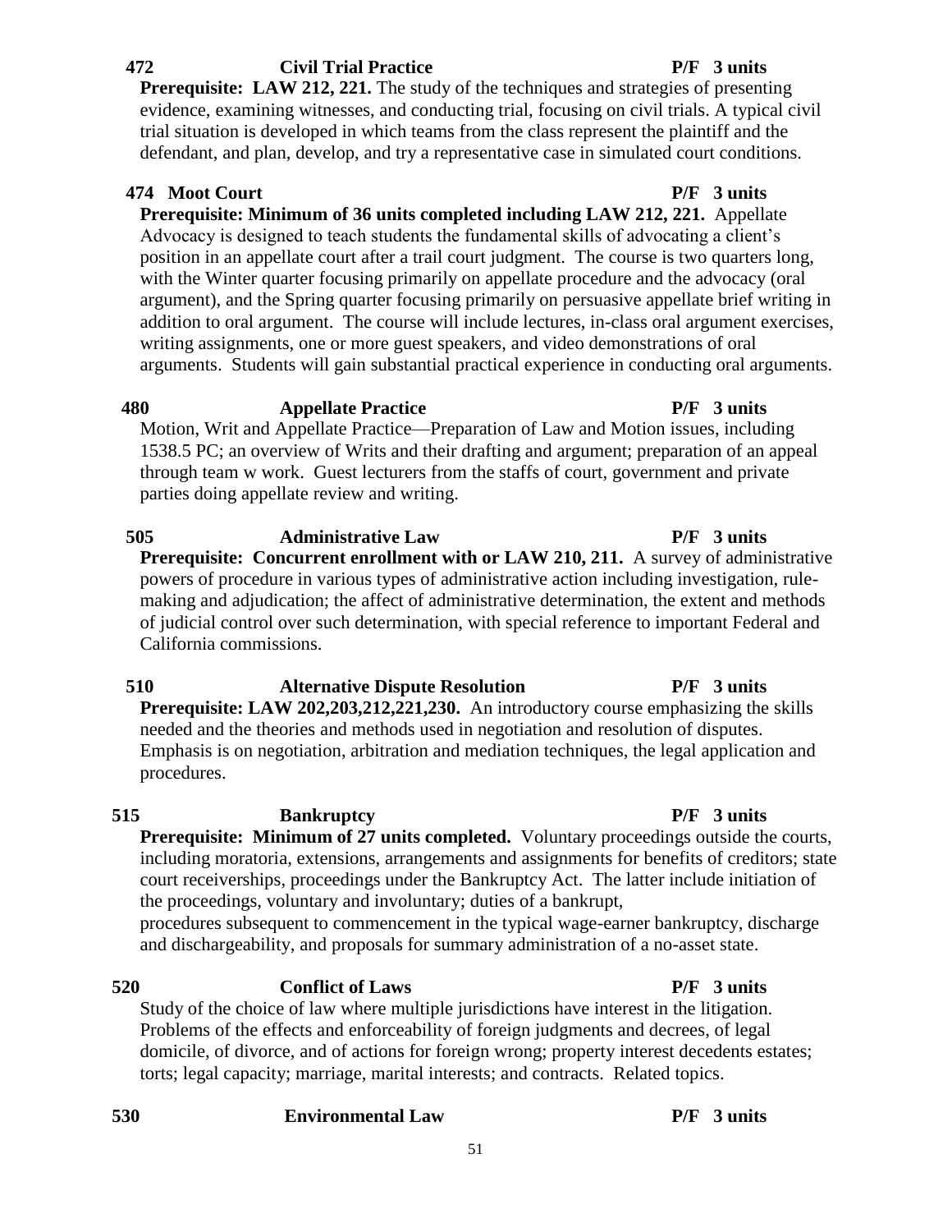**472 Civil Trial Practice P/F 3 units**

**Prerequisite: LAW 212, 221.** The study of the techniques and strategies of presenting evidence, examining witnesses, and conducting trial, focusing on civil trials. A typical civil trial situation is developed in which teams from the class represent the plaintiff and the defendant, and plan, develop, and try a representative case in simulated court conditions.

**474 Moot Court P/F 3 units**

**Prerequisite: Minimum of 36 units completed including LAW 212, 221.** Appellate Advocacy is designed to teach students the fundamental skills of advocating a client's position in an appellate court after a trail court judgment. The course is two quarters long, with the Winter quarter focusing primarily on appellate procedure and the advocacy (oral argument), and the Spring quarter focusing primarily on persuasive appellate brief writing in addition to oral argument. The course will include lectures, in-class oral argument exercises, writing assignments, one or more guest speakers, and video demonstrations of oral arguments. Students will gain substantial practical experience in conducting oral arguments.

**480 Appellate Practice P/F 3 units**

Motion, Writ and Appellate Practice—Preparation of Law and Motion issues, including 1538.5 PC; an overview of Writs and their drafting and argument; preparation of an appeal through team w work. Guest lecturers from the staffs of court, government and private parties doing appellate review and writing.

**505 Administrative Law P/F 3 units**

**Prerequisite: Concurrent enrollment with or LAW 210, 211.** A survey of administrative powers of procedure in various types of administrative action including investigation, rule-making and adjudication; the affect of administrative determination, the extent and methods of judicial control over such determination, with special reference to important Federal and California commissions.

**510 Alternative Dispute Resolution P/F 3 units**

**Prerequisite: LAW 202,203,212,221,230.** An introductory course emphasizing the skills needed and the theories and methods used in negotiation and resolution of disputes. Emphasis is on negotiation, arbitration and mediation techniques, the legal application and procedures.

**515 Bankruptcy P/F 3 units**

**Prerequisite: Minimum of 27 units completed.** Voluntary proceedings outside the courts, including moratoria, extensions, arrangements and assignments for benefits of creditors; state court receiverships, proceedings under the Bankruptcy Act. The latter include initiation of the proceedings, voluntary and involuntary; duties of a bankrupt,
procedures subsequent to commencement in the typical wage-earner bankruptcy, discharge and dischargeability, and proposals for summary administration of a no-asset state.

**520 Conflict of Laws P/F 3 units**

Study of the choice of law where multiple jurisdictions have interest in the litigation. Problems of the effects and enforceability of foreign judgments and decrees, of legal domicile, of divorce, and of actions for foreign wrong; property interest decedents estates; torts; legal capacity; marriage, marital interests; and contracts. Related topics.

**530 Environmental Law P/F 3 units**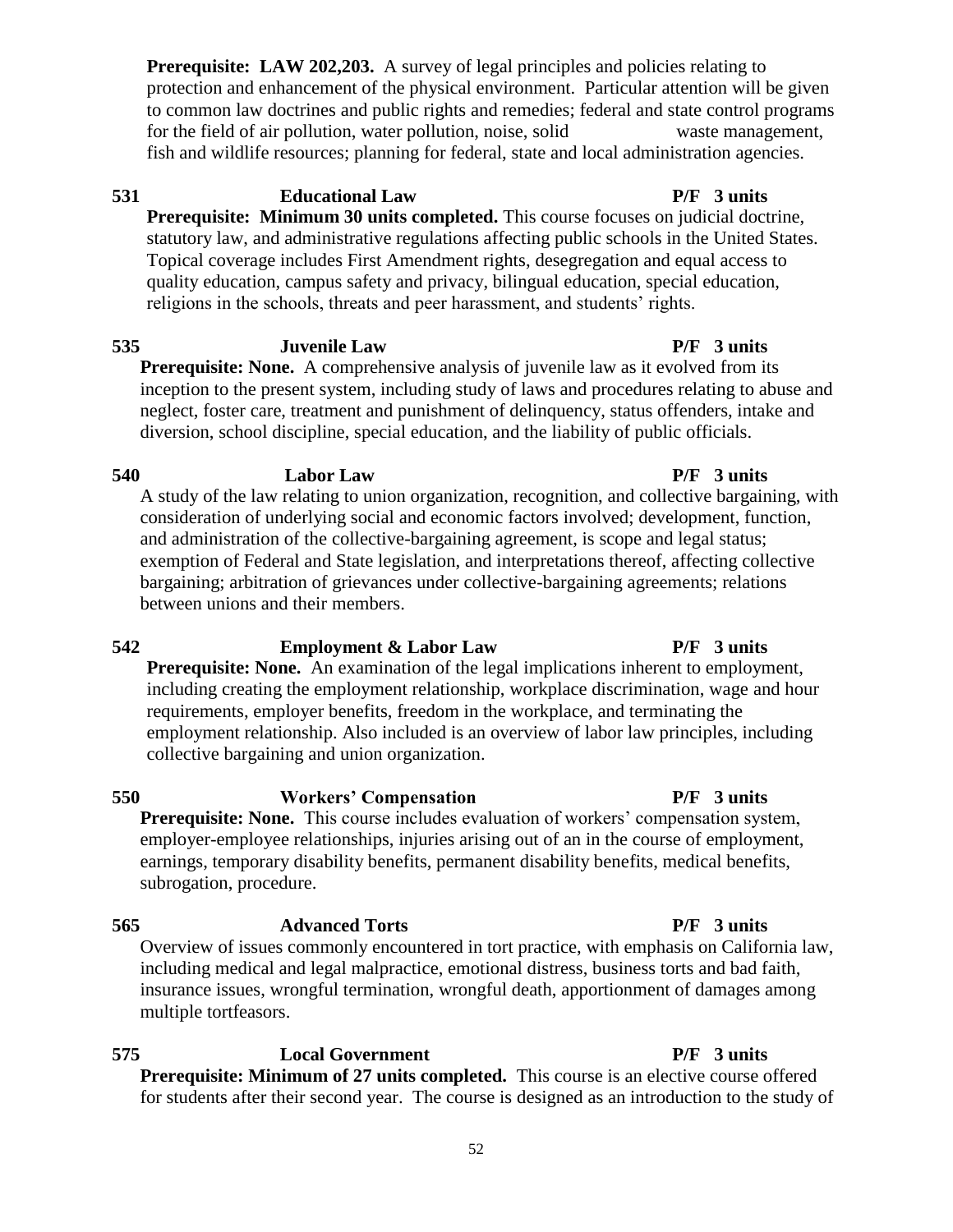**Prerequisite: LAW 202,203.** A survey of legal principles and policies relating to protection and enhancement of the physical environment. Particular attention will be given to common law doctrines and public rights and remedies; federal and state control programs for the field of air pollution, water pollution, noise, solid waste management, fish and wildlife resources; planning for federal, state and local administration agencies.

**531 Educational Law P/F 3 units**

**Prerequisite: Minimum 30 units completed.** This course focuses on judicial doctrine, statutory law, and administrative regulations affecting public schools in the United States. Topical coverage includes First Amendment rights, desegregation and equal access to quality education, campus safety and privacy, bilingual education, special education, religions in the schools, threats and peer harassment, and students' rights.

**535 Juvenile Law P/F 3 units**

**Prerequisite: None.** A comprehensive analysis of juvenile law as it evolved from its inception to the present system, including study of laws and procedures relating to abuse and neglect, foster care, treatment and punishment of delinquency, status offenders, intake and diversion, school discipline, special education, and the liability of public officials.

**540 Labor Law P/F 3 units**

A study of the law relating to union organization, recognition, and collective bargaining, with consideration of underlying social and economic factors involved; development, function, and administration of the collective-bargaining agreement, is scope and legal status; exemption of Federal and State legislation, and interpretations thereof, affecting collective bargaining; arbitration of grievances under collective-bargaining agreements; relations between unions and their members.

**542 Employment & Labor Law P/F 3 units**

**Prerequisite: None.** An examination of the legal implications inherent to employment, including creating the employment relationship, workplace discrimination, wage and hour requirements, employer benefits, freedom in the workplace, and terminating the employment relationship. Also included is an overview of labor law principles, including collective bargaining and union organization.

**550 Workers' Compensation P/F 3 units**

**Prerequisite: None.** This course includes evaluation of workers' compensation system, employer-employee relationships, injuries arising out of an in the course of employment, earnings, temporary disability benefits, permanent disability benefits, medical benefits, subrogation, procedure.

**565 Advanced Torts P/F 3 units**

Overview of issues commonly encountered in tort practice, with emphasis on California law, including medical and legal malpractice, emotional distress, business torts and bad faith, insurance issues, wrongful termination, wrongful death, apportionment of damages among multiple tortfeasors.

**575 Local Government P/F 3 units**

**Prerequisite: Minimum of 27 units completed.** This course is an elective course offered for students after their second year. The course is designed as an introduction to the study of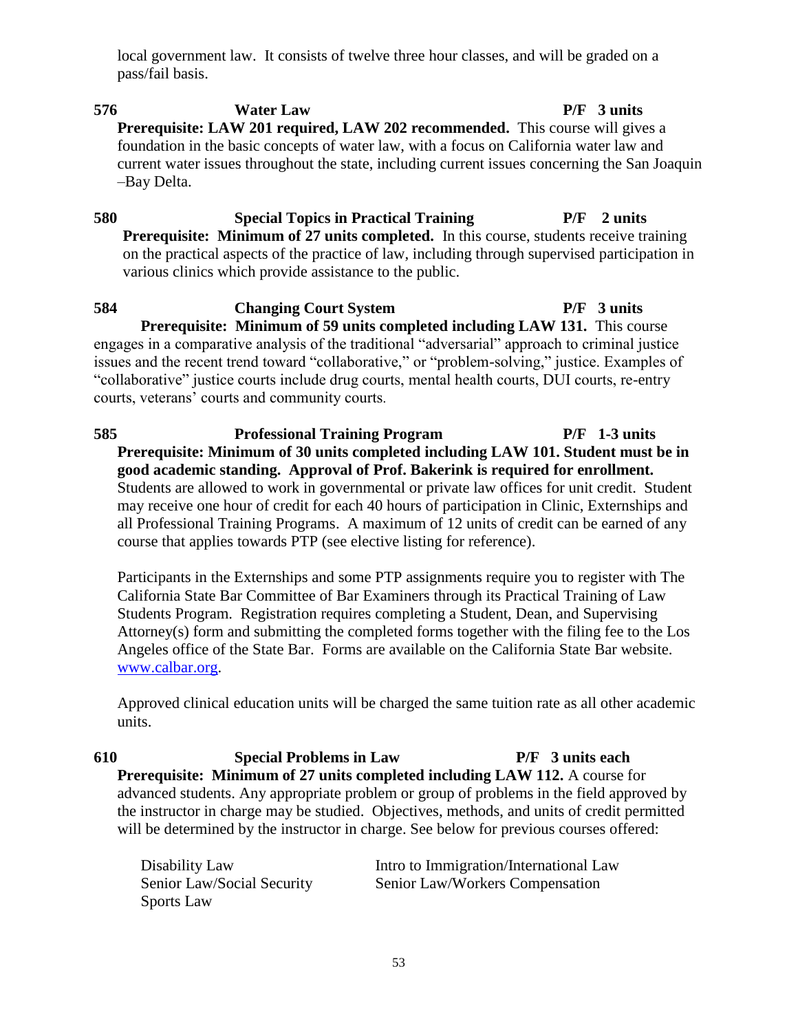local government law. It consists of twelve three hour classes, and will be graded on a pass/fail basis.

**576 Water Law P/F 3 units**

**Prerequisite: LAW 201 required, LAW 202 recommended.** This course will gives a foundation in the basic concepts of water law, with a focus on California water law and current water issues throughout the state, including current issues concerning the San Joaquin –Bay Delta.

**580 Special Topics in Practical Training P/F 2 units**

**Prerequisite: Minimum of 27 units completed.** In this course, students receive training on the practical aspects of the practice of law, including through supervised participation in various clinics which provide assistance to the public.

**584 Changing Court System P/F 3 units**

**Prerequisite: Minimum of 59 units completed including LAW 131.** This course engages in a comparative analysis of the traditional "adversarial" approach to criminal justice issues and the recent trend toward "collaborative," or "problem-solving," justice. Examples of "collaborative" justice courts include drug courts, mental health courts, DUI courts, re-entry courts, veterans' courts and community courts.

**585 Professional Training Program P/F 1-3 units**

**Prerequisite: Minimum of 30 units completed including LAW 101. Student must be in good academic standing. Approval of Prof. Bakerink is required for enrollment.** Students are allowed to work in governmental or private law offices for unit credit. Student may receive one hour of credit for each 40 hours of participation in Clinic, Externships and all Professional Training Programs. A maximum of 12 units of credit can be earned of any course that applies towards PTP (see elective listing for reference).

Participants in the Externships and some PTP assignments require you to register with The California State Bar Committee of Bar Examiners through its Practical Training of Law Students Program. Registration requires completing a Student, Dean, and Supervising Attorney(s) form and submitting the completed forms together with the filing fee to the Los Angeles office of the State Bar. Forms are available on the California State Bar website. www.calbar.org.

Approved clinical education units will be charged the same tuition rate as all other academic units.

**610 Special Problems in Law P/F 3 units each**

**Prerequisite: Minimum of 27 units completed including LAW 112.** A course for advanced students. Any appropriate problem or group of problems in the field approved by the instructor in charge may be studied. Objectives, methods, and units of credit permitted will be determined by the instructor in charge. See below for previous courses offered:

- Disability Law
- Senior Law/Social Security
- Sports Law
- Intro to Immigration/International Law
- Senior Law/Workers Compensation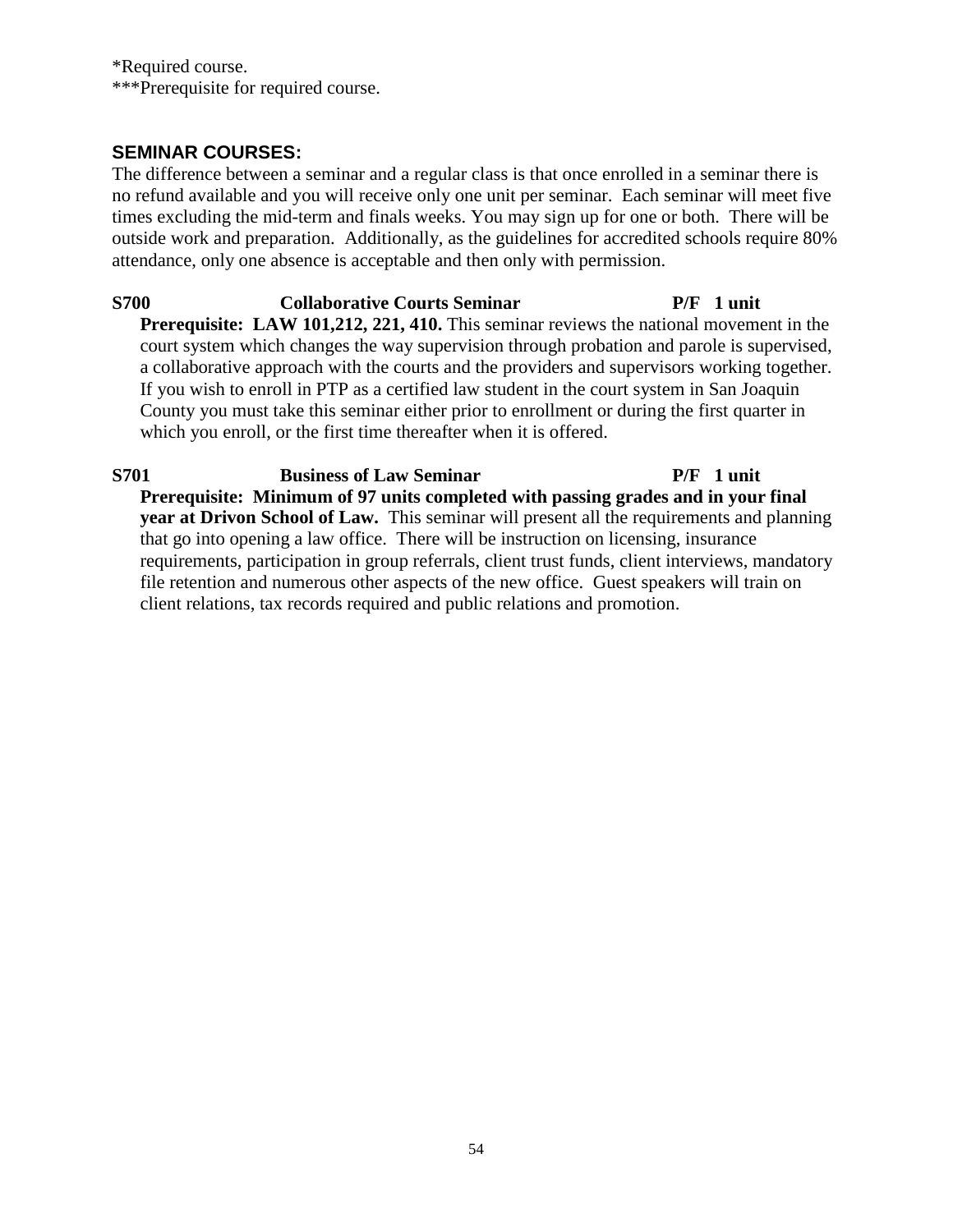*Required course.
***Prerequisite for required course.

## SEMINAR COURSES:

The difference between a seminar and a regular class is that once enrolled in a seminar there is no refund available and you will receive only one unit per seminar. Each seminar will meet five times excluding the mid-term and finals weeks. You may sign up for one or both. There will be outside work and preparation. Additionally, as the guidelines for accredited schools require 80% attendance, only one absence is acceptable and then only with permission.

**S700 Collaborative Courts Seminar P/F 1 unit**

**Prerequisite: LAW 101,212, 221, 410.** This seminar reviews the national movement in the court system which changes the way supervision through probation and parole is supervised, a collaborative approach with the courts and the providers and supervisors working together. If you wish to enroll in PTP as a certified law student in the court system in San Joaquin County you must take this seminar either prior to enrollment or during the first quarter in which you enroll, or the first time thereafter when it is offered.

**S701 Business of Law Seminar P/F 1 unit**

**Prerequisite: Minimum of 97 units completed with passing grades and in your final year at Drivon School of Law.** This seminar will present all the requirements and planning that go into opening a law office. There will be instruction on licensing, insurance requirements, participation in group referrals, client trust funds, client interviews, mandatory file retention and numerous other aspects of the new office. Guest speakers will train on client relations, tax records required and public relations and promotion.